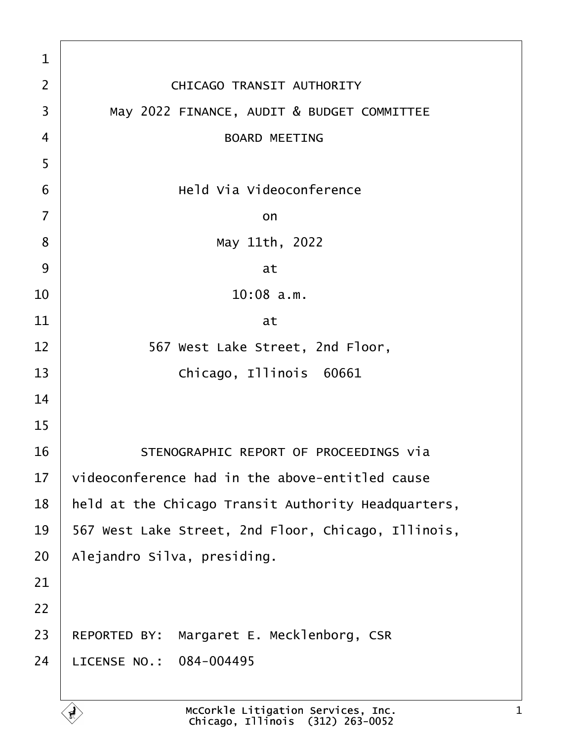CHICAGO TRANSIT AUTHORITY

May 2022 FINANCE, AUDIT & BUDGET COMMITTEE

BOARD MEETING

Held Via Videoconference

on

May 11th, 2022

at

10:08 a.m.

at

567 West Lake Street, 2nd Floor,

Chicago, Illinois 60661

STENOGRAPHIC REPORT OF PROCEEDINGS via videoconference had in the above-entitled cause held at the Chicago Transit Authority Headquarters, 567 West Lake Street, 2nd Floor, Chicago, Illinois, Alejandro Silva, presiding.

REPORTED BY: Margaret E. Mecklenborg, CSR

LICENSE NO.: 084-004495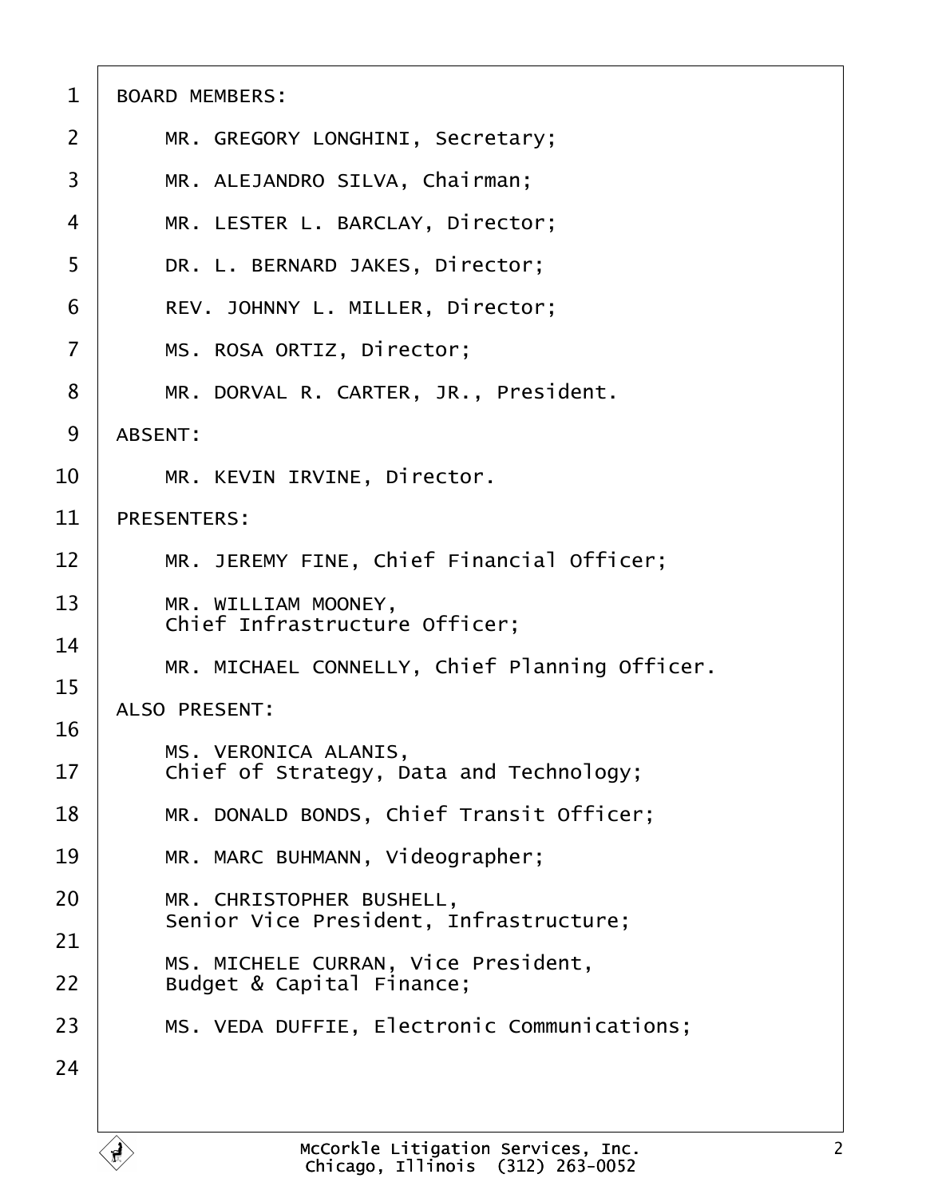BOARD MEMBERS:

MR. GREGORY LONGHINI, Secretary;

MR. ALEJANDRO SILVA, Chairman;

MR. LESTER L. BARCLAY, Director;

DR. L. BERNARD JAKES, Director;

REV. JOHNNY L. MILLER, Director;

MS. ROSA ORTIZ, Director;

MR. DORVAL R. CARTER, JR., President.

ABSENT:

MR. KEVIN IRVINE, Director.

PRESENTERS:

MR. JEREMY FINE, Chief Financial Officer;

MR. WILLIAM MOONEY,
Chief Infrastructure Officer;

MR. MICHAEL CONNELLY, Chief Planning Officer.

ALSO PRESENT:

MS. VERONICA ALANIS,
Chief of Strategy, Data and Technology;

MR. DONALD BONDS, Chief Transit Officer;

MR. MARC BUHMANN, Videographer;

MR. CHRISTOPHER BUSHELL,
Senior Vice President, Infrastructure;

MS. MICHELE CURRAN, Vice President,
Budget & Capital Finance;

MS. VEDA DUFFIE, Electronic Communications;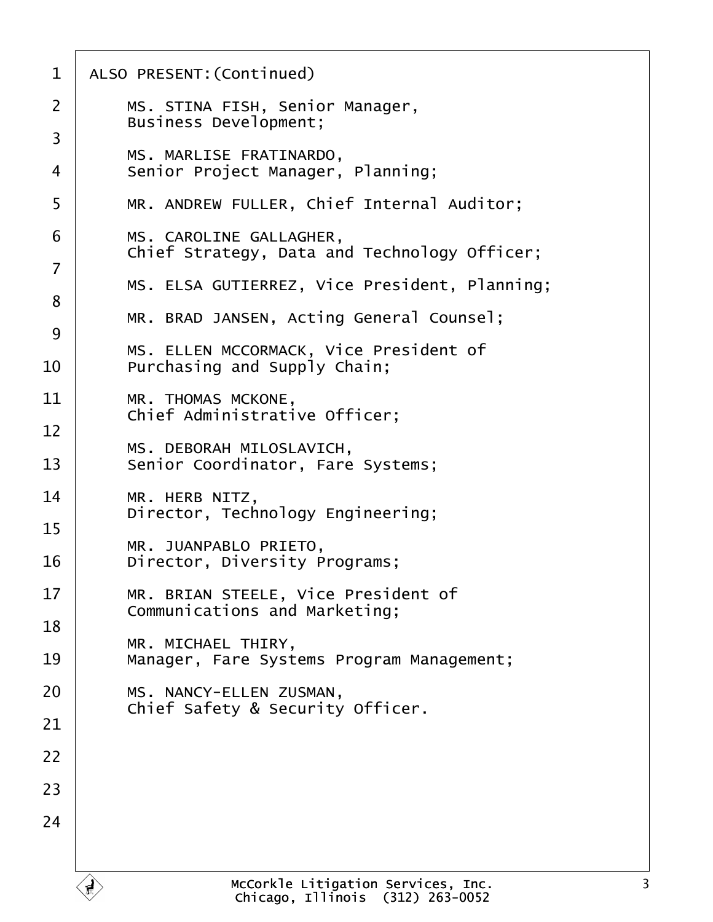ALSO PRESENT:(Continued)

MS. STINA FISH, Senior Manager,
Business Development;

MS. MARLISE FRATINARDO,
Senior Project Manager, Planning;

MR. ANDREW FULLER, Chief Internal Auditor;

MS. CAROLINE GALLAGHER,
Chief Strategy, Data and Technology Officer;

MS. ELSA GUTIERREZ, Vice President, Planning;

MR. BRAD JANSEN, Acting General Counsel;

MS. ELLEN MCCORMACK, Vice President of
Purchasing and Supply Chain;

MR. THOMAS MCKONE,
Chief Administrative Officer;

MS. DEBORAH MILOSLAVICH,
Senior Coordinator, Fare Systems;

MR. HERB NITZ,
Director, Technology Engineering;

MR. JUANPABLO PRIETO,
Director, Diversity Programs;

MR. BRIAN STEELE, Vice President of
Communications and Marketing;

MR. MICHAEL THIRY,
Manager, Fare Systems Program Management;

MS. NANCY-ELLEN ZUSMAN,
Chief Safety & Security Officer.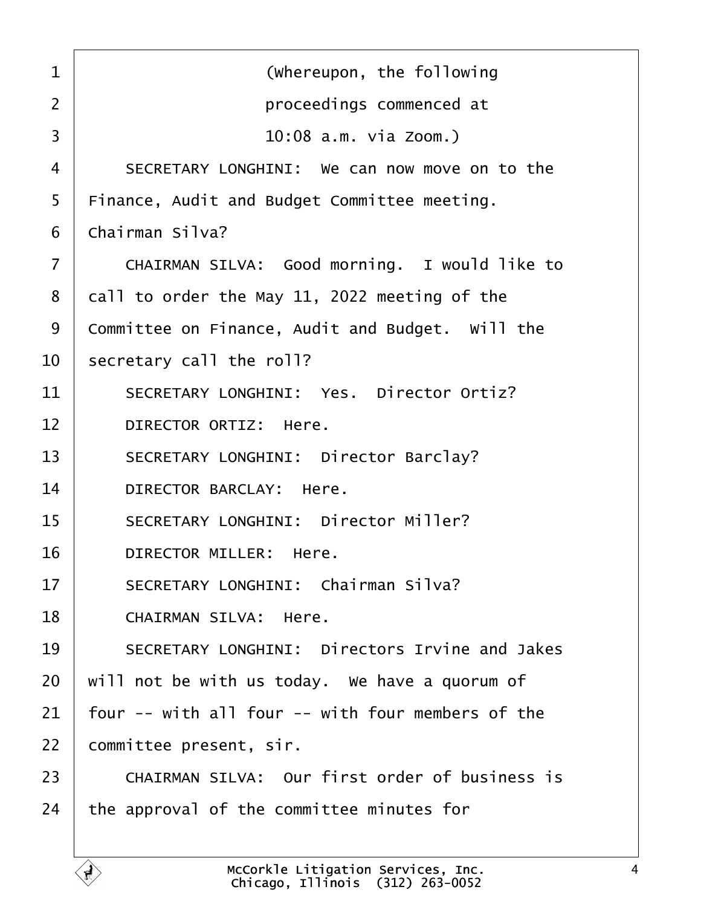(Whereupon, the following proceedings commenced at 10:08 a.m. via Zoom.)

SECRETARY LONGHINI: We can now move on to the Finance, Audit and Budget Committee meeting. Chairman Silva?

CHAIRMAN SILVA: Good morning. I would like to call to order the May 11, 2022 meeting of the Committee on Finance, Audit and Budget. Will the secretary call the roll?

SECRETARY LONGHINI: Yes. Director Ortiz?

DIRECTOR ORTIZ: Here.

SECRETARY LONGHINI: Director Barclay?

DIRECTOR BARCLAY: Here.

SECRETARY LONGHINI: Director Miller?

DIRECTOR MILLER: Here.

SECRETARY LONGHINI: Chairman Silva?

CHAIRMAN SILVA: Here.

SECRETARY LONGHINI: Directors Irvine and Jakes will not be with us today. We have a quorum of four -- with all four -- with four members of the committee present, sir.

CHAIRMAN SILVA: Our first order of business is the approval of the committee minutes for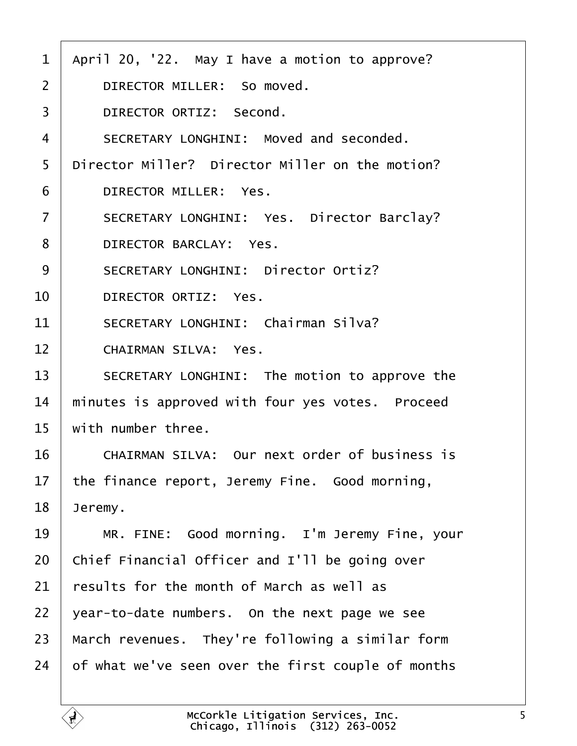April 20, '22. May I have a motion to approve?

DIRECTOR MILLER: So moved.

DIRECTOR ORTIZ: Second.

SECRETARY LONGHINI: Moved and seconded. Director Miller? Director Miller on the motion?

DIRECTOR MILLER: Yes.

SECRETARY LONGHINI: Yes. Director Barclay?

DIRECTOR BARCLAY: Yes.

SECRETARY LONGHINI: Director Ortiz?

DIRECTOR ORTIZ: Yes.

SECRETARY LONGHINI: Chairman Silva?

CHAIRMAN SILVA: Yes.

SECRETARY LONGHINI: The motion to approve the minutes is approved with four yes votes. Proceed with number three.

CHAIRMAN SILVA: Our next order of business is the finance report, Jeremy Fine. Good morning, Jeremy.

MR. FINE: Good morning. I'm Jeremy Fine, your Chief Financial Officer and I'll be going over results for the month of March as well as year-to-date numbers. On the next page we see March revenues. They're following a similar form of what we've seen over the first couple of months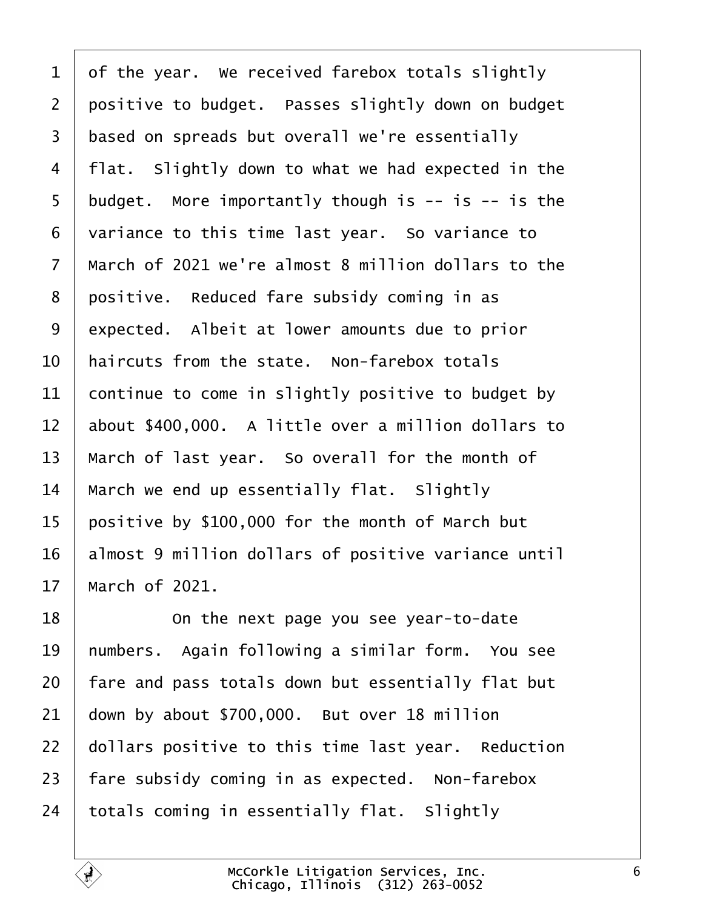1 of the year. We received farebox totals slightly
2 positive to budget. Passes slightly down on budget
3 based on spreads but overall we're essentially
4 flat. Slightly down to what we had expected in the
5 budget. More importantly though is -- is -- is the
6 variance to this time last year. So variance to
7 March of 2021 we're almost 8 million dollars to the
8 positive. Reduced fare subsidy coming in as
9 expected. Albeit at lower amounts due to prior
10 haircuts from the state. Non-farebox totals
11 continue to come in slightly positive to budget by
12 about $400,000. A little over a million dollars to
13 March of last year. So overall for the month of
14 March we end up essentially flat. Slightly
15 positive by $100,000 for the month of March but
16 almost 9 million dollars of positive variance until
17 March of 2021.
18 On the next page you see year-to-date
19 numbers. Again following a similar form. You see
20 fare and pass totals down but essentially flat but
21 down by about $700,000. But over 18 million
22 dollars positive to this time last year. Reduction
23 fare subsidy coming in as expected. Non-farebox
24 totals coming in essentially flat. Slightly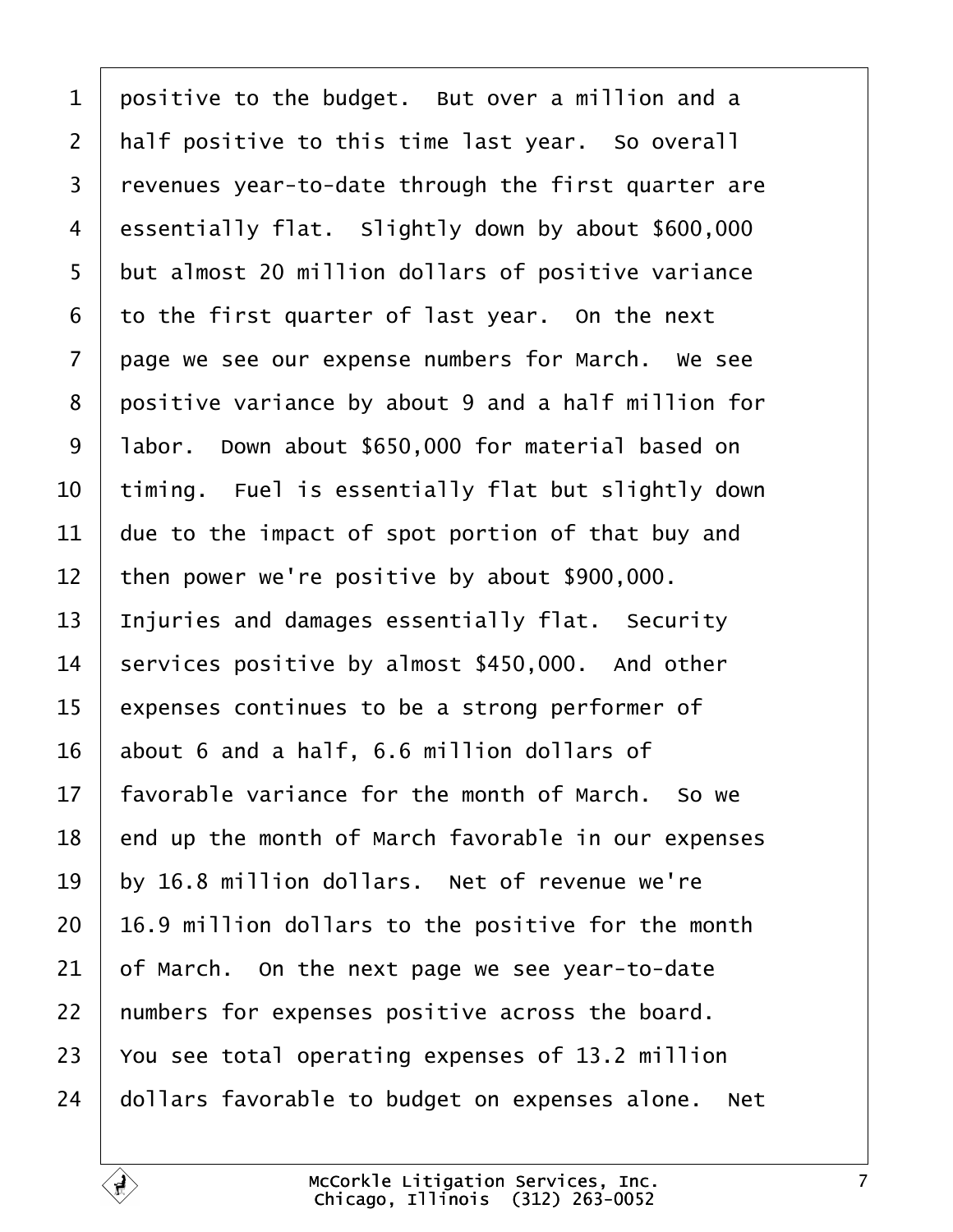1 positive to the budget.  But over a million and a
2 half positive to this time last year.  So overall
3 revenues year-to-date through the first quarter are
4 essentially flat.  Slightly down by about $600,000
5 but almost 20 million dollars of positive variance
6 to the first quarter of last year.  On the next
7 page we see our expense numbers for March.  We see
8 positive variance by about 9 and a half million for
9 labor.  Down about $650,000 for material based on
10 timing.  Fuel is essentially flat but slightly down
11 due to the impact of spot portion of that buy and
12 then power we're positive by about $900,000.
13 Injuries and damages essentially flat.  Security
14 services positive by almost $450,000.  And other
15 expenses continues to be a strong performer of
16 about 6 and a half, 6.6 million dollars of
17 favorable variance for the month of March.  So we
18 end up the month of March favorable in our expenses
19 by 16.8 million dollars.  Net of revenue we're
20 16.9 million dollars to the positive for the month
21 of March.  On the next page we see year-to-date
22 numbers for expenses positive across the board.
23 You see total operating expenses of 13.2 million
24 dollars favorable to budget on expenses alone.  Net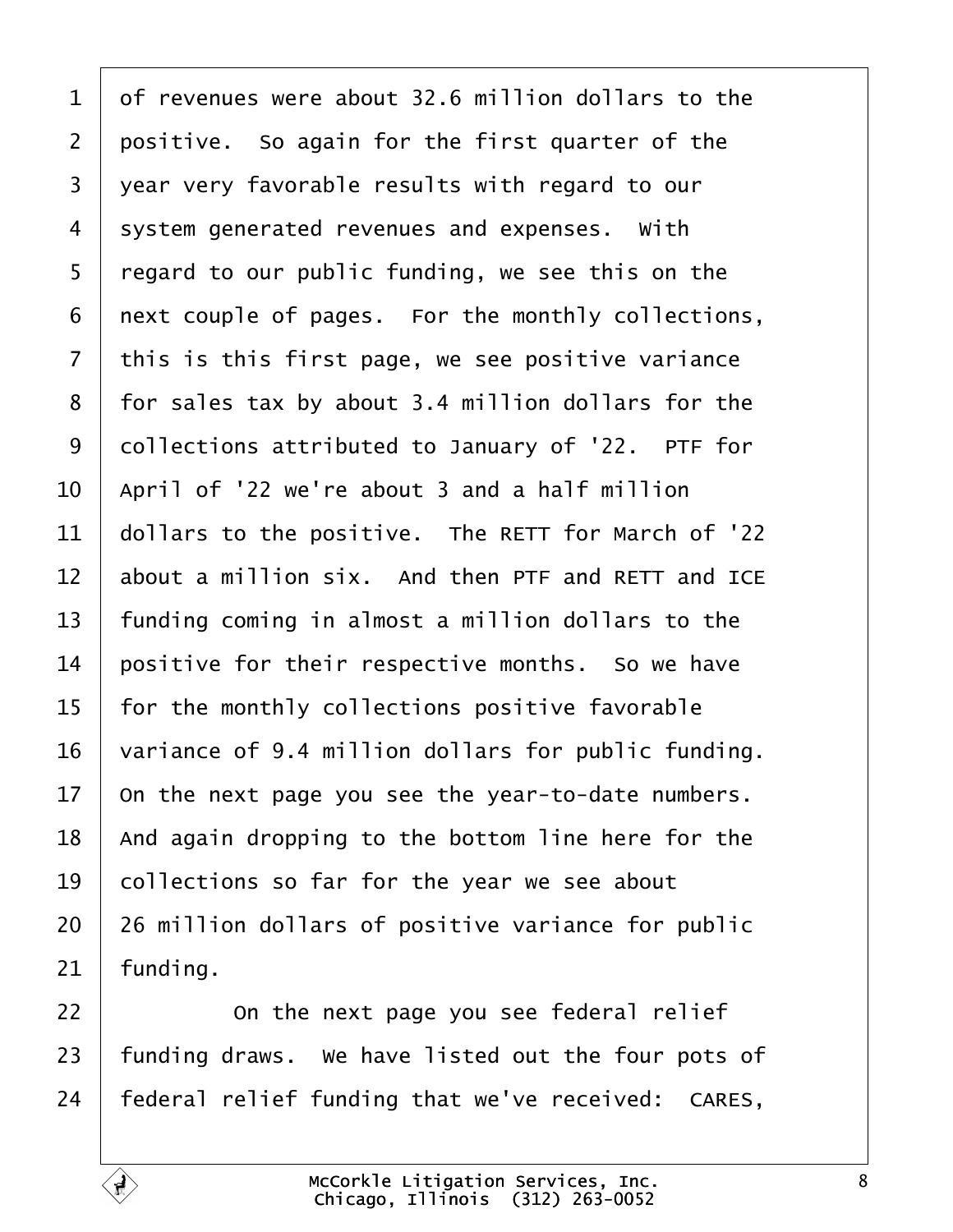1 of revenues were about 32.6 million dollars to the
2 positive. So again for the first quarter of the
3 year very favorable results with regard to our
4 system generated revenues and expenses. With
5 regard to our public funding, we see this on the
6 next couple of pages. For the monthly collections,
7 this is this first page, we see positive variance
8 for sales tax by about 3.4 million dollars for the
9 collections attributed to January of '22. PTF for
10 April of '22 we're about 3 and a half million
11 dollars to the positive. The RETT for March of '22
12 about a million six. And then PTF and RETT and ICE
13 funding coming in almost a million dollars to the
14 positive for their respective months. So we have
15 for the monthly collections positive favorable
16 variance of 9.4 million dollars for public funding.
17 On the next page you see the year-to-date numbers.
18 And again dropping to the bottom line here for the
19 collections so far for the year we see about
20 26 million dollars of positive variance for public
21 funding.
22 On the next page you see federal relief
23 funding draws. We have listed out the four pots of
24 federal relief funding that we've received: CARES,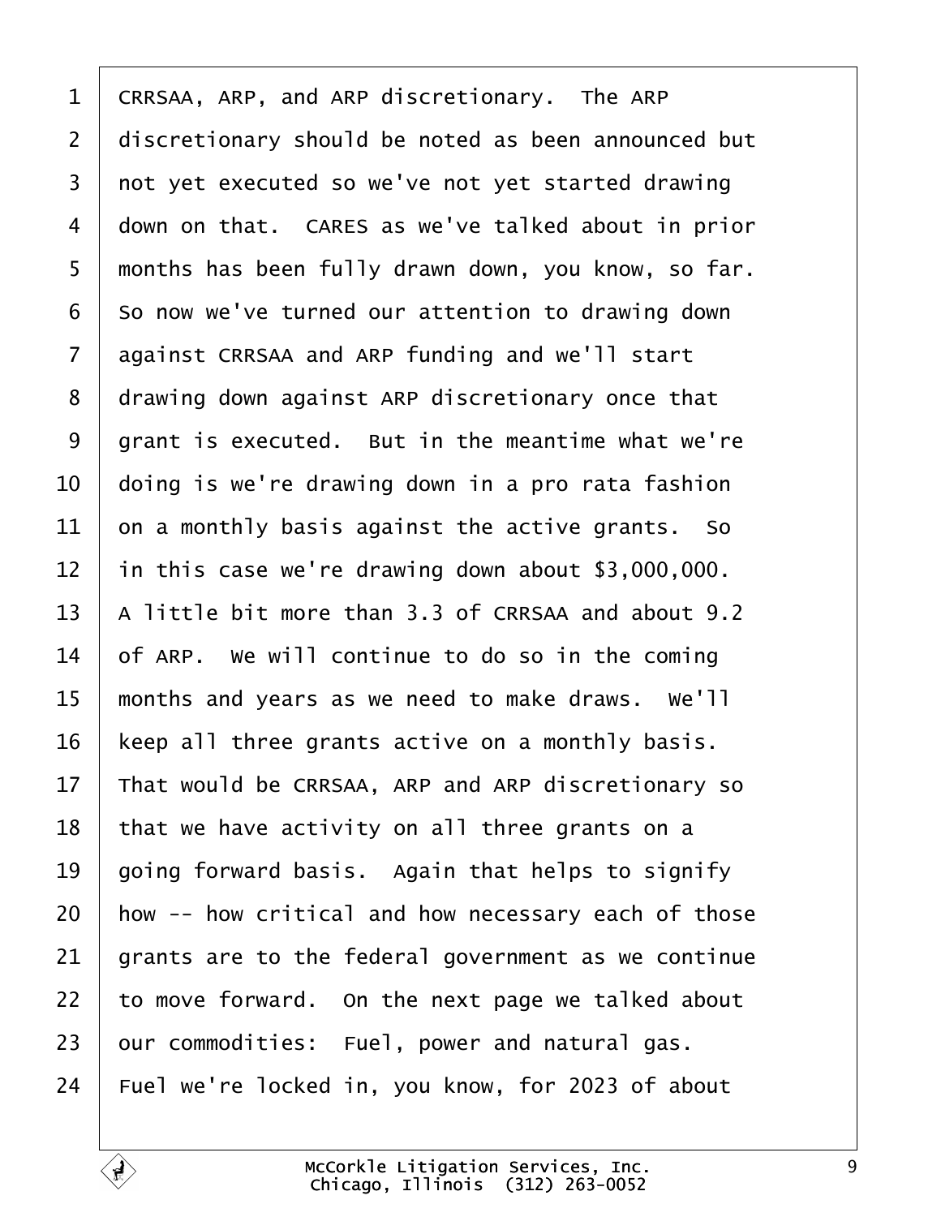1 CRRSAA, ARP, and ARP discretionary. The ARP
2 discretionary should be noted as been announced but
3 not yet executed so we've not yet started drawing
4 down on that. CARES as we've talked about in prior
5 months has been fully drawn down, you know, so far.
6 So now we've turned our attention to drawing down
7 against CRRSAA and ARP funding and we'll start
8 drawing down against ARP discretionary once that
9 grant is executed. But in the meantime what we're
10 doing is we're drawing down in a pro rata fashion
11 on a monthly basis against the active grants. So
12 in this case we're drawing down about $3,000,000.
13 A little bit more than 3.3 of CRRSAA and about 9.2
14 of ARP. We will continue to do so in the coming
15 months and years as we need to make draws. We'll
16 keep all three grants active on a monthly basis.
17 That would be CRRSAA, ARP and ARP discretionary so
18 that we have activity on all three grants on a
19 going forward basis. Again that helps to signify
20 how -- how critical and how necessary each of those
21 grants are to the federal government as we continue
22 to move forward. On the next page we talked about
23 our commodities: Fuel, power and natural gas.
24 Fuel we're locked in, you know, for 2023 of about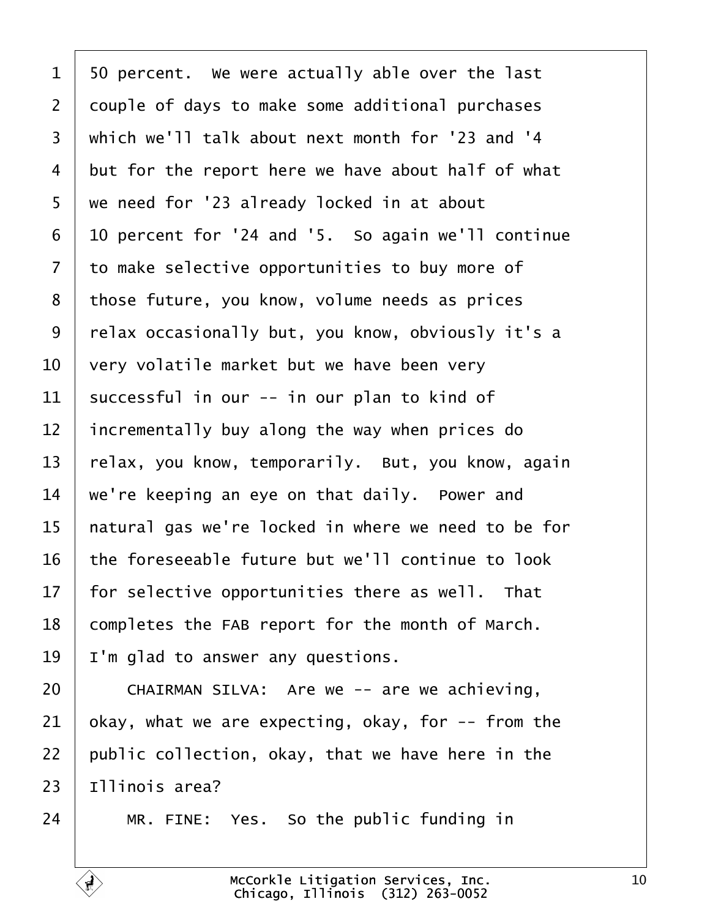50 percent. We were actually able over the last couple of days to make some additional purchases which we'll talk about next month for '23 and '4 but for the report here we have about half of what we need for '23 already locked in at about 10 percent for '24 and '5. So again we'll continue to make selective opportunities to buy more of those future, you know, volume needs as prices relax occasionally but, you know, obviously it's a very volatile market but we have been very successful in our -- in our plan to kind of incrementally buy along the way when prices do relax, you know, temporarily. But, you know, again we're keeping an eye on that daily. Power and natural gas we're locked in where we need to be for the foreseeable future but we'll continue to look for selective opportunities there as well. That completes the FAB report for the month of March. I'm glad to answer any questions.

CHAIRMAN SILVA: Are we -- are we achieving, okay, what we are expecting, okay, for -- from the public collection, okay, that we have here in the Illinois area?

MR. FINE: Yes. So the public funding in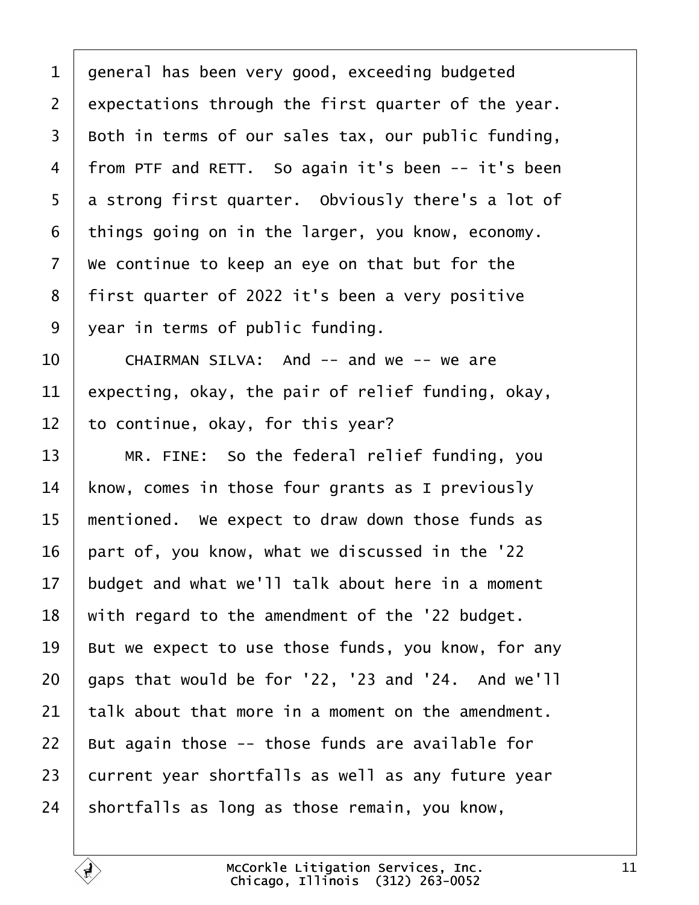1 general has been very good, exceeding budgeted
2 expectations through the first quarter of the year.
3 Both in terms of our sales tax, our public funding,
4 from PTF and RETT. So again it's been -- it's been
5 a strong first quarter. Obviously there's a lot of
6 things going on in the larger, you know, economy.
7 We continue to keep an eye on that but for the
8 first quarter of 2022 it's been a very positive
9 year in terms of public funding.
10 CHAIRMAN SILVA: And -- and we -- we are
11 expecting, okay, the pair of relief funding, okay,
12 to continue, okay, for this year?
13 MR. FINE: So the federal relief funding, you
14 know, comes in those four grants as I previously
15 mentioned. We expect to draw down those funds as
16 part of, you know, what we discussed in the '22
17 budget and what we'll talk about here in a moment
18 with regard to the amendment of the '22 budget.
19 But we expect to use those funds, you know, for any
20 gaps that would be for '22, '23 and '24. And we'll
21 talk about that more in a moment on the amendment.
22 But again those -- those funds are available for
23 current year shortfalls as well as any future year
24 shortfalls as long as those remain, you know,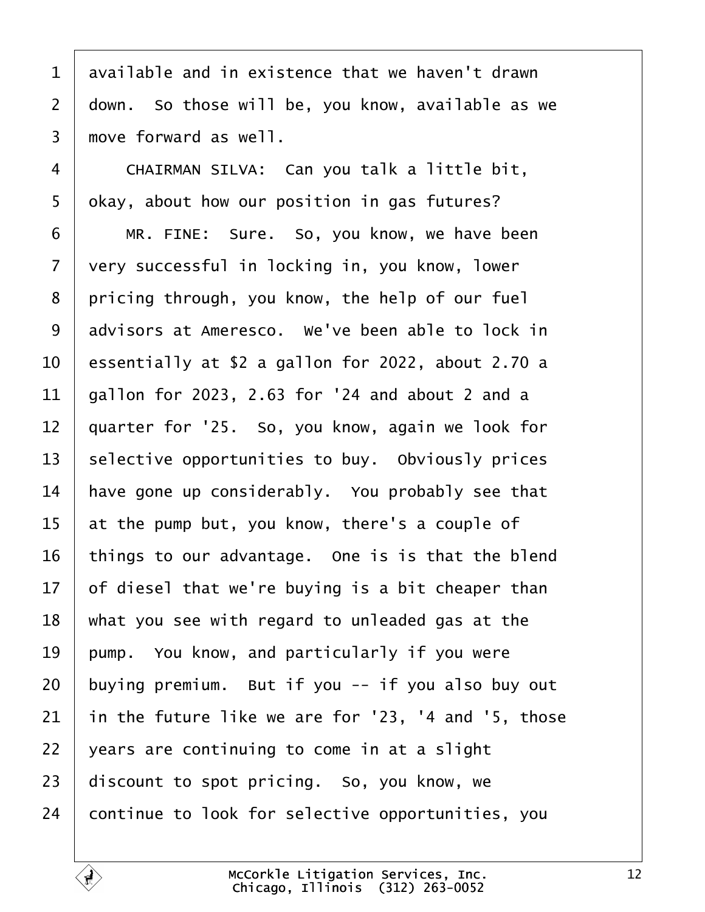available and in existence that we haven't drawn down. So those will be, you know, available as we move forward as well.

CHAIRMAN SILVA: Can you talk a little bit, okay, about how our position in gas futures?

MR. FINE: Sure. So, you know, we have been very successful in locking in, you know, lower pricing through, you know, the help of our fuel advisors at Ameresco. We've been able to lock in essentially at $2 a gallon for 2022, about 2.70 a gallon for 2023, 2.63 for '24 and about 2 and a quarter for '25. So, you know, again we look for selective opportunities to buy. Obviously prices have gone up considerably. You probably see that at the pump but, you know, there's a couple of things to our advantage. One is is that the blend of diesel that we're buying is a bit cheaper than what you see with regard to unleaded gas at the pump. You know, and particularly if you were buying premium. But if you -- if you also buy out in the future like we are for '23, '4 and '5, those years are continuing to come in at a slight discount to spot pricing. So, you know, we continue to look for selective opportunities, you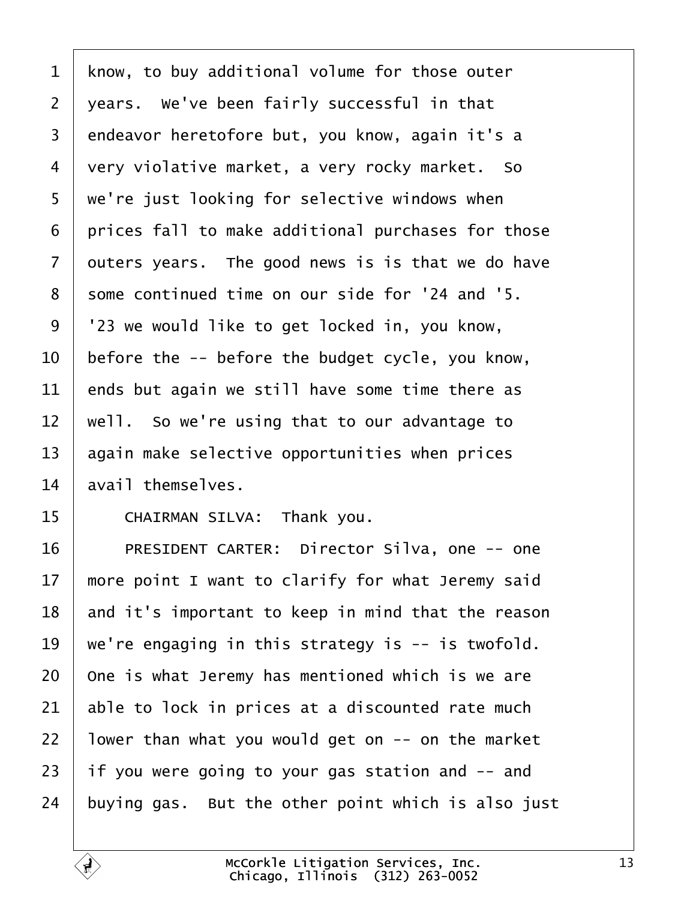1 know, to buy additional volume for those outer
2 years. We've been fairly successful in that
3 endeavor heretofore but, you know, again it's a
4 very violative market, a very rocky market. So
5 we're just looking for selective windows when
6 prices fall to make additional purchases for those
7 outers years. The good news is is that we do have
8 some continued time on our side for '24 and '5.
9 '23 we would like to get locked in, you know,
10 before the -- before the budget cycle, you know,
11 ends but again we still have some time there as
12 well. So we're using that to our advantage to
13 again make selective opportunities when prices
14 avail themselves.
15 CHAIRMAN SILVA: Thank you.
16 PRESIDENT CARTER: Director Silva, one -- one
17 more point I want to clarify for what Jeremy said
18 and it's important to keep in mind that the reason
19 we're engaging in this strategy is -- is twofold.
20 One is what Jeremy has mentioned which is we are
21 able to lock in prices at a discounted rate much
22 lower than what you would get on -- on the market
23 if you were going to your gas station and -- and
24 buying gas. But the other point which is also just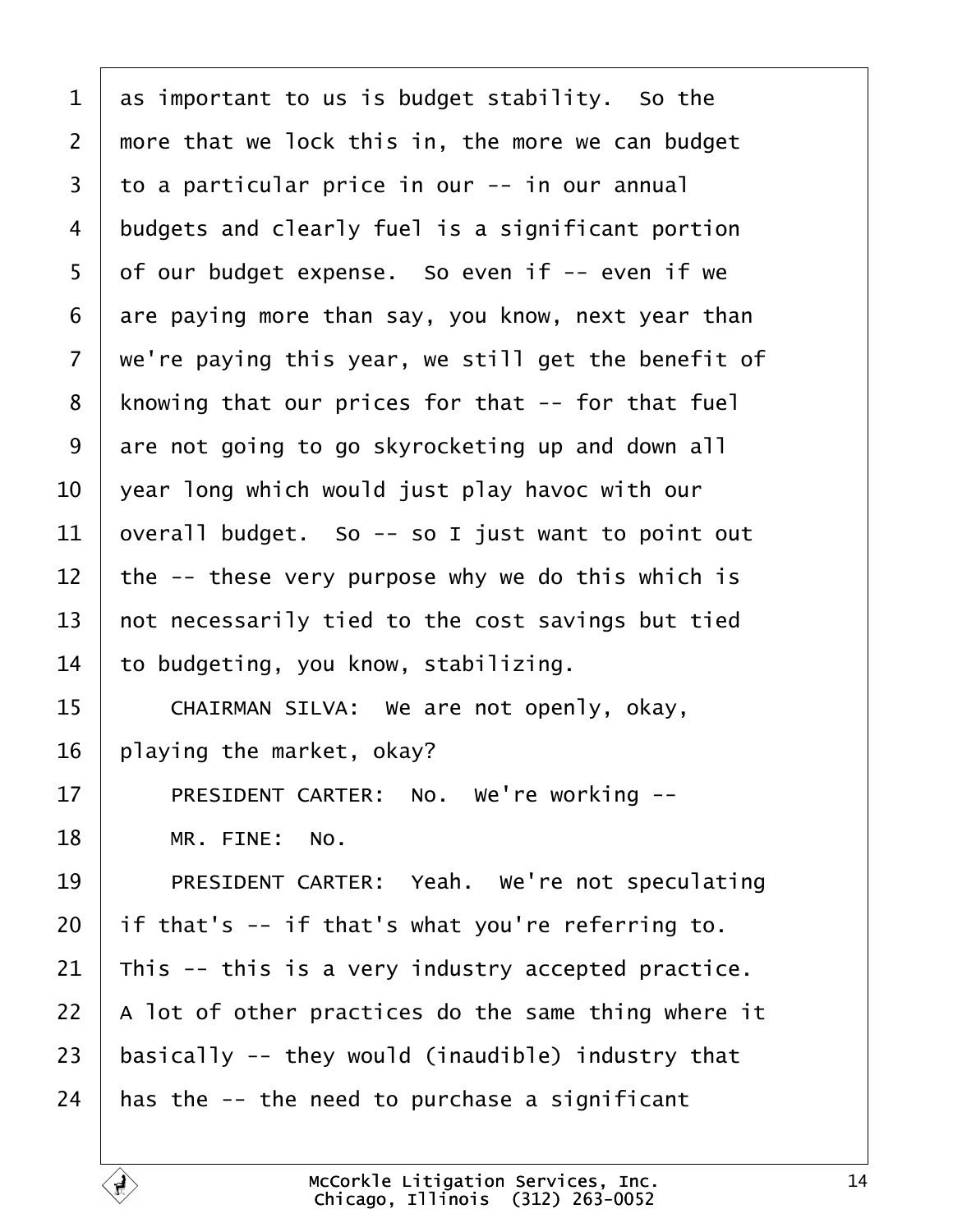1 as important to us is budget stability. So the
2 more that we lock this in, the more we can budget
3 to a particular price in our -- in our annual
4 budgets and clearly fuel is a significant portion
5 of our budget expense. So even if -- even if we
6 are paying more than say, you know, next year than
7 we're paying this year, we still get the benefit of
8 knowing that our prices for that -- for that fuel
9 are not going to go skyrocketing up and down all
10 year long which would just play havoc with our
11 overall budget. So -- so I just want to point out
12 the -- these very purpose why we do this which is
13 not necessarily tied to the cost savings but tied
14 to budgeting, you know, stabilizing.
15 CHAIRMAN SILVA: We are not openly, okay,
16 playing the market, okay?
17 PRESIDENT CARTER: No. We're working --
18 MR. FINE: No.
19 PRESIDENT CARTER: Yeah. We're not speculating
20 if that's -- if that's what you're referring to.
21 This -- this is a very industry accepted practice.
22 A lot of other practices do the same thing where it
23 basically -- they would (inaudible) industry that
24 has the -- the need to purchase a significant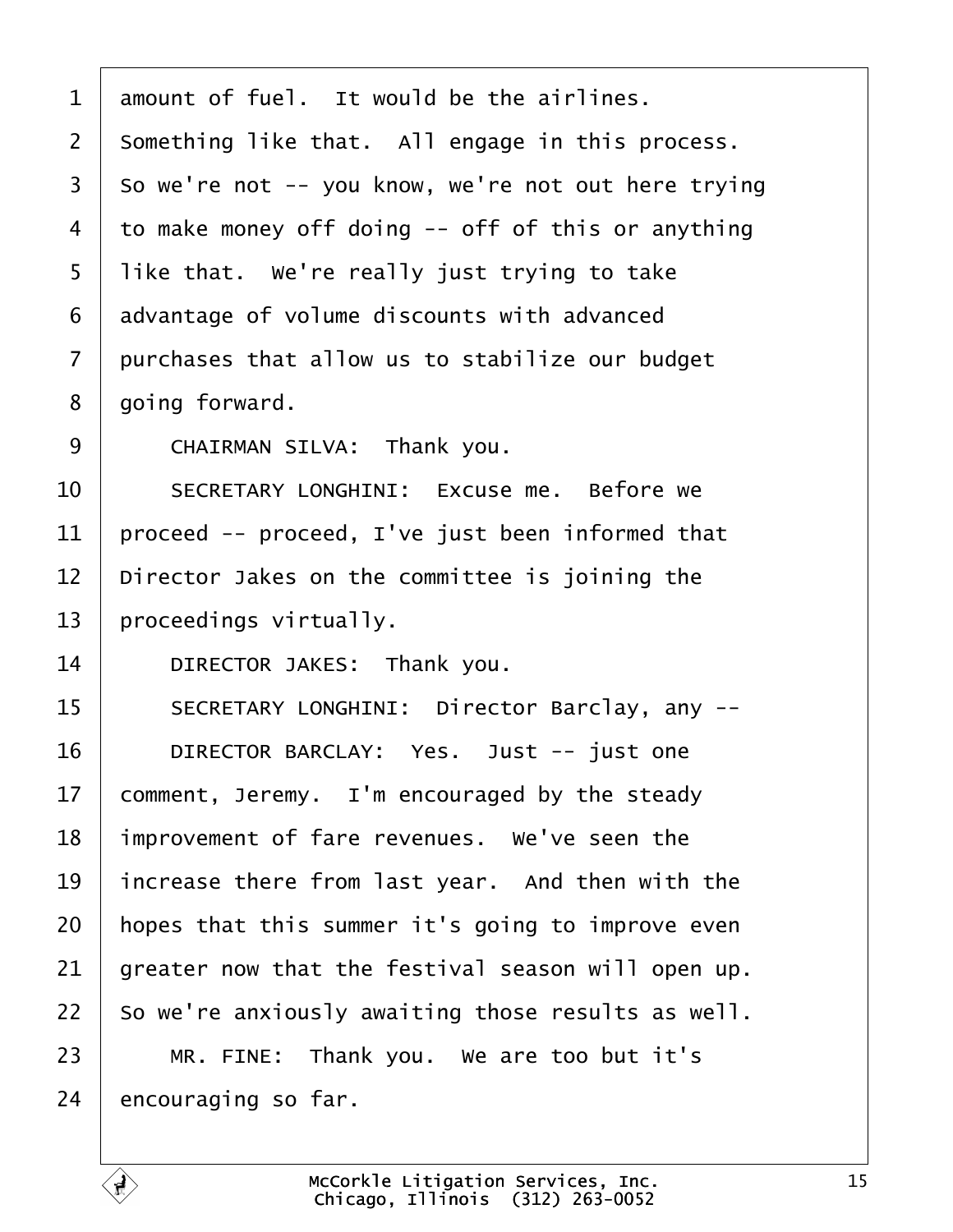1 amount of fuel. It would be the airlines.
2 Something like that. All engage in this process.
3 So we're not -- you know, we're not out here trying
4 to make money off doing -- off of this or anything
5 like that. We're really just trying to take
6 advantage of volume discounts with advanced
7 purchases that allow us to stabilize our budget
8 going forward.
9 CHAIRMAN SILVA: Thank you.
10 SECRETARY LONGHINI: Excuse me. Before we
11 proceed -- proceed, I've just been informed that
12 Director Jakes on the committee is joining the
13 proceedings virtually.
14 DIRECTOR JAKES: Thank you.
15 SECRETARY LONGHINI: Director Barclay, any --
16 DIRECTOR BARCLAY: Yes. Just -- just one
17 comment, Jeremy. I'm encouraged by the steady
18 improvement of fare revenues. We've seen the
19 increase there from last year. And then with the
20 hopes that this summer it's going to improve even
21 greater now that the festival season will open up.
22 So we're anxiously awaiting those results as well.
23 MR. FINE: Thank you. We are too but it's
24 encouraging so far.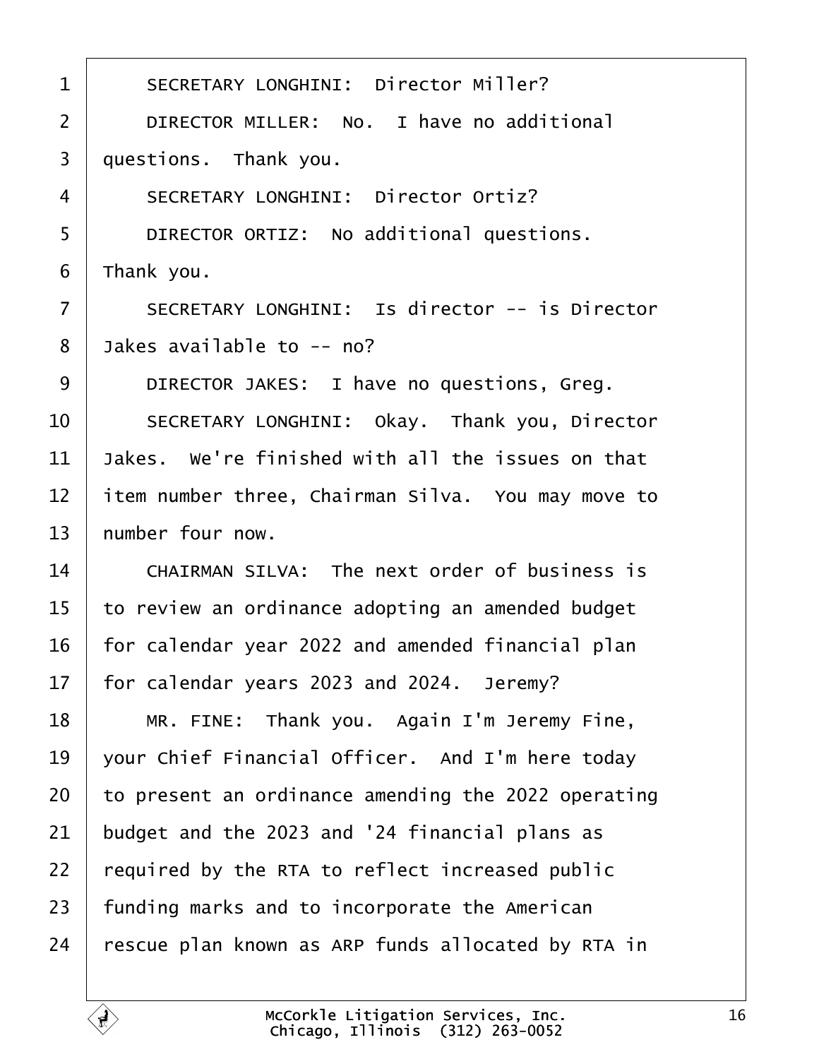1 SECRETARY LONGHINI: Director Miller?

2 DIRECTOR MILLER: No. I have no additional

3 questions. Thank you.

4 SECRETARY LONGHINI: Director Ortiz?

5 DIRECTOR ORTIZ: No additional questions.

6 Thank you.

7 SECRETARY LONGHINI: Is director -- is Director

8 Jakes available to -- no?

9 DIRECTOR JAKES: I have no questions, Greg.

10 SECRETARY LONGHINI: Okay. Thank you, Director

11 Jakes. We're finished with all the issues on that

12 item number three, Chairman Silva. You may move to

13 number four now.

14 CHAIRMAN SILVA: The next order of business is

15 to review an ordinance adopting an amended budget

16 for calendar year 2022 and amended financial plan

17 for calendar years 2023 and 2024. Jeremy?

18 MR. FINE: Thank you. Again I'm Jeremy Fine,

19 your Chief Financial Officer. And I'm here today

20 to present an ordinance amending the 2022 operating

21 budget and the 2023 and '24 financial plans as

22 required by the RTA to reflect increased public

23 funding marks and to incorporate the American

24 rescue plan known as ARP funds allocated by RTA in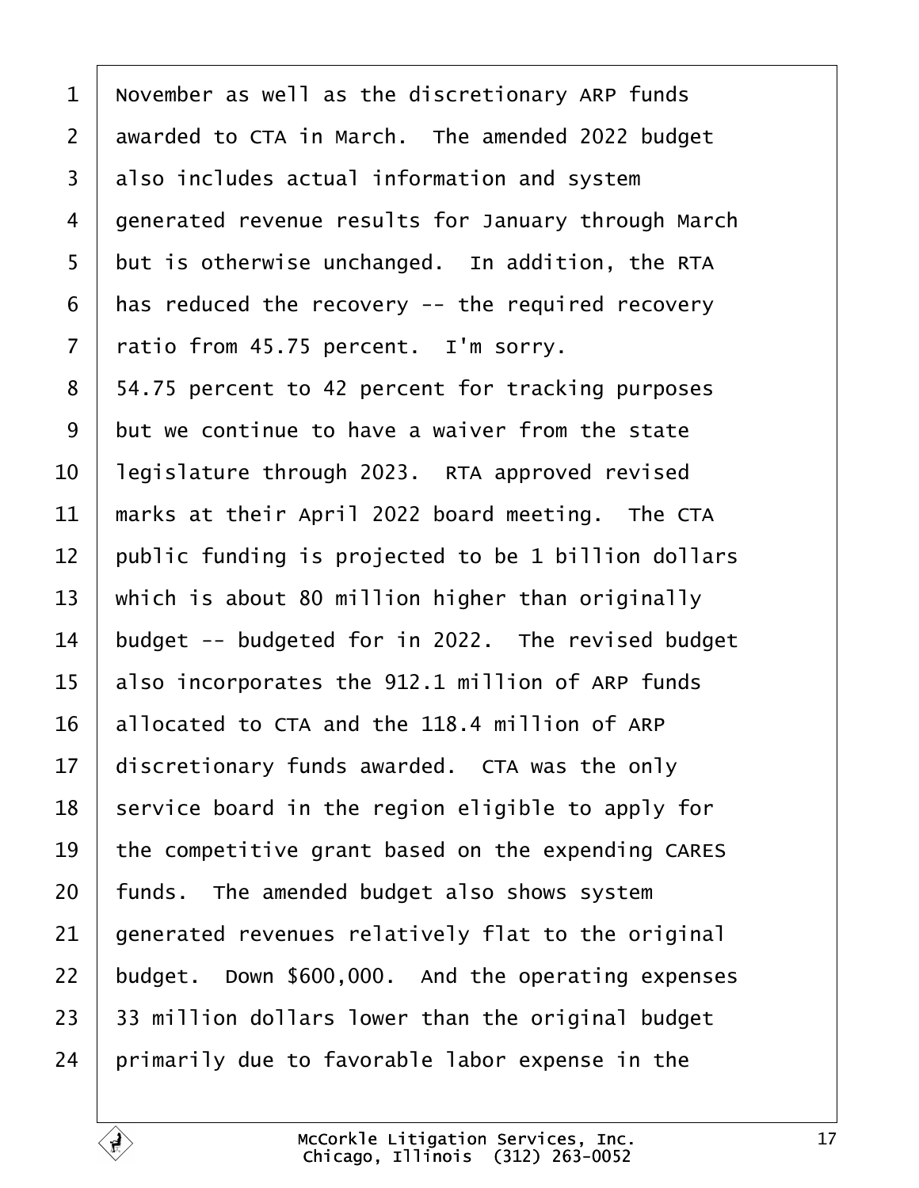1 November as well as the discretionary ARP funds
2 awarded to CTA in March. The amended 2022 budget
3 also includes actual information and system
4 generated revenue results for January through March
5 but is otherwise unchanged. In addition, the RTA
6 has reduced the recovery -- the required recovery
7 ratio from 45.75 percent. I'm sorry.
8 54.75 percent to 42 percent for tracking purposes
9 but we continue to have a waiver from the state
10 legislature through 2023. RTA approved revised
11 marks at their April 2022 board meeting. The CTA
12 public funding is projected to be 1 billion dollars
13 which is about 80 million higher than originally
14 budget -- budgeted for in 2022. The revised budget
15 also incorporates the 912.1 million of ARP funds
16 allocated to CTA and the 118.4 million of ARP
17 discretionary funds awarded. CTA was the only
18 service board in the region eligible to apply for
19 the competitive grant based on the expending CARES
20 funds. The amended budget also shows system
21 generated revenues relatively flat to the original
22 budget. Down $600,000. And the operating expenses
23 33 million dollars lower than the original budget
24 primarily due to favorable labor expense in the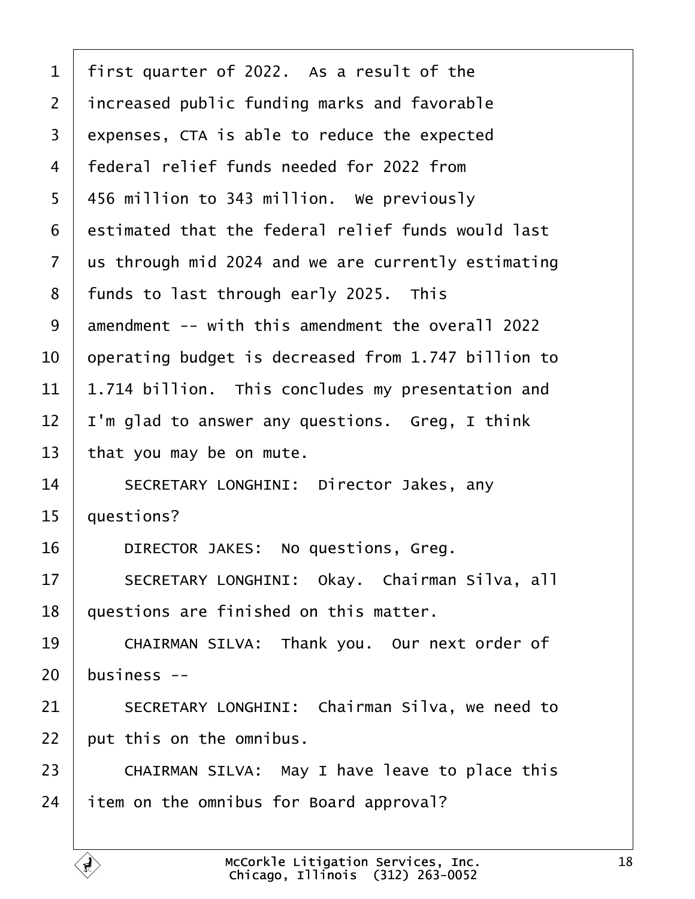1 first quarter of 2022. As a result of the
2 increased public funding marks and favorable
3 expenses, CTA is able to reduce the expected
4 federal relief funds needed for 2022 from
5 456 million to 343 million. We previously
6 estimated that the federal relief funds would last
7 us through mid 2024 and we are currently estimating
8 funds to last through early 2025. This
9 amendment -- with this amendment the overall 2022
10 operating budget is decreased from 1.747 billion to
11 1.714 billion. This concludes my presentation and
12 I'm glad to answer any questions. Greg, I think
13 that you may be on mute.
14 SECRETARY LONGHINI: Director Jakes, any
15 questions?
16 DIRECTOR JAKES: No questions, Greg.
17 SECRETARY LONGHINI: Okay. Chairman Silva, all
18 questions are finished on this matter.
19 CHAIRMAN SILVA: Thank you. Our next order of
20 business --
21 SECRETARY LONGHINI: Chairman Silva, we need to
22 put this on the omnibus.
23 CHAIRMAN SILVA: May I have leave to place this
24 item on the omnibus for Board approval?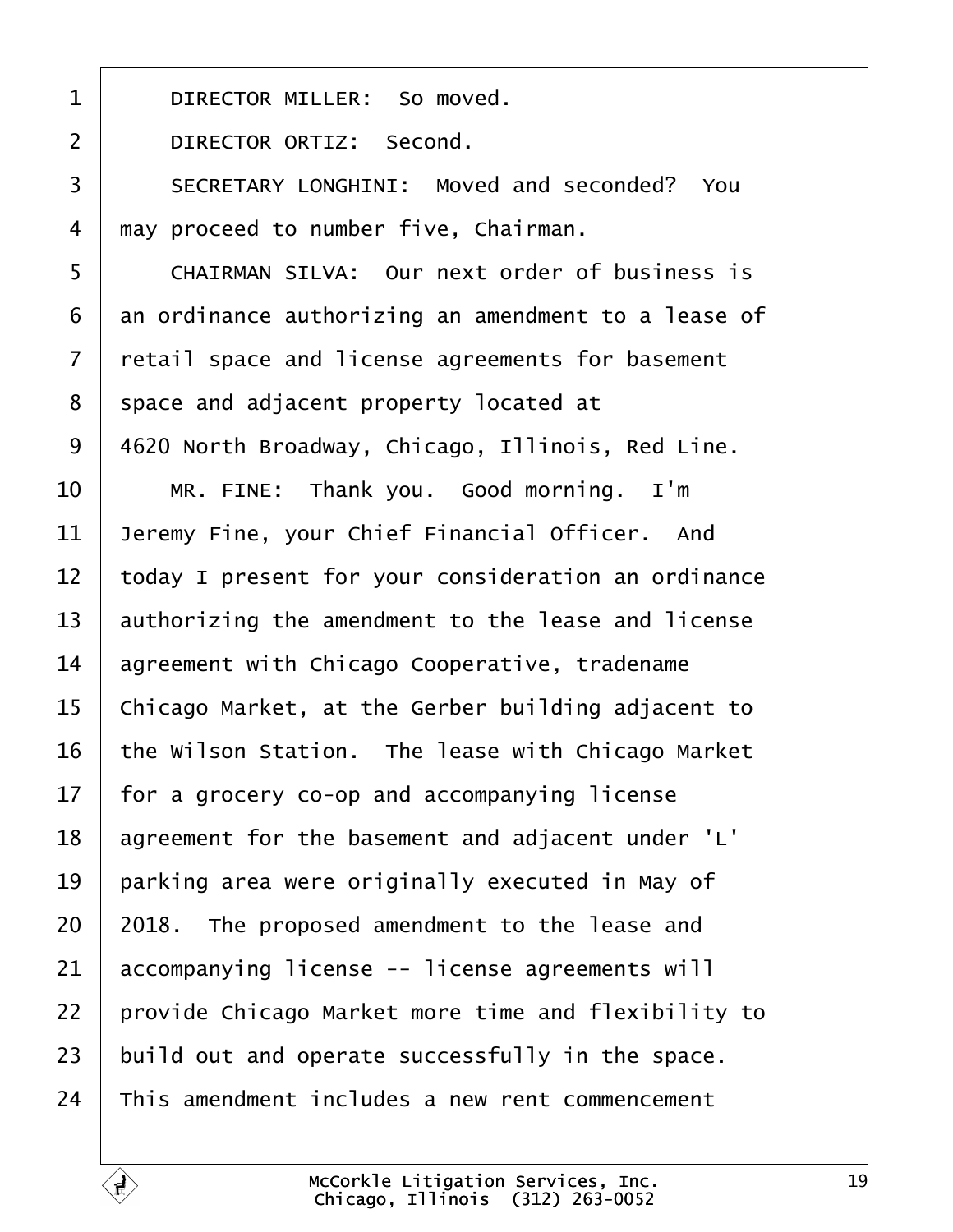DIRECTOR MILLER: So moved.

DIRECTOR ORTIZ: Second.

SECRETARY LONGHINI: Moved and seconded? You may proceed to number five, Chairman.

CHAIRMAN SILVA: Our next order of business is an ordinance authorizing an amendment to a lease of retail space and license agreements for basement space and adjacent property located at 4620 North Broadway, Chicago, Illinois, Red Line.

MR. FINE: Thank you. Good morning. I'm Jeremy Fine, your Chief Financial Officer. And today I present for your consideration an ordinance authorizing the amendment to the lease and license agreement with Chicago Cooperative, tradename Chicago Market, at the Gerber building adjacent to the Wilson Station. The lease with Chicago Market for a grocery co-op and accompanying license agreement for the basement and adjacent under 'L' parking area were originally executed in May of 2018. The proposed amendment to the lease and accompanying license -- license agreements will provide Chicago Market more time and flexibility to build out and operate successfully in the space. This amendment includes a new rent commencement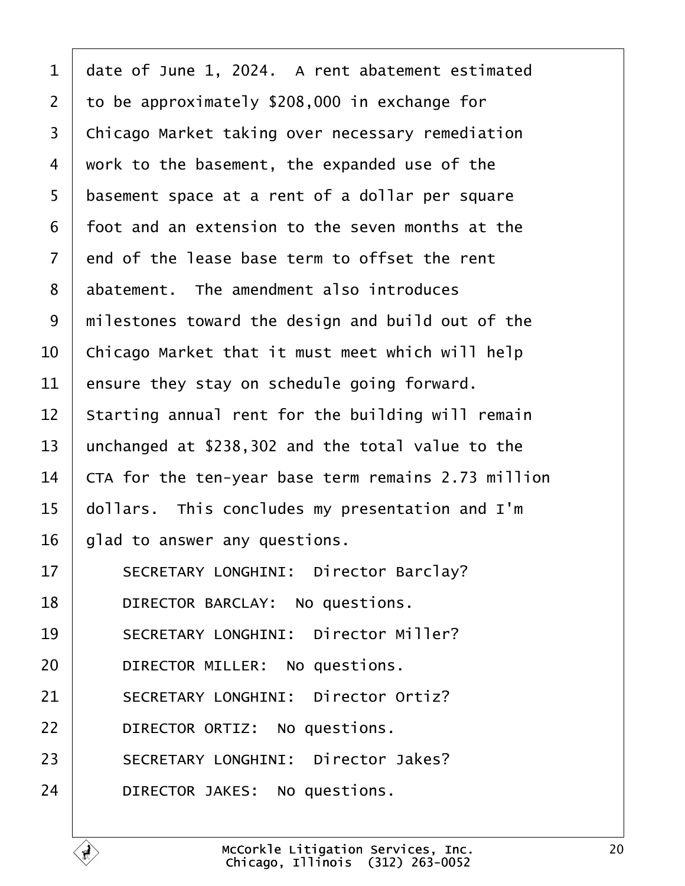date of June 1, 2024. A rent abatement estimated to be approximately $208,000 in exchange for Chicago Market taking over necessary remediation work to the basement, the expanded use of the basement space at a rent of a dollar per square foot and an extension to the seven months at the end of the lease base term to offset the rent abatement. The amendment also introduces milestones toward the design and build out of the Chicago Market that it must meet which will help ensure they stay on schedule going forward. Starting annual rent for the building will remain unchanged at $238,302 and the total value to the CTA for the ten-year base term remains 2.73 million dollars. This concludes my presentation and I'm glad to answer any questions.

SECRETARY LONGHINI: Director Barclay?

DIRECTOR BARCLAY: No questions.

SECRETARY LONGHINI: Director Miller?

DIRECTOR MILLER: No questions.

SECRETARY LONGHINI: Director Ortiz?

DIRECTOR ORTIZ: No questions.

SECRETARY LONGHINI: Director Jakes?

DIRECTOR JAKES: No questions.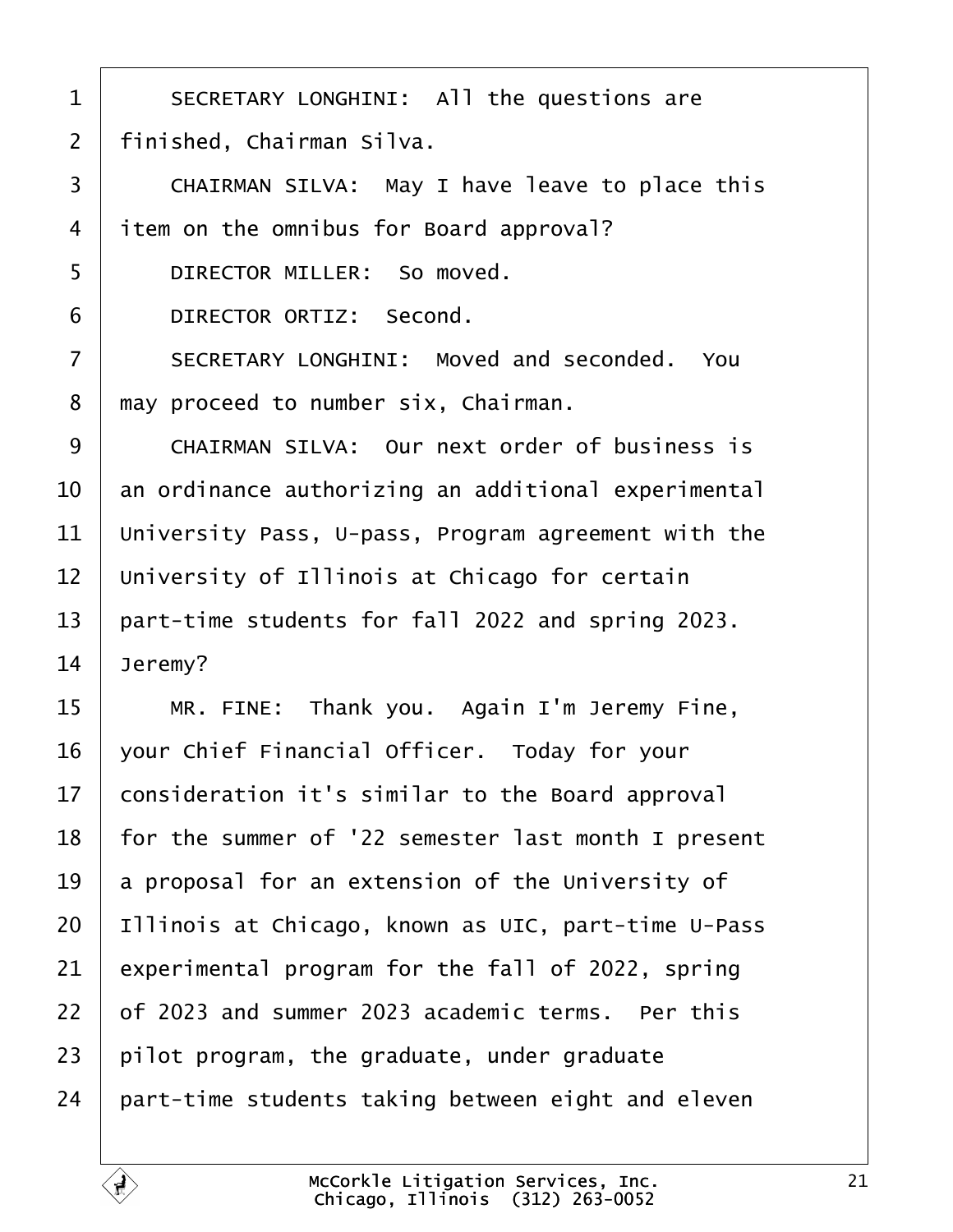SECRETARY LONGHINI: All the questions are finished, Chairman Silva.

CHAIRMAN SILVA: May I have leave to place this item on the omnibus for Board approval?

DIRECTOR MILLER: So moved.

DIRECTOR ORTIZ: Second.

SECRETARY LONGHINI: Moved and seconded. You may proceed to number six, Chairman.

CHAIRMAN SILVA: Our next order of business is an ordinance authorizing an additional experimental University Pass, U-pass, Program agreement with the University of Illinois at Chicago for certain part-time students for fall 2022 and spring 2023. Jeremy?

MR. FINE: Thank you. Again I'm Jeremy Fine, your Chief Financial Officer. Today for your consideration it's similar to the Board approval for the summer of '22 semester last month I present a proposal for an extension of the University of Illinois at Chicago, known as UIC, part-time U-Pass experimental program for the fall of 2022, spring of 2023 and summer 2023 academic terms. Per this pilot program, the graduate, under graduate part-time students taking between eight and eleven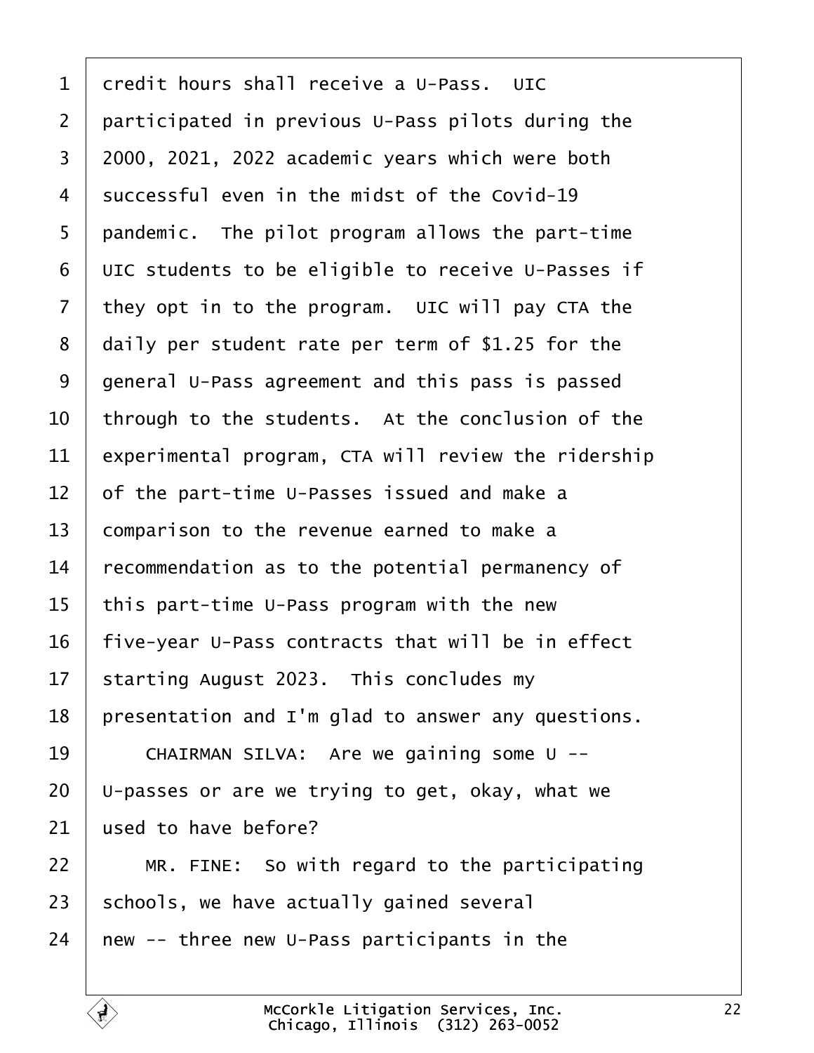credit hours shall receive a U-Pass. UIC participated in previous U-Pass pilots during the 2000, 2021, 2022 academic years which were both successful even in the midst of the Covid-19 pandemic. The pilot program allows the part-time UIC students to be eligible to receive U-Passes if they opt in to the program. UIC will pay CTA the daily per student rate per term of $1.25 for the general U-Pass agreement and this pass is passed through to the students. At the conclusion of the experimental program, CTA will review the ridership of the part-time U-Passes issued and make a comparison to the revenue earned to make a recommendation as to the potential permanency of this part-time U-Pass program with the new five-year U-Pass contracts that will be in effect starting August 2023. This concludes my presentation and I'm glad to answer any questions.

CHAIRMAN SILVA: Are we gaining some U -- U-passes or are we trying to get, okay, what we used to have before?

MR. FINE: So with regard to the participating schools, we have actually gained several new -- three new U-Pass participants in the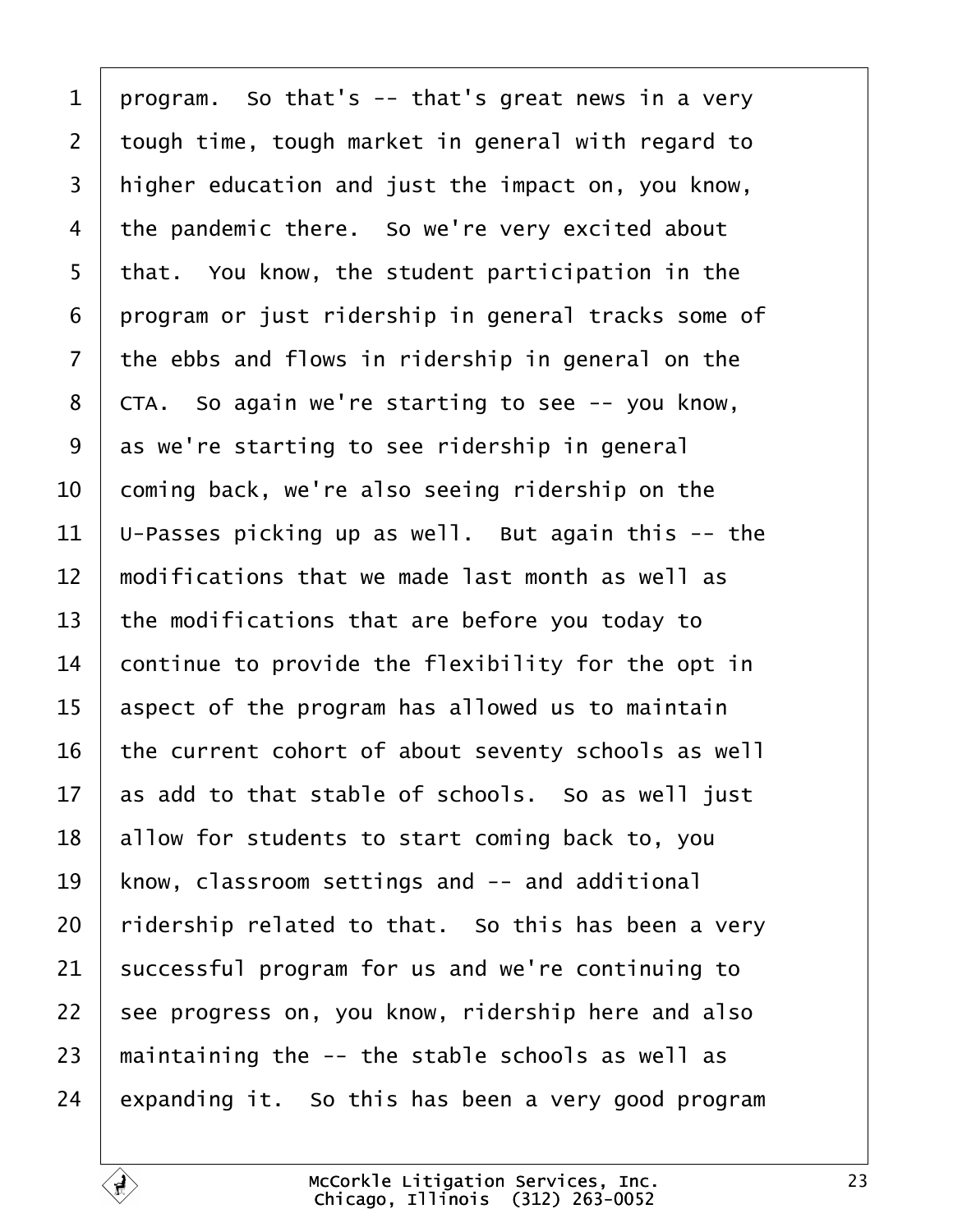program. So that's -- that's great news in a very tough time, tough market in general with regard to higher education and just the impact on, you know, the pandemic there. So we're very excited about that. You know, the student participation in the program or just ridership in general tracks some of the ebbs and flows in ridership in general on the CTA. So again we're starting to see -- you know, as we're starting to see ridership in general coming back, we're also seeing ridership on the U-Passes picking up as well. But again this -- the modifications that we made last month as well as the modifications that are before you today to continue to provide the flexibility for the opt in aspect of the program has allowed us to maintain the current cohort of about seventy schools as well as add to that stable of schools. So as well just allow for students to start coming back to, you know, classroom settings and -- and additional ridership related to that. So this has been a very successful program for us and we're continuing to see progress on, you know, ridership here and also maintaining the -- the stable schools as well as expanding it. So this has been a very good program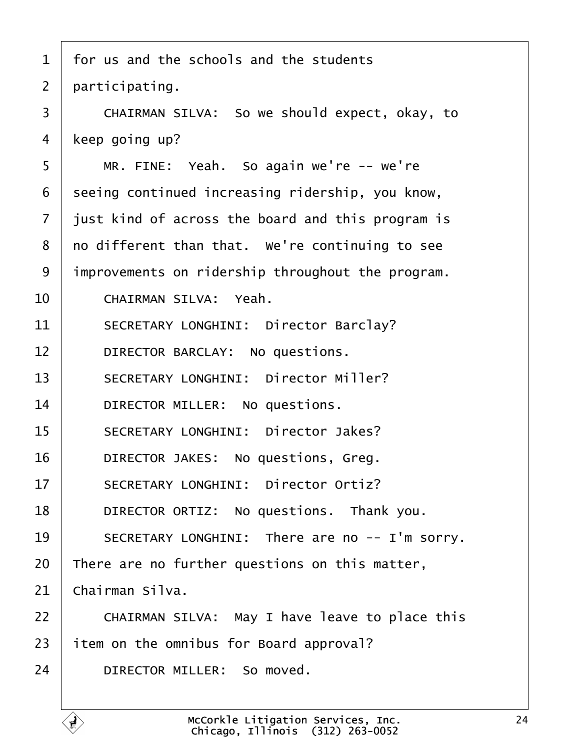for us and the schools and the students participating.

CHAIRMAN SILVA: So we should expect, okay, to keep going up?

MR. FINE: Yeah. So again we're -- we're seeing continued increasing ridership, you know, just kind of across the board and this program is no different than that. We're continuing to see improvements on ridership throughout the program.

CHAIRMAN SILVA: Yeah.

SECRETARY LONGHINI: Director Barclay?

DIRECTOR BARCLAY: No questions.

SECRETARY LONGHINI: Director Miller?

DIRECTOR MILLER: No questions.

SECRETARY LONGHINI: Director Jakes?

DIRECTOR JAKES: No questions, Greg.

SECRETARY LONGHINI: Director Ortiz?

DIRECTOR ORTIZ: No questions. Thank you.

SECRETARY LONGHINI: There are no -- I'm sorry. There are no further questions on this matter, Chairman Silva.

CHAIRMAN SILVA: May I have leave to place this item on the omnibus for Board approval?

DIRECTOR MILLER: So moved.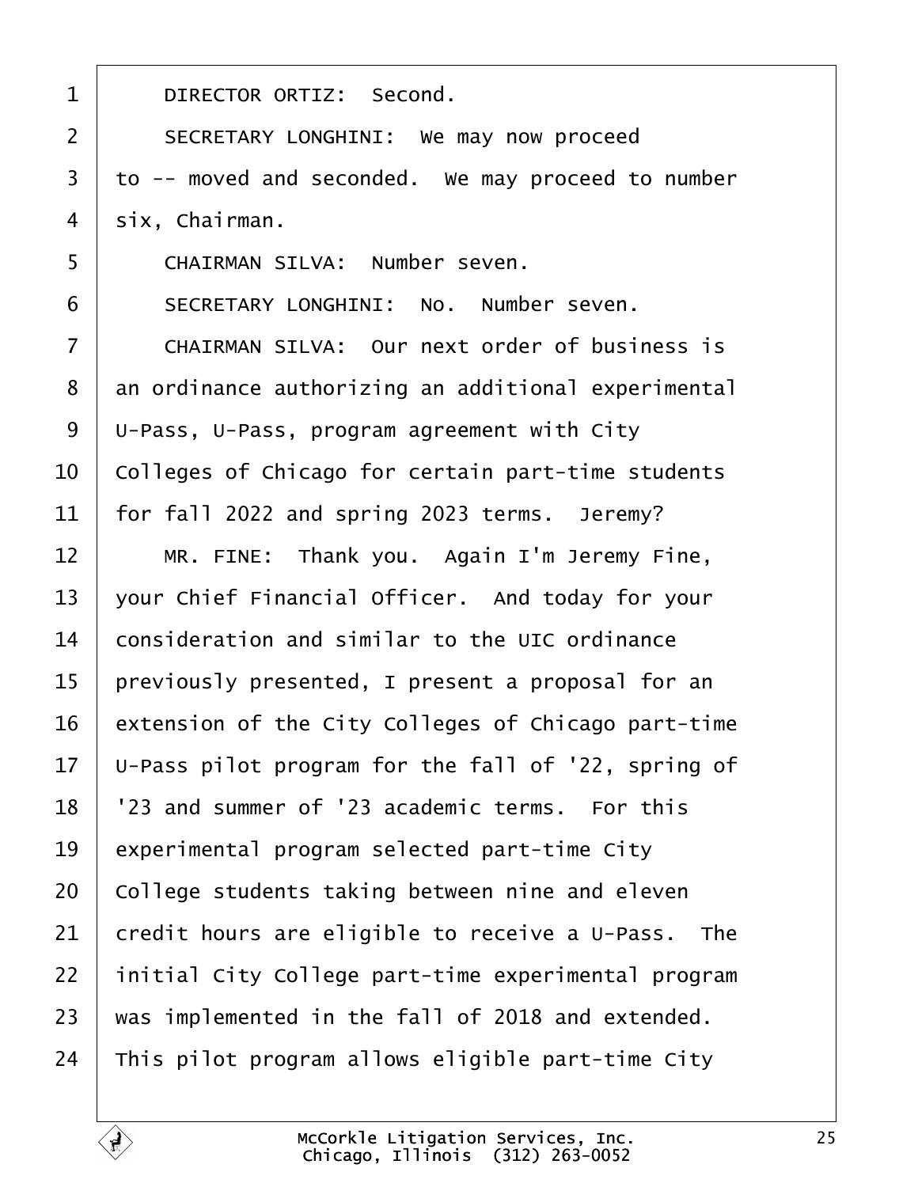1     DIRECTOR ORTIZ:  Second.

2     SECRETARY LONGHINI:  We may now proceed

3 to -- moved and seconded.  We may proceed to number

4 six, Chairman.

5     CHAIRMAN SILVA:  Number seven.

6     SECRETARY LONGHINI:  No.  Number seven.

7     CHAIRMAN SILVA:  Our next order of business is

8 an ordinance authorizing an additional experimental

9 U-Pass, U-Pass, program agreement with City

10 Colleges of Chicago for certain part-time students

11 for fall 2022 and spring 2023 terms.  Jeremy?

12     MR. FINE:  Thank you.  Again I'm Jeremy Fine,

13 your Chief Financial Officer.  And today for your

14 consideration and similar to the UIC ordinance

15 previously presented, I present a proposal for an

16 extension of the City Colleges of Chicago part-time

17 U-Pass pilot program for the fall of '22, spring of

18 '23 and summer of '23 academic terms.  For this

19 experimental program selected part-time City

20 College students taking between nine and eleven

21 credit hours are eligible to receive a U-Pass.  The

22 initial City College part-time experimental program

23 was implemented in the fall of 2018 and extended.

24 This pilot program allows eligible part-time City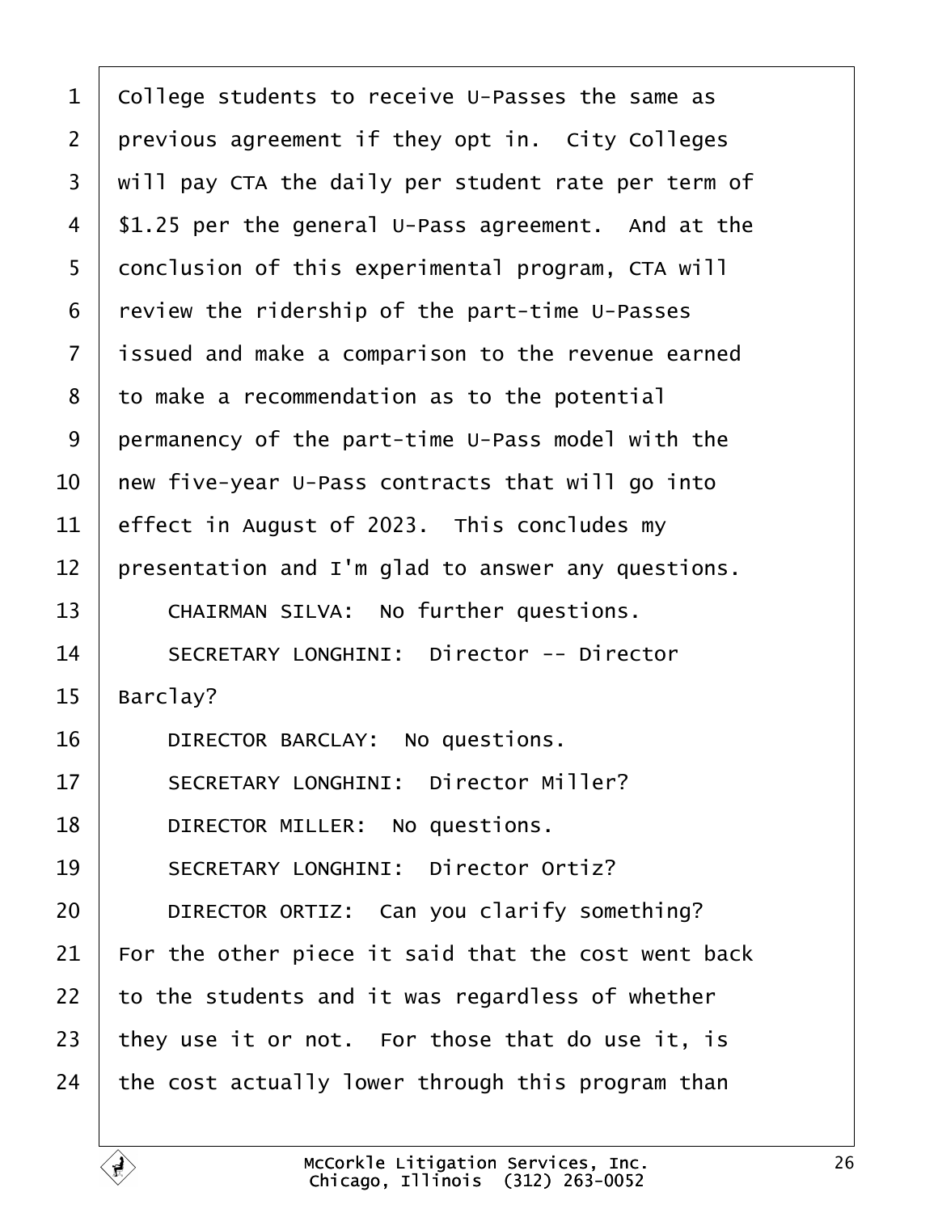College students to receive U-Passes the same as previous agreement if they opt in. City Colleges will pay CTA the daily per student rate per term of $1.25 per the general U-Pass agreement. And at the conclusion of this experimental program, CTA will review the ridership of the part-time U-Passes issued and make a comparison to the revenue earned to make a recommendation as to the potential permanency of the part-time U-Pass model with the new five-year U-Pass contracts that will go into effect in August of 2023. This concludes my presentation and I'm glad to answer any questions.

CHAIRMAN SILVA: No further questions.

SECRETARY LONGHINI: Director -- Director Barclay?

DIRECTOR BARCLAY: No questions.

SECRETARY LONGHINI: Director Miller?

DIRECTOR MILLER: No questions.

SECRETARY LONGHINI: Director Ortiz?

DIRECTOR ORTIZ: Can you clarify something? For the other piece it said that the cost went back to the students and it was regardless of whether they use it or not. For those that do use it, is the cost actually lower through this program than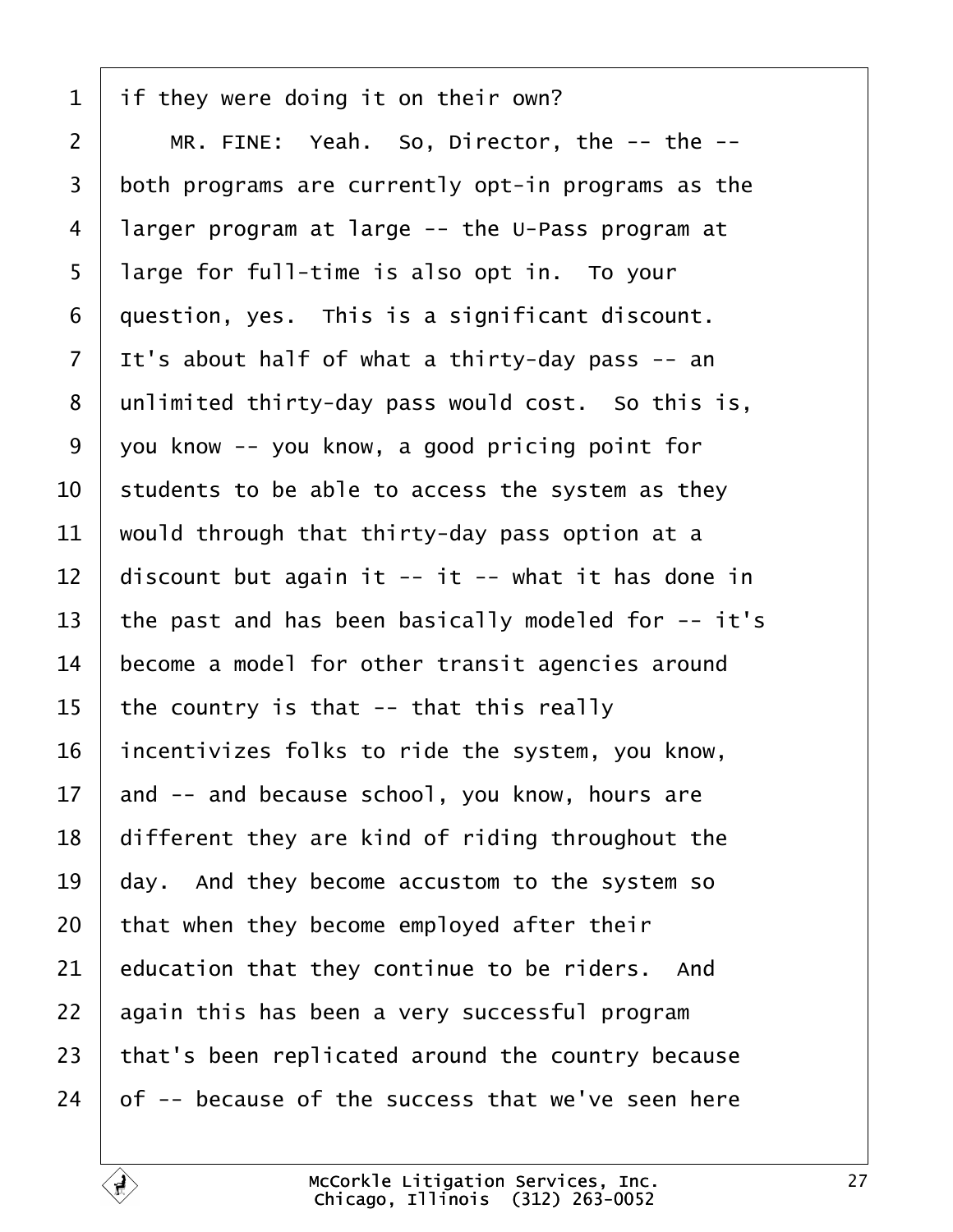1 if they were doing it on their own?

2 MR. FINE: Yeah. So, Director, the -- the --

3 both programs are currently opt-in programs as the

4 larger program at large -- the U-Pass program at

5 large for full-time is also opt in. To your

6 question, yes. This is a significant discount.

7 It's about half of what a thirty-day pass -- an

8 unlimited thirty-day pass would cost. So this is,

9 you know -- you know, a good pricing point for

10 students to be able to access the system as they

11 would through that thirty-day pass option at a

12 discount but again it -- it -- what it has done in

13 the past and has been basically modeled for -- it's

14 become a model for other transit agencies around

15 the country is that -- that this really

16 incentivizes folks to ride the system, you know,

17 and -- and because school, you know, hours are

18 different they are kind of riding throughout the

19 day. And they become accustom to the system so

20 that when they become employed after their

21 education that they continue to be riders. And

22 again this has been a very successful program

23 that's been replicated around the country because

24 of -- because of the success that we've seen here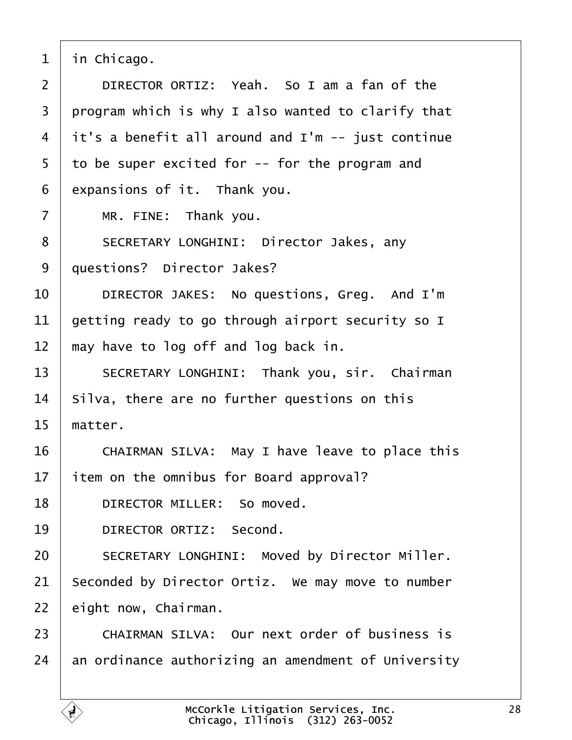in Chicago.

DIRECTOR ORTIZ: Yeah. So I am a fan of the program which is why I also wanted to clarify that it's a benefit all around and I'm -- just continue to be super excited for -- for the program and expansions of it. Thank you.

MR. FINE: Thank you.

SECRETARY LONGHINI: Director Jakes, any questions? Director Jakes?

DIRECTOR JAKES: No questions, Greg. And I'm getting ready to go through airport security so I may have to log off and log back in.

SECRETARY LONGHINI: Thank you, sir. Chairman Silva, there are no further questions on this matter.

CHAIRMAN SILVA: May I have leave to place this item on the omnibus for Board approval?

DIRECTOR MILLER: So moved.

DIRECTOR ORTIZ: Second.

SECRETARY LONGHINI: Moved by Director Miller. Seconded by Director Ortiz. We may move to number eight now, Chairman.

CHAIRMAN SILVA: Our next order of business is an ordinance authorizing an amendment of University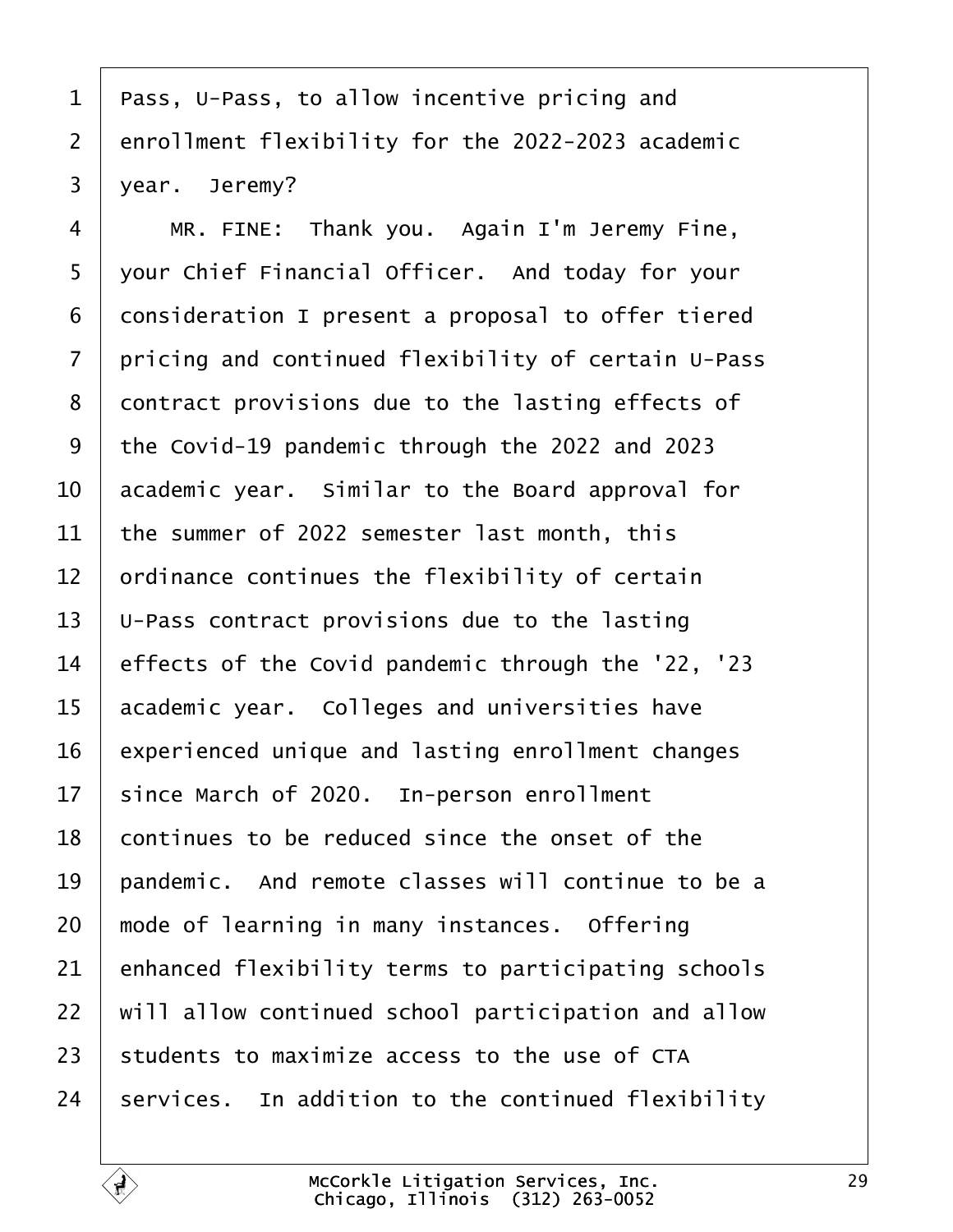1 Pass, U-Pass, to allow incentive pricing and
2 enrollment flexibility for the 2022-2023 academic
3 year. Jeremy?

4 MR. FINE: Thank you. Again I'm Jeremy Fine,
5 your Chief Financial Officer. And today for your
6 consideration I present a proposal to offer tiered
7 pricing and continued flexibility of certain U-Pass
8 contract provisions due to the lasting effects of
9 the Covid-19 pandemic through the 2022 and 2023
10 academic year. Similar to the Board approval for
11 the summer of 2022 semester last month, this
12 ordinance continues the flexibility of certain
13 U-Pass contract provisions due to the lasting
14 effects of the Covid pandemic through the '22, '23
15 academic year. Colleges and universities have
16 experienced unique and lasting enrollment changes
17 since March of 2020. In-person enrollment
18 continues to be reduced since the onset of the
19 pandemic. And remote classes will continue to be a
20 mode of learning in many instances. Offering
21 enhanced flexibility terms to participating schools
22 will allow continued school participation and allow
23 students to maximize access to the use of CTA
24 services. In addition to the continued flexibility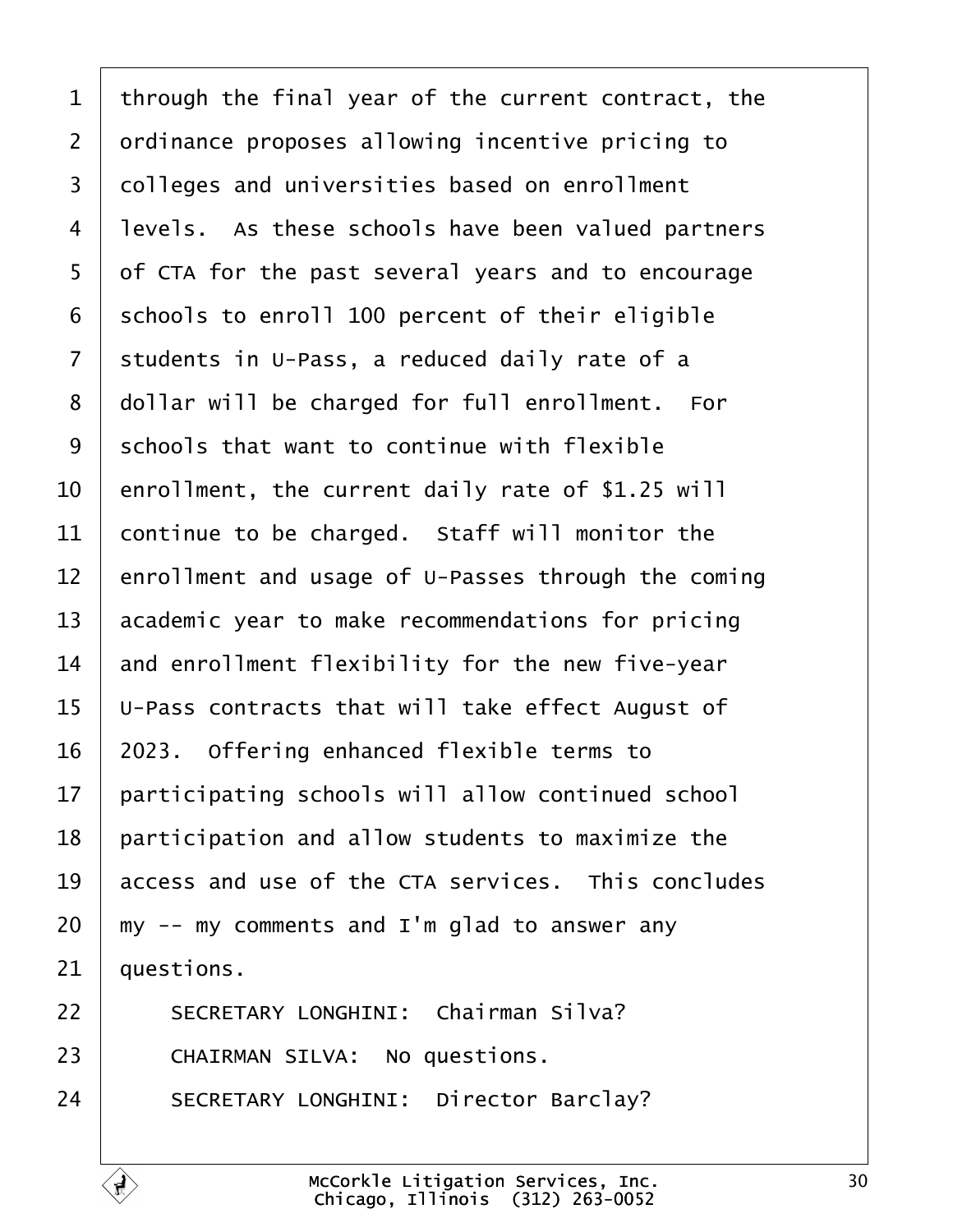through the final year of the current contract, the ordinance proposes allowing incentive pricing to colleges and universities based on enrollment levels. As these schools have been valued partners of CTA for the past several years and to encourage schools to enroll 100 percent of their eligible students in U-Pass, a reduced daily rate of a dollar will be charged for full enrollment. For schools that want to continue with flexible enrollment, the current daily rate of $1.25 will continue to be charged. Staff will monitor the enrollment and usage of U-Passes through the coming academic year to make recommendations for pricing and enrollment flexibility for the new five-year U-Pass contracts that will take effect August of 2023. Offering enhanced flexible terms to participating schools will allow continued school participation and allow students to maximize the access and use of the CTA services. This concludes my -- my comments and I'm glad to answer any questions.

SECRETARY LONGHINI: Chairman Silva?

CHAIRMAN SILVA: No questions.

SECRETARY LONGHINI: Director Barclay?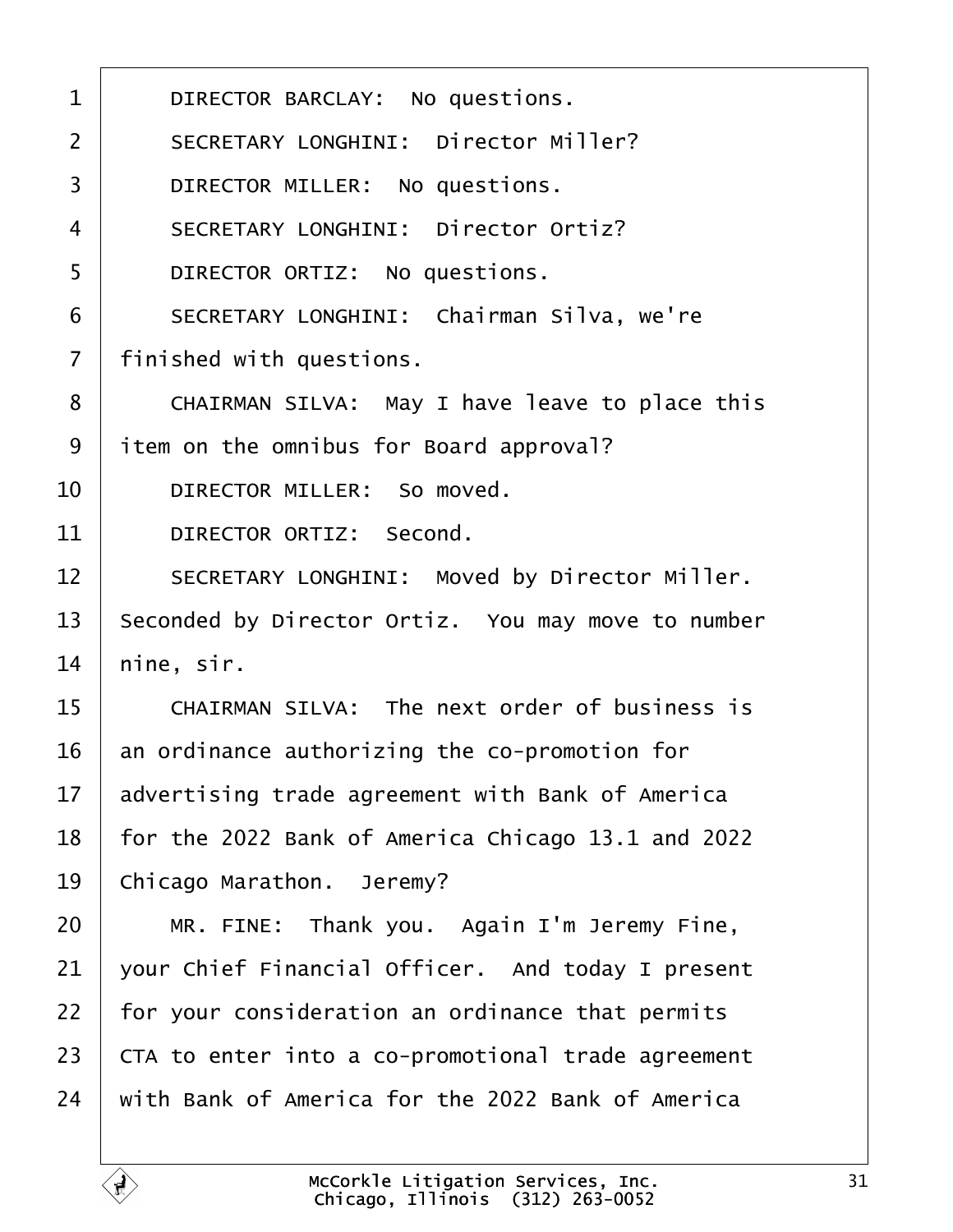DIRECTOR BARCLAY: No questions.

SECRETARY LONGHINI: Director Miller?

DIRECTOR MILLER: No questions.

SECRETARY LONGHINI: Director Ortiz?

DIRECTOR ORTIZ: No questions.

SECRETARY LONGHINI: Chairman Silva, we're finished with questions.

CHAIRMAN SILVA: May I have leave to place this item on the omnibus for Board approval?

DIRECTOR MILLER: So moved.

DIRECTOR ORTIZ: Second.

SECRETARY LONGHINI: Moved by Director Miller. Seconded by Director Ortiz. You may move to number nine, sir.

CHAIRMAN SILVA: The next order of business is an ordinance authorizing the co-promotion for advertising trade agreement with Bank of America for the 2022 Bank of America Chicago 13.1 and 2022 Chicago Marathon. Jeremy?

MR. FINE: Thank you. Again I'm Jeremy Fine, your Chief Financial Officer. And today I present for your consideration an ordinance that permits CTA to enter into a co-promotional trade agreement with Bank of America for the 2022 Bank of America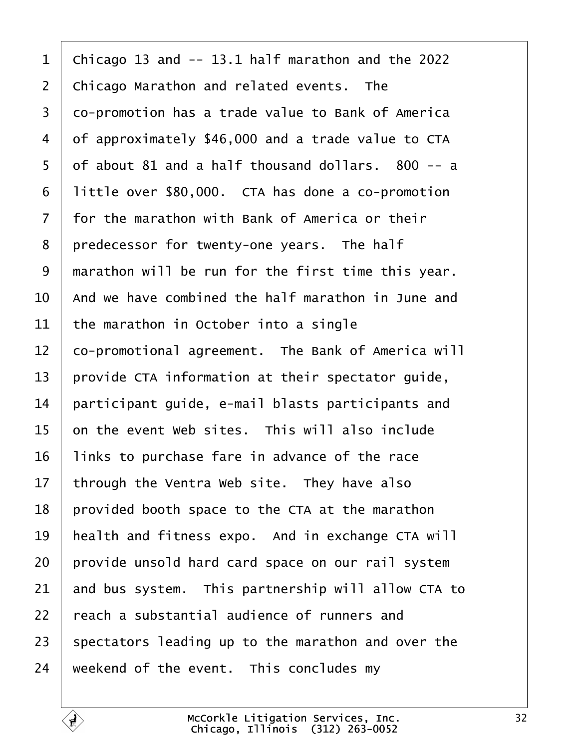1 Chicago 13 and -- 13.1 half marathon and the 2022
2 Chicago Marathon and related events. The
3 co-promotion has a trade value to Bank of America
4 of approximately $46,000 and a trade value to CTA
5 of about 81 and a half thousand dollars. 800 -- a
6 little over $80,000. CTA has done a co-promotion
7 for the marathon with Bank of America or their
8 predecessor for twenty-one years. The half
9 marathon will be run for the first time this year.
10 And we have combined the half marathon in June and
11 the marathon in October into a single
12 co-promotional agreement. The Bank of America will
13 provide CTA information at their spectator guide,
14 participant guide, e-mail blasts participants and
15 on the event Web sites. This will also include
16 links to purchase fare in advance of the race
17 through the Ventra Web site. They have also
18 provided booth space to the CTA at the marathon
19 health and fitness expo. And in exchange CTA will
20 provide unsold hard card space on our rail system
21 and bus system. This partnership will allow CTA to
22 reach a substantial audience of runners and
23 spectators leading up to the marathon and over the
24 weekend of the event. This concludes my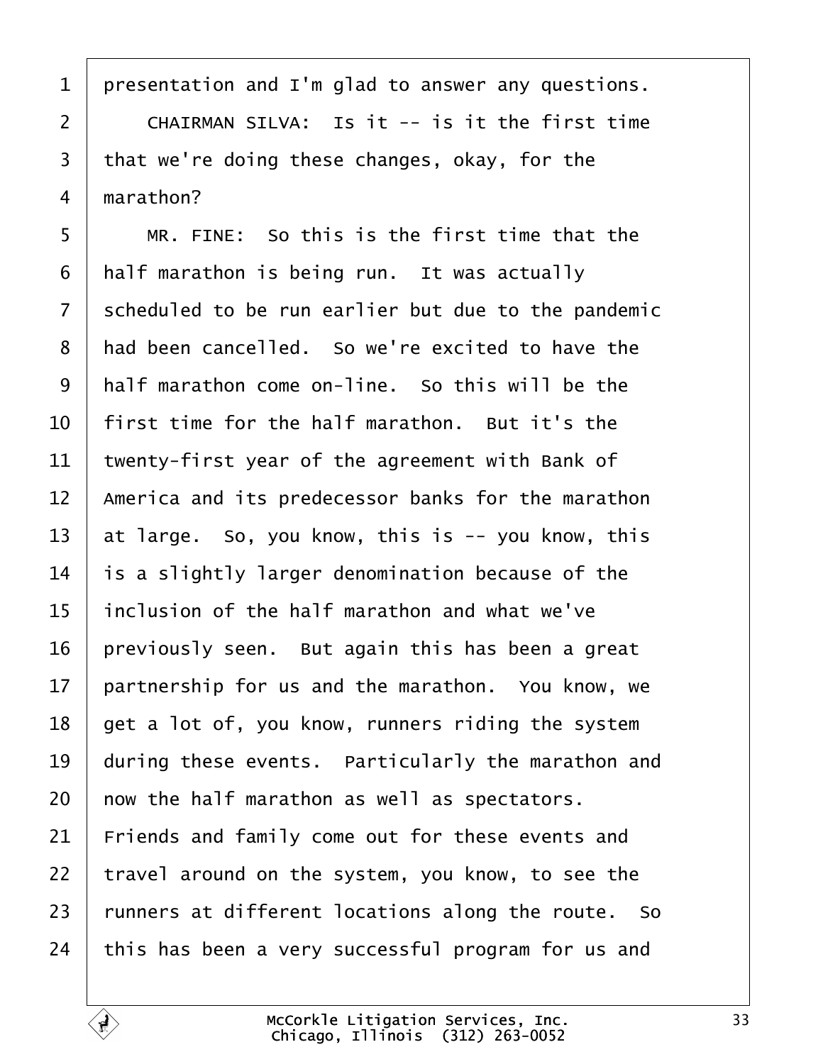presentation and I'm glad to answer any questions.

CHAIRMAN SILVA: Is it -- is it the first time that we're doing these changes, okay, for the marathon?

MR. FINE: So this is the first time that the half marathon is being run. It was actually scheduled to be run earlier but due to the pandemic had been cancelled. So we're excited to have the half marathon come on-line. So this will be the first time for the half marathon. But it's the twenty-first year of the agreement with Bank of America and its predecessor banks for the marathon at large. So, you know, this is -- you know, this is a slightly larger denomination because of the inclusion of the half marathon and what we've previously seen. But again this has been a great partnership for us and the marathon. You know, we get a lot of, you know, runners riding the system during these events. Particularly the marathon and now the half marathon as well as spectators. Friends and family come out for these events and travel around on the system, you know, to see the runners at different locations along the route. So this has been a very successful program for us and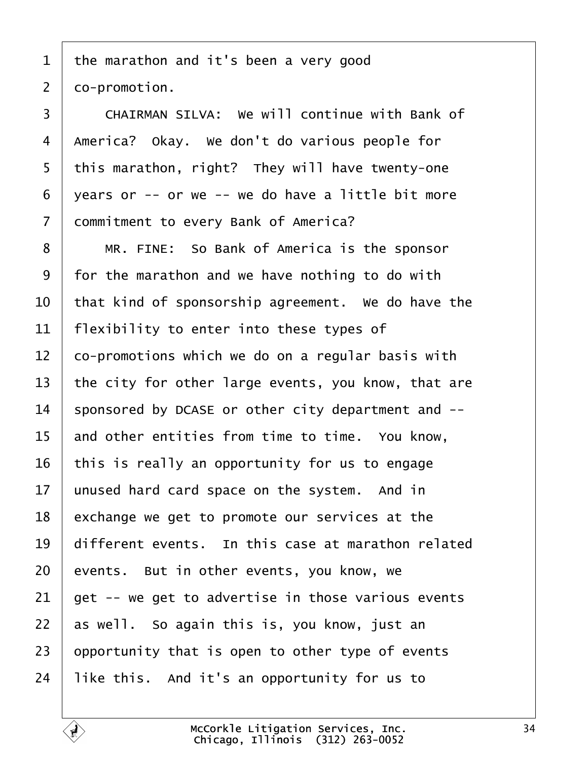1 the marathon and it's been a very good
2 co-promotion.
3 CHAIRMAN SILVA: We will continue with Bank of
4 America? Okay. We don't do various people for
5 this marathon, right? They will have twenty-one
6 years or -- or we -- we do have a little bit more
7 commitment to every Bank of America?
8 MR. FINE: So Bank of America is the sponsor
9 for the marathon and we have nothing to do with
10 that kind of sponsorship agreement. We do have the
11 flexibility to enter into these types of
12 co-promotions which we do on a regular basis with
13 the city for other large events, you know, that are
14 sponsored by DCASE or other city department and --
15 and other entities from time to time. You know,
16 this is really an opportunity for us to engage
17 unused hard card space on the system. And in
18 exchange we get to promote our services at the
19 different events. In this case at marathon related
20 events. But in other events, you know, we
21 get -- we get to advertise in those various events
22 as well. So again this is, you know, just an
23 opportunity that is open to other type of events
24 like this. And it's an opportunity for us to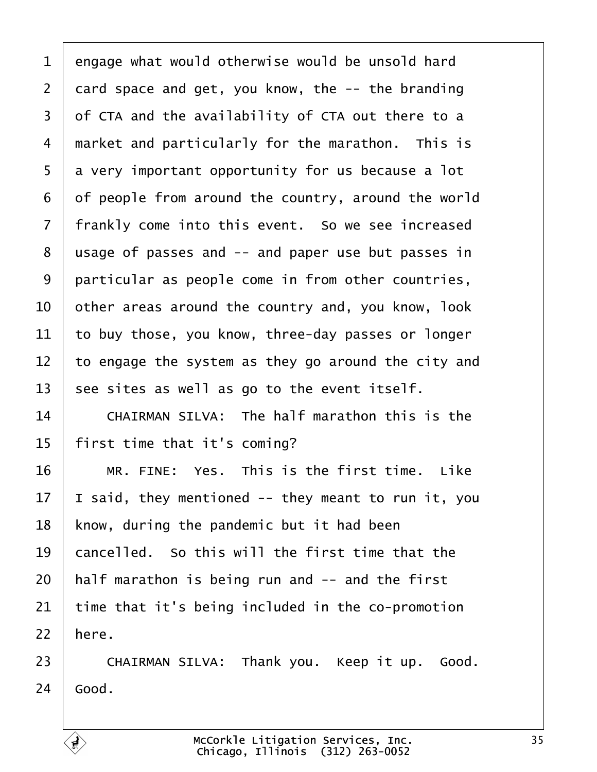engage what would otherwise would be unsold hard card space and get, you know, the -- the branding of CTA and the availability of CTA out there to a market and particularly for the marathon. This is a very important opportunity for us because a lot of people from around the country, around the world frankly come into this event. So we see increased usage of passes and -- and paper use but passes in particular as people come in from other countries, other areas around the country and, you know, look to buy those, you know, three-day passes or longer to engage the system as they go around the city and see sites as well as go to the event itself.

CHAIRMAN SILVA: The half marathon this is the first time that it's coming?

MR. FINE: Yes. This is the first time. Like I said, they mentioned -- they meant to run it, you know, during the pandemic but it had been cancelled. So this will the first time that the half marathon is being run and -- and the first time that it's being included in the co-promotion here.

CHAIRMAN SILVA: Thank you. Keep it up. Good. Good.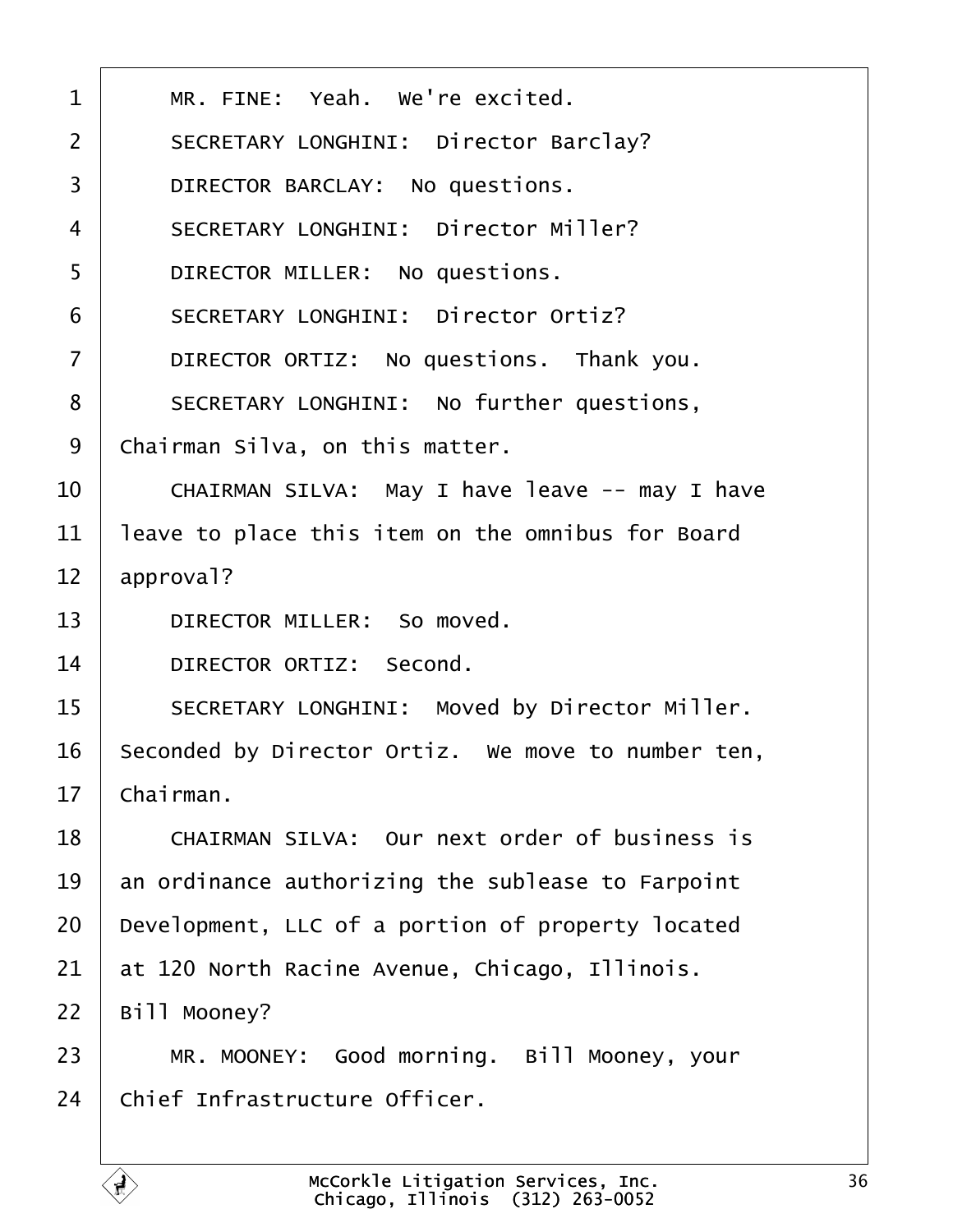1 MR. FINE: Yeah. We're excited.

2 SECRETARY LONGHINI: Director Barclay?

3 DIRECTOR BARCLAY: No questions.

4 SECRETARY LONGHINI: Director Miller?

5 DIRECTOR MILLER: No questions.

6 SECRETARY LONGHINI: Director Ortiz?

7 DIRECTOR ORTIZ: No questions. Thank you.

8 SECRETARY LONGHINI: No further questions,

9 Chairman Silva, on this matter.

10 CHAIRMAN SILVA: May I have leave -- may I have

11 leave to place this item on the omnibus for Board

12 approval?

13 DIRECTOR MILLER: So moved.

14 DIRECTOR ORTIZ: Second.

15 SECRETARY LONGHINI: Moved by Director Miller.

16 Seconded by Director Ortiz. We move to number ten,

17 Chairman.

18 CHAIRMAN SILVA: Our next order of business is

19 an ordinance authorizing the sublease to Farpoint

20 Development, LLC of a portion of property located

21 at 120 North Racine Avenue, Chicago, Illinois.

22 Bill Mooney?

23 MR. MOONEY: Good morning. Bill Mooney, your

24 Chief Infrastructure Officer.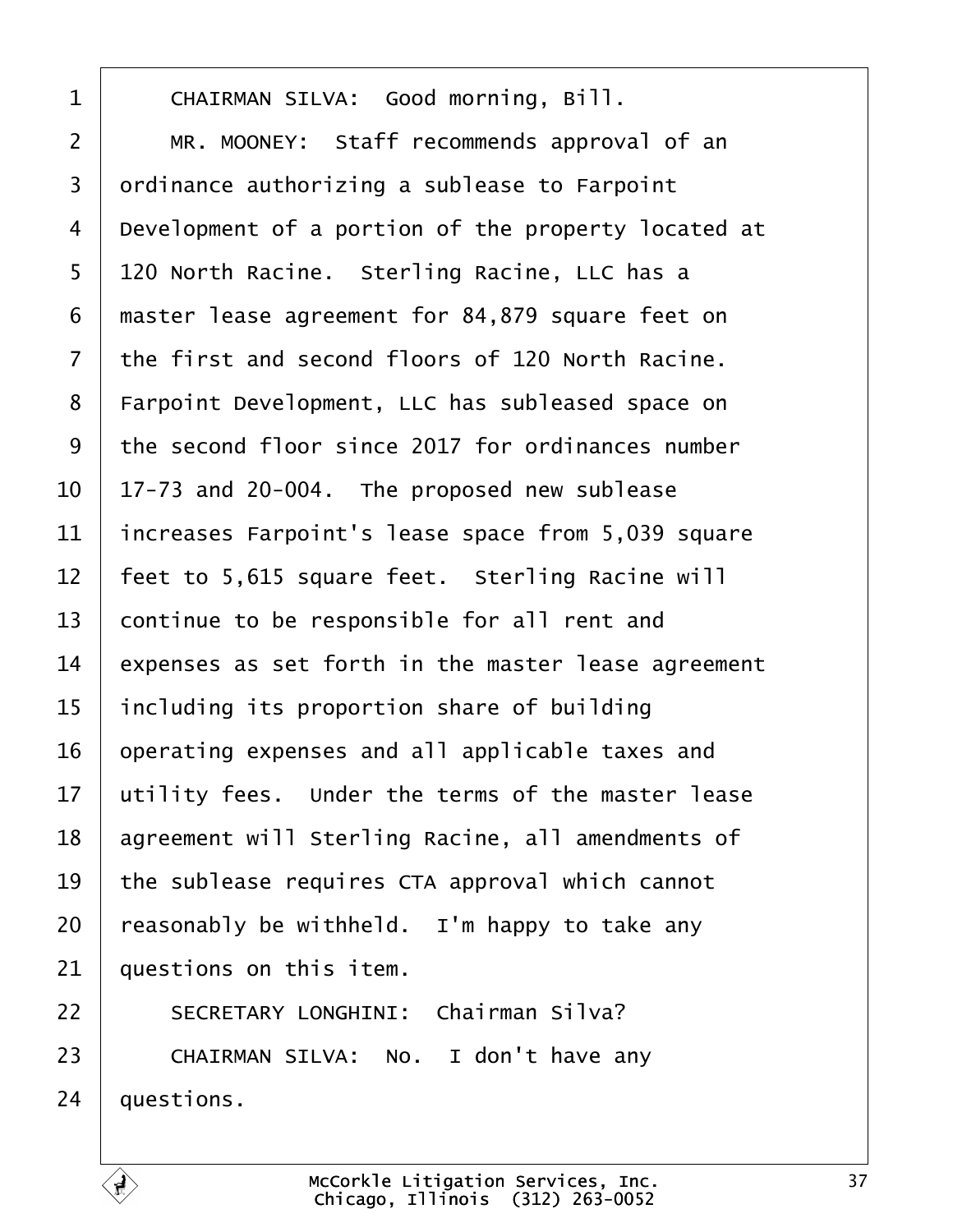CHAIRMAN SILVA: Good morning, Bill.

MR. MOONEY: Staff recommends approval of an ordinance authorizing a sublease to Farpoint Development of a portion of the property located at 120 North Racine. Sterling Racine, LLC has a master lease agreement for 84,879 square feet on the first and second floors of 120 North Racine. Farpoint Development, LLC has subleased space on the second floor since 2017 for ordinances number 17-73 and 20-004. The proposed new sublease increases Farpoint's lease space from 5,039 square feet to 5,615 square feet. Sterling Racine will continue to be responsible for all rent and expenses as set forth in the master lease agreement including its proportion share of building operating expenses and all applicable taxes and utility fees. Under the terms of the master lease agreement will Sterling Racine, all amendments of the sublease requires CTA approval which cannot reasonably be withheld. I'm happy to take any questions on this item.

SECRETARY LONGHINI: Chairman Silva?

CHAIRMAN SILVA: No. I don't have any questions.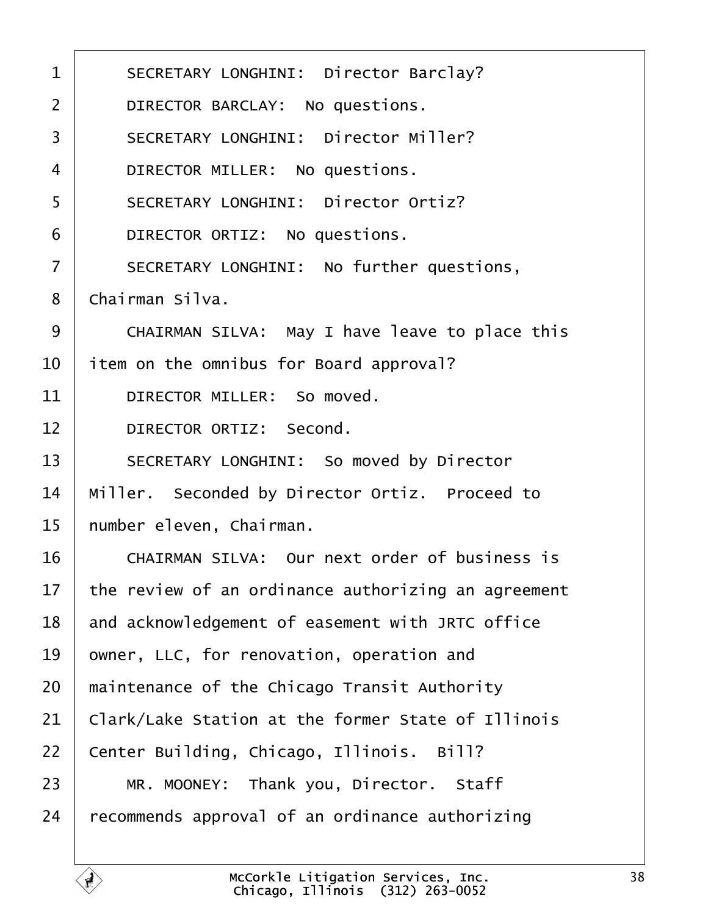SECRETARY LONGHINI: Director Barclay?

DIRECTOR BARCLAY: No questions.

SECRETARY LONGHINI: Director Miller?

DIRECTOR MILLER: No questions.

SECRETARY LONGHINI: Director Ortiz?

DIRECTOR ORTIZ: No questions.

SECRETARY LONGHINI: No further questions, Chairman Silva.

CHAIRMAN SILVA: May I have leave to place this item on the omnibus for Board approval?

DIRECTOR MILLER: So moved.

DIRECTOR ORTIZ: Second.

SECRETARY LONGHINI: So moved by Director Miller. Seconded by Director Ortiz. Proceed to number eleven, Chairman.

CHAIRMAN SILVA: Our next order of business is the review of an ordinance authorizing an agreement and acknowledgement of easement with JRTC office owner, LLC, for renovation, operation and maintenance of the Chicago Transit Authority Clark/Lake Station at the former State of Illinois Center Building, Chicago, Illinois. Bill?

MR. MOONEY: Thank you, Director. Staff recommends approval of an ordinance authorizing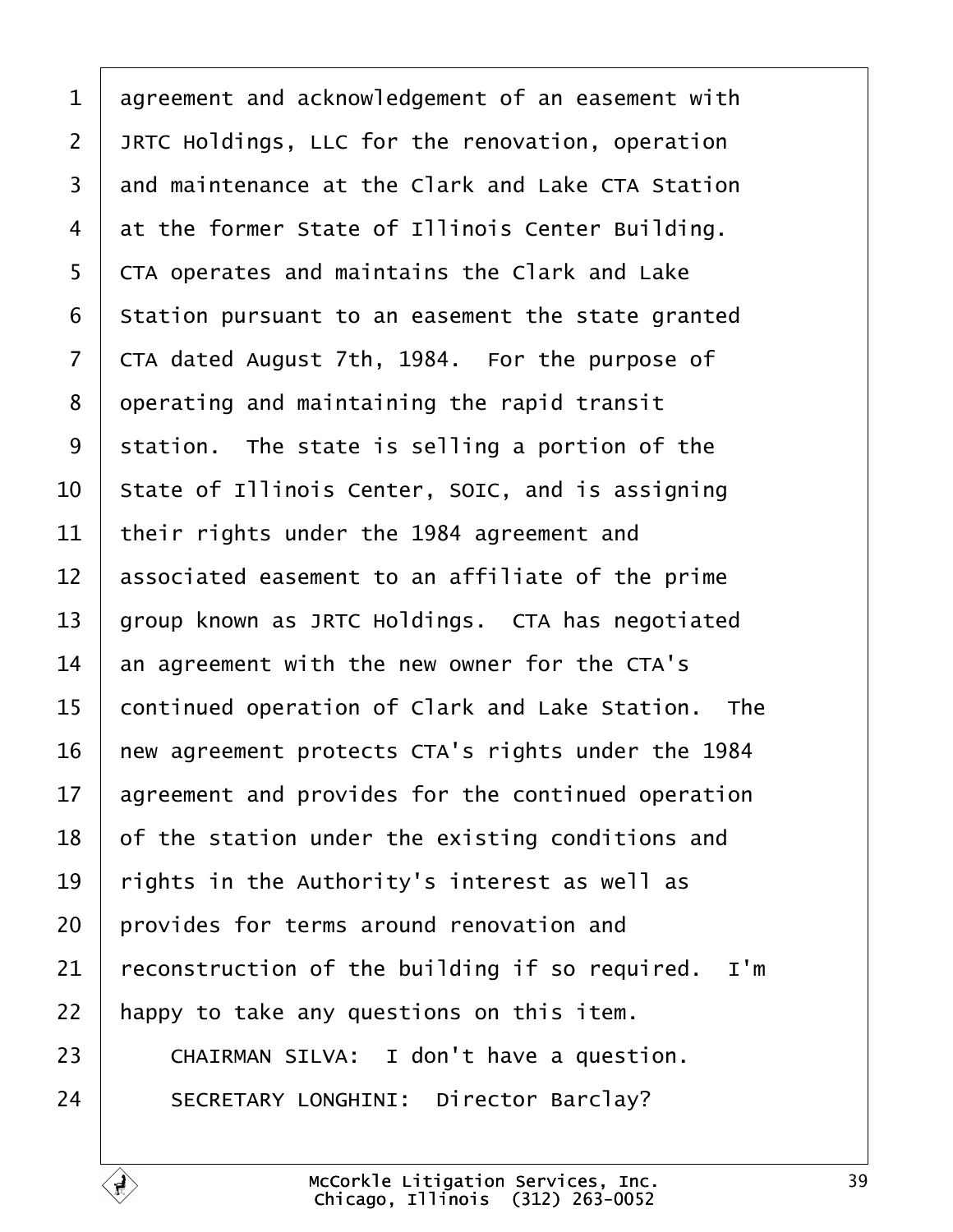agreement and acknowledgement of an easement with JRTC Holdings, LLC for the renovation, operation and maintenance at the Clark and Lake CTA Station at the former State of Illinois Center Building. CTA operates and maintains the Clark and Lake Station pursuant to an easement the state granted CTA dated August 7th, 1984. For the purpose of operating and maintaining the rapid transit station. The state is selling a portion of the State of Illinois Center, SOIC, and is assigning their rights under the 1984 agreement and associated easement to an affiliate of the prime group known as JRTC Holdings. CTA has negotiated an agreement with the new owner for the CTA's continued operation of Clark and Lake Station. The new agreement protects CTA's rights under the 1984 agreement and provides for the continued operation of the station under the existing conditions and rights in the Authority's interest as well as provides for terms around renovation and reconstruction of the building if so required. I'm happy to take any questions on this item.

CHAIRMAN SILVA: I don't have a question.

SECRETARY LONGHINI: Director Barclay?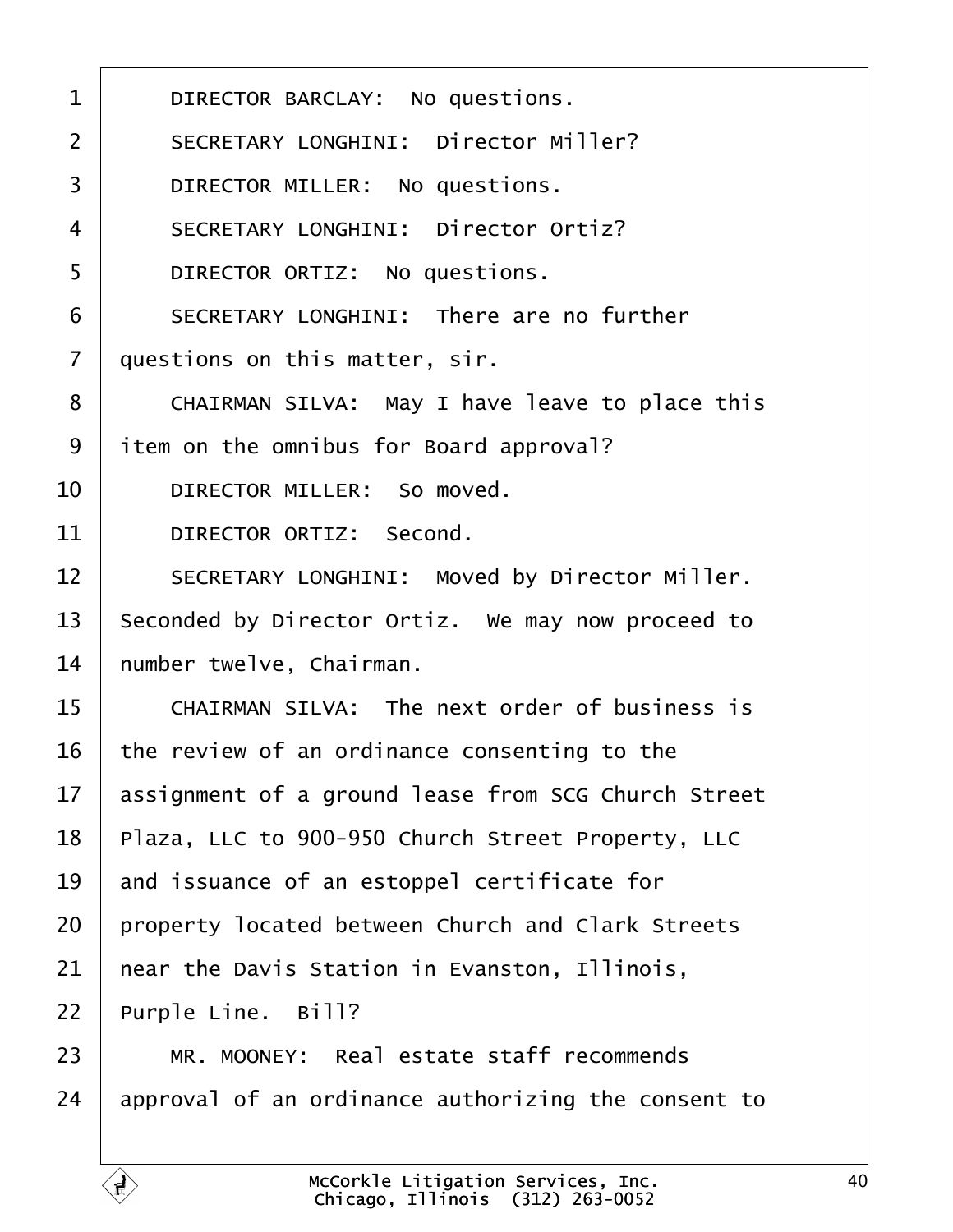1 DIRECTOR BARCLAY: No questions.

2 SECRETARY LONGHINI: Director Miller?

3 DIRECTOR MILLER: No questions.

4 SECRETARY LONGHINI: Director Ortiz?

5 DIRECTOR ORTIZ: No questions.

6 SECRETARY LONGHINI: There are no further

7 questions on this matter, sir.

8 CHAIRMAN SILVA: May I have leave to place this

9 item on the omnibus for Board approval?

10 DIRECTOR MILLER: So moved.

11 DIRECTOR ORTIZ: Second.

12 SECRETARY LONGHINI: Moved by Director Miller.

13 Seconded by Director Ortiz. We may now proceed to

14 number twelve, Chairman.

15 CHAIRMAN SILVA: The next order of business is

16 the review of an ordinance consenting to the

17 assignment of a ground lease from SCG Church Street

18 Plaza, LLC to 900-950 Church Street Property, LLC

19 and issuance of an estoppel certificate for

20 property located between Church and Clark Streets

21 near the Davis Station in Evanston, Illinois,

22 Purple Line. Bill?

23 MR. MOONEY: Real estate staff recommends

24 approval of an ordinance authorizing the consent to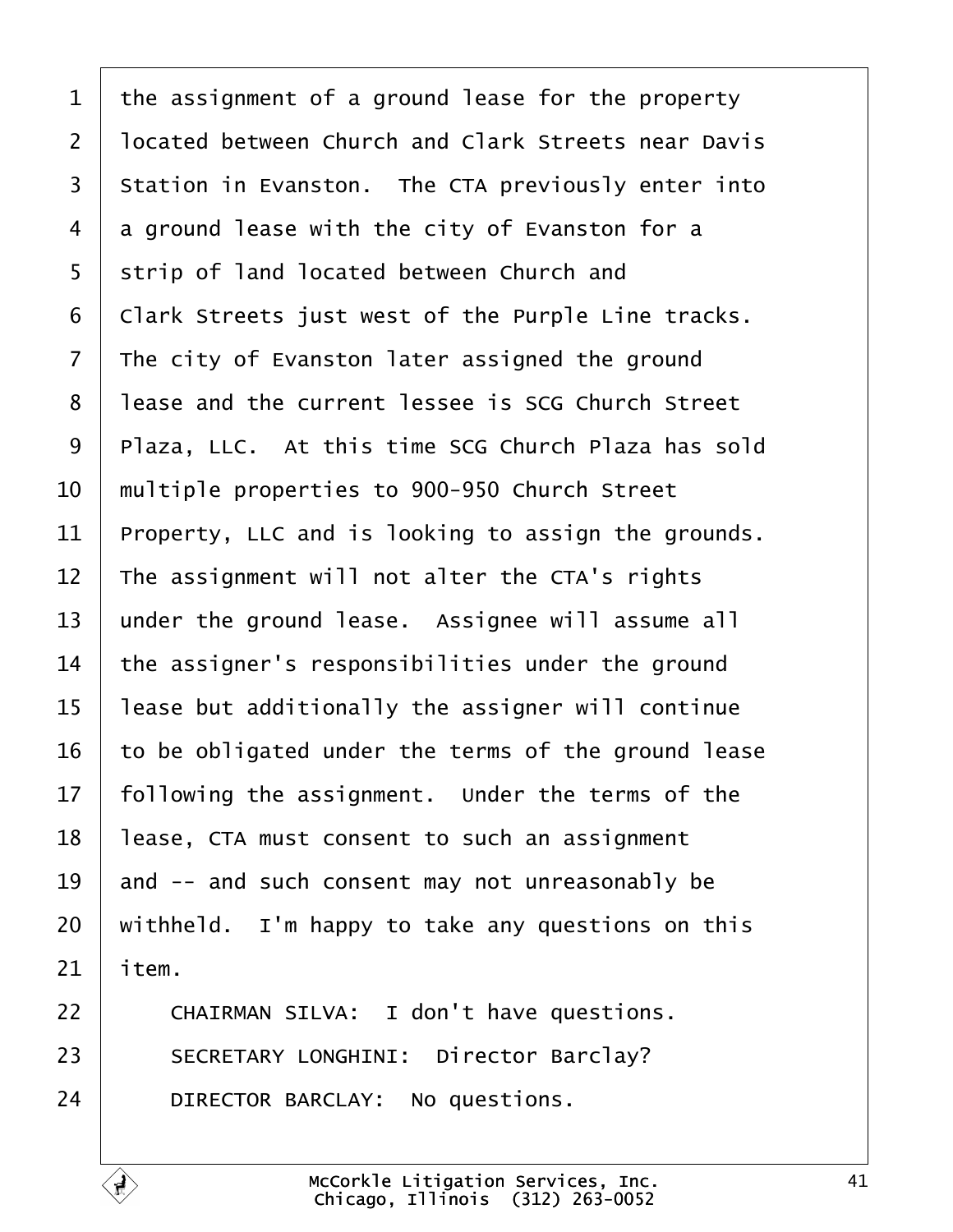the assignment of a ground lease for the property located between Church and Clark Streets near Davis Station in Evanston. The CTA previously enter into a ground lease with the city of Evanston for a strip of land located between Church and Clark Streets just west of the Purple Line tracks. The city of Evanston later assigned the ground lease and the current lessee is SCG Church Street Plaza, LLC. At this time SCG Church Plaza has sold multiple properties to 900-950 Church Street Property, LLC and is looking to assign the grounds. The assignment will not alter the CTA's rights under the ground lease. Assignee will assume all the assigner's responsibilities under the ground lease but additionally the assigner will continue to be obligated under the terms of the ground lease following the assignment. Under the terms of the lease, CTA must consent to such an assignment and -- and such consent may not unreasonably be withheld. I'm happy to take any questions on this item.

CHAIRMAN SILVA: I don't have questions.

SECRETARY LONGHINI: Director Barclay?

DIRECTOR BARCLAY: No questions.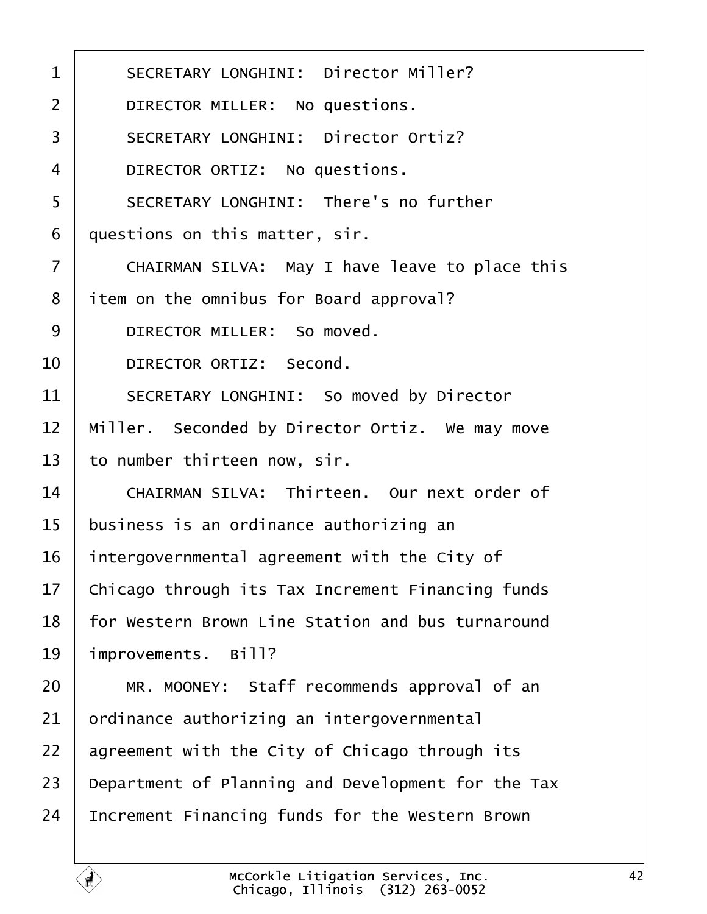SECRETARY LONGHINI: Director Miller?

DIRECTOR MILLER: No questions.

SECRETARY LONGHINI: Director Ortiz?

DIRECTOR ORTIZ: No questions.

SECRETARY LONGHINI: There's no further questions on this matter, sir.

CHAIRMAN SILVA: May I have leave to place this item on the omnibus for Board approval?

DIRECTOR MILLER: So moved.

DIRECTOR ORTIZ: Second.

SECRETARY LONGHINI: So moved by Director Miller. Seconded by Director Ortiz. We may move to number thirteen now, sir.

CHAIRMAN SILVA: Thirteen. Our next order of business is an ordinance authorizing an intergovernmental agreement with the City of Chicago through its Tax Increment Financing funds for Western Brown Line Station and bus turnaround improvements. Bill?

MR. MOONEY: Staff recommends approval of an ordinance authorizing an intergovernmental agreement with the City of Chicago through its Department of Planning and Development for the Tax Increment Financing funds for the Western Brown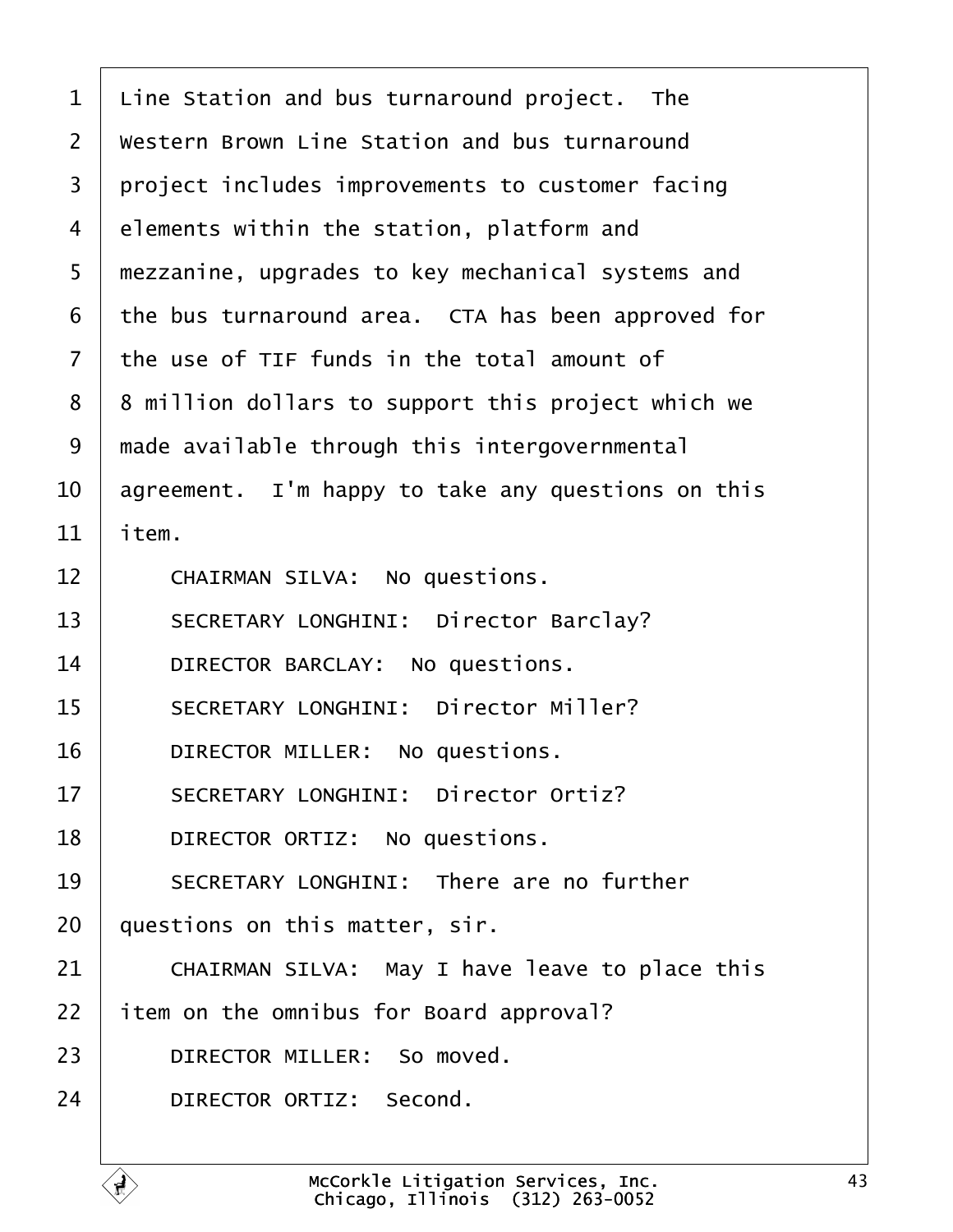Line Station and bus turnaround project. The Western Brown Line Station and bus turnaround project includes improvements to customer facing elements within the station, platform and mezzanine, upgrades to key mechanical systems and the bus turnaround area. CTA has been approved for the use of TIF funds in the total amount of 8 million dollars to support this project which we made available through this intergovernmental agreement. I'm happy to take any questions on this item.

CHAIRMAN SILVA: No questions.

SECRETARY LONGHINI: Director Barclay?

DIRECTOR BARCLAY: No questions.

SECRETARY LONGHINI: Director Miller?

DIRECTOR MILLER: No questions.

SECRETARY LONGHINI: Director Ortiz?

DIRECTOR ORTIZ: No questions.

SECRETARY LONGHINI: There are no further questions on this matter, sir.

CHAIRMAN SILVA: May I have leave to place this item on the omnibus for Board approval?

DIRECTOR MILLER: So moved.

DIRECTOR ORTIZ: Second.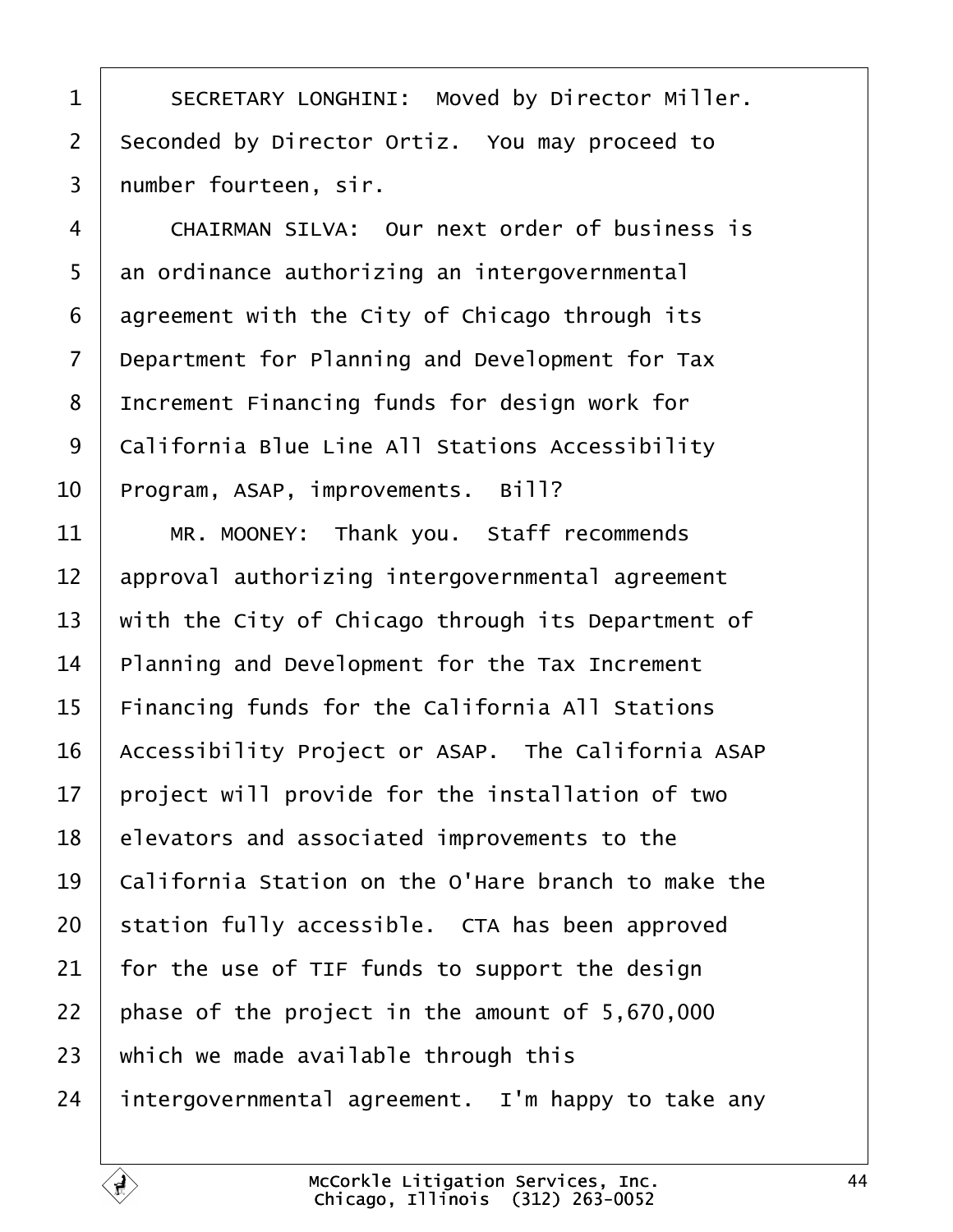SECRETARY LONGHINI: Moved by Director Miller. Seconded by Director Ortiz. You may proceed to number fourteen, sir.

CHAIRMAN SILVA: Our next order of business is an ordinance authorizing an intergovernmental agreement with the City of Chicago through its Department for Planning and Development for Tax Increment Financing funds for design work for California Blue Line All Stations Accessibility Program, ASAP, improvements. Bill?

MR. MOONEY: Thank you. Staff recommends approval authorizing intergovernmental agreement with the City of Chicago through its Department of Planning and Development for the Tax Increment Financing funds for the California All Stations Accessibility Project or ASAP. The California ASAP project will provide for the installation of two elevators and associated improvements to the California Station on the O'Hare branch to make the station fully accessible. CTA has been approved for the use of TIF funds to support the design phase of the project in the amount of 5,670,000 which we made available through this intergovernmental agreement. I'm happy to take any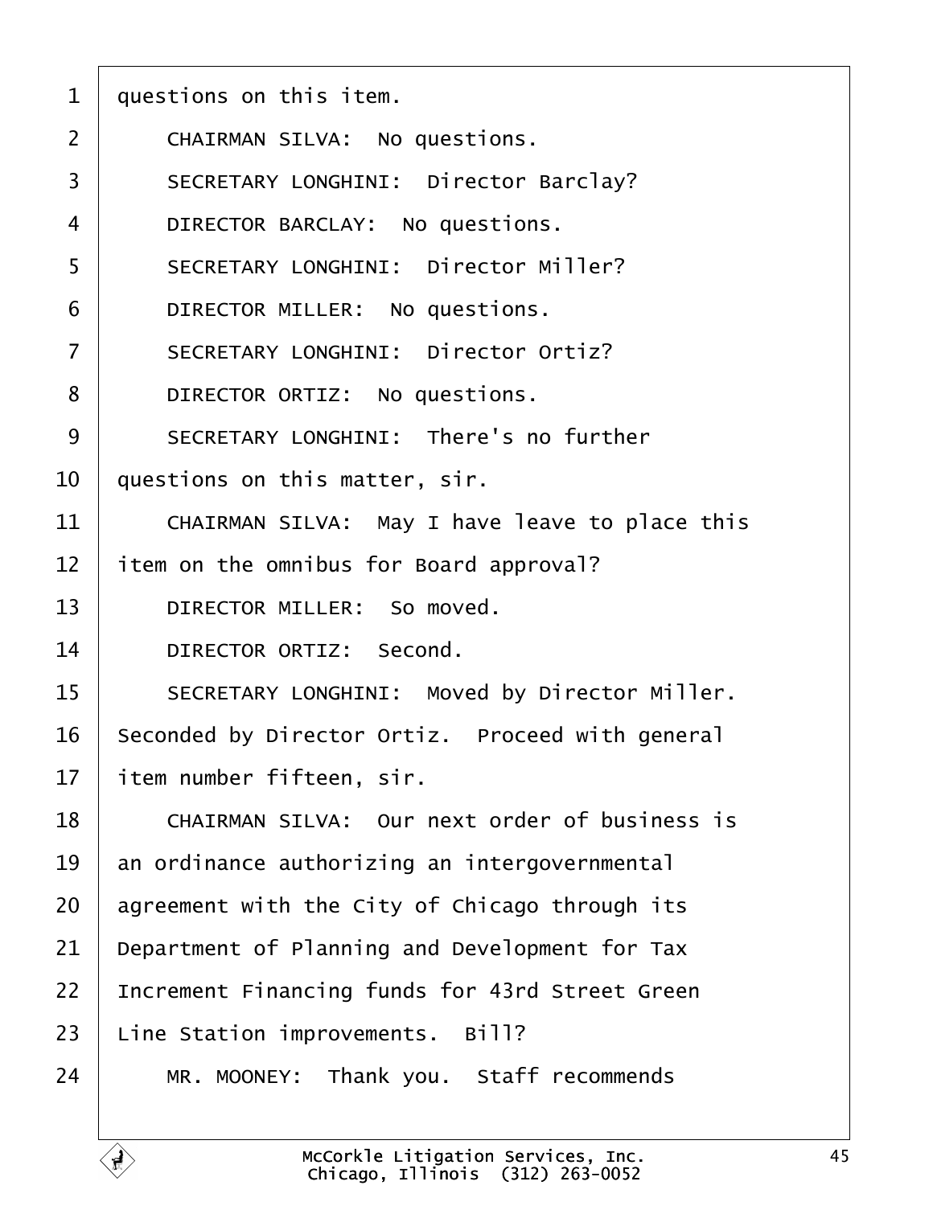questions on this item.

CHAIRMAN SILVA: No questions.

SECRETARY LONGHINI: Director Barclay?

DIRECTOR BARCLAY: No questions.

SECRETARY LONGHINI: Director Miller?

DIRECTOR MILLER: No questions.

SECRETARY LONGHINI: Director Ortiz?

DIRECTOR ORTIZ: No questions.

SECRETARY LONGHINI: There's no further questions on this matter, sir.

CHAIRMAN SILVA: May I have leave to place this item on the omnibus for Board approval?

DIRECTOR MILLER: So moved.

DIRECTOR ORTIZ: Second.

SECRETARY LONGHINI: Moved by Director Miller. Seconded by Director Ortiz. Proceed with general item number fifteen, sir.

CHAIRMAN SILVA: Our next order of business is an ordinance authorizing an intergovernmental agreement with the City of Chicago through its Department of Planning and Development for Tax Increment Financing funds for 43rd Street Green Line Station improvements. Bill?

MR. MOONEY: Thank you. Staff recommends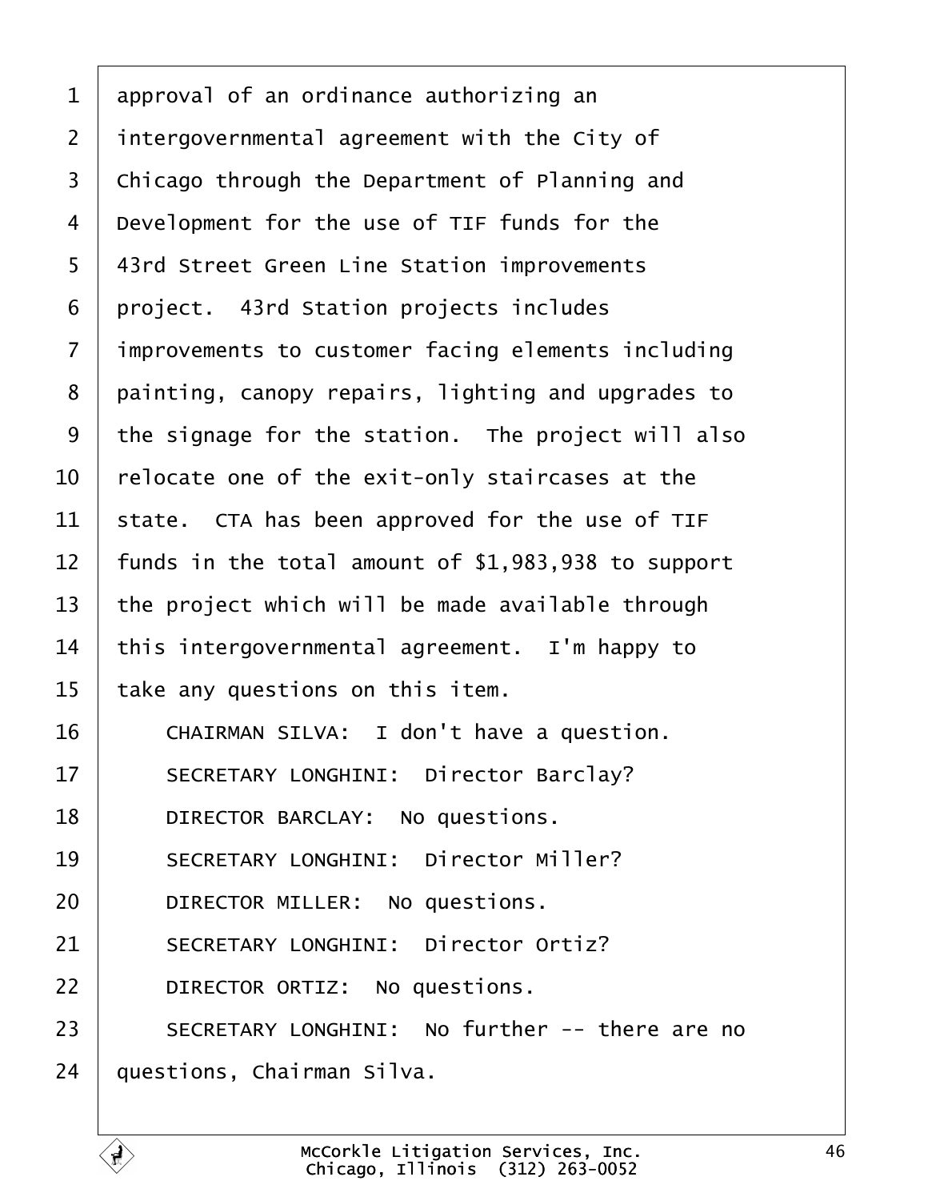approval of an ordinance authorizing an
intergovernmental agreement with the City of
Chicago through the Department of Planning and
Development for the use of TIF funds for the
43rd Street Green Line Station improvements
project. 43rd Station projects includes
improvements to customer facing elements including
painting, canopy repairs, lighting and upgrades to
the signage for the station. The project will also
relocate one of the exit-only staircases at the
state. CTA has been approved for the use of TIF
funds in the total amount of $1,983,938 to support
the project which will be made available through
this intergovernmental agreement. I'm happy to
take any questions on this item.

CHAIRMAN SILVA: I don't have a question.

SECRETARY LONGHINI: Director Barclay?

DIRECTOR BARCLAY: No questions.

SECRETARY LONGHINI: Director Miller?

DIRECTOR MILLER: No questions.

SECRETARY LONGHINI: Director Ortiz?

DIRECTOR ORTIZ: No questions.

SECRETARY LONGHINI: No further -- there are no
questions, Chairman Silva.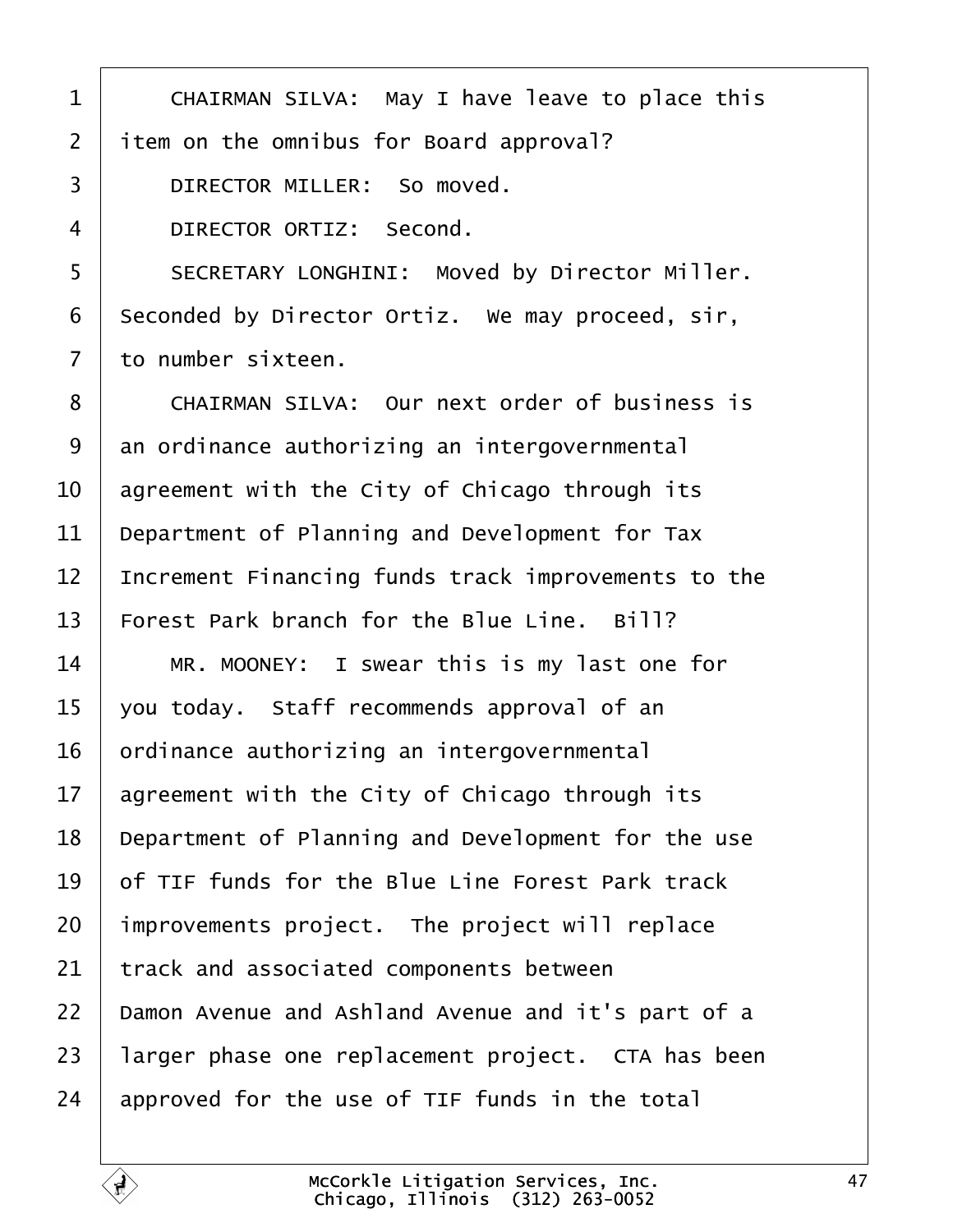CHAIRMAN SILVA: May I have leave to place this item on the omnibus for Board approval?

DIRECTOR MILLER: So moved.

DIRECTOR ORTIZ: Second.

SECRETARY LONGHINI: Moved by Director Miller. Seconded by Director Ortiz. We may proceed, sir, to number sixteen.

CHAIRMAN SILVA: Our next order of business is an ordinance authorizing an intergovernmental agreement with the City of Chicago through its Department of Planning and Development for Tax Increment Financing funds track improvements to the Forest Park branch for the Blue Line. Bill?

MR. MOONEY: I swear this is my last one for you today. Staff recommends approval of an ordinance authorizing an intergovernmental agreement with the City of Chicago through its Department of Planning and Development for the use of TIF funds for the Blue Line Forest Park track improvements project. The project will replace track and associated components between Damon Avenue and Ashland Avenue and it's part of a larger phase one replacement project. CTA has been approved for the use of TIF funds in the total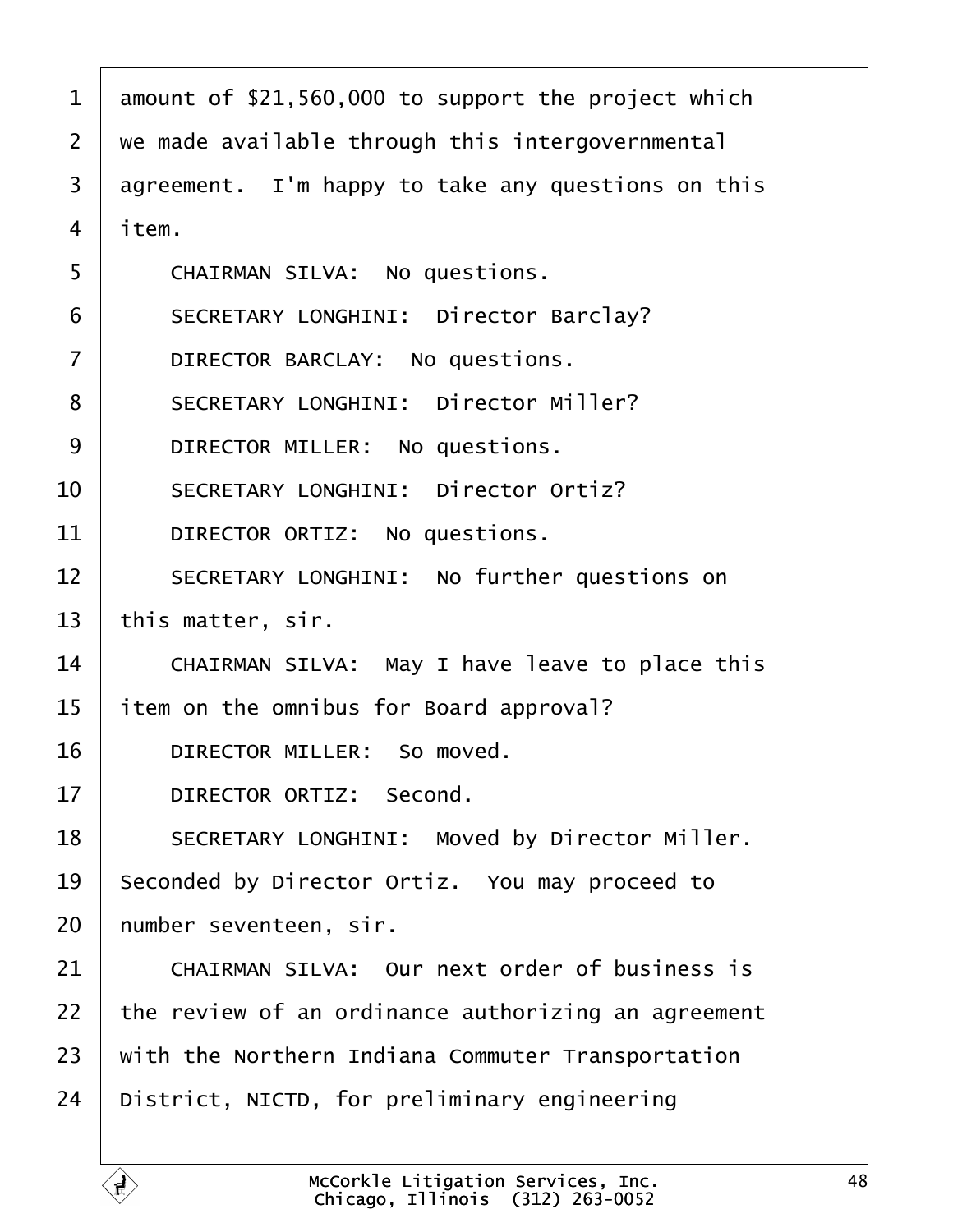1 amount of $21,560,000 to support the project which
2 we made available through this intergovernmental
3 agreement. I'm happy to take any questions on this
4 item.

5 CHAIRMAN SILVA: No questions.

6 SECRETARY LONGHINI: Director Barclay?

7 DIRECTOR BARCLAY: No questions.

8 SECRETARY LONGHINI: Director Miller?

9 DIRECTOR MILLER: No questions.

10 SECRETARY LONGHINI: Director Ortiz?

11 DIRECTOR ORTIZ: No questions.

12 SECRETARY LONGHINI: No further questions on
13 this matter, sir.

14 CHAIRMAN SILVA: May I have leave to place this
15 item on the omnibus for Board approval?

16 DIRECTOR MILLER: So moved.

17 DIRECTOR ORTIZ: Second.

18 SECRETARY LONGHINI: Moved by Director Miller.
19 Seconded by Director Ortiz. You may proceed to
20 number seventeen, sir.

21 CHAIRMAN SILVA: Our next order of business is
22 the review of an ordinance authorizing an agreement
23 with the Northern Indiana Commuter Transportation
24 District, NICTD, for preliminary engineering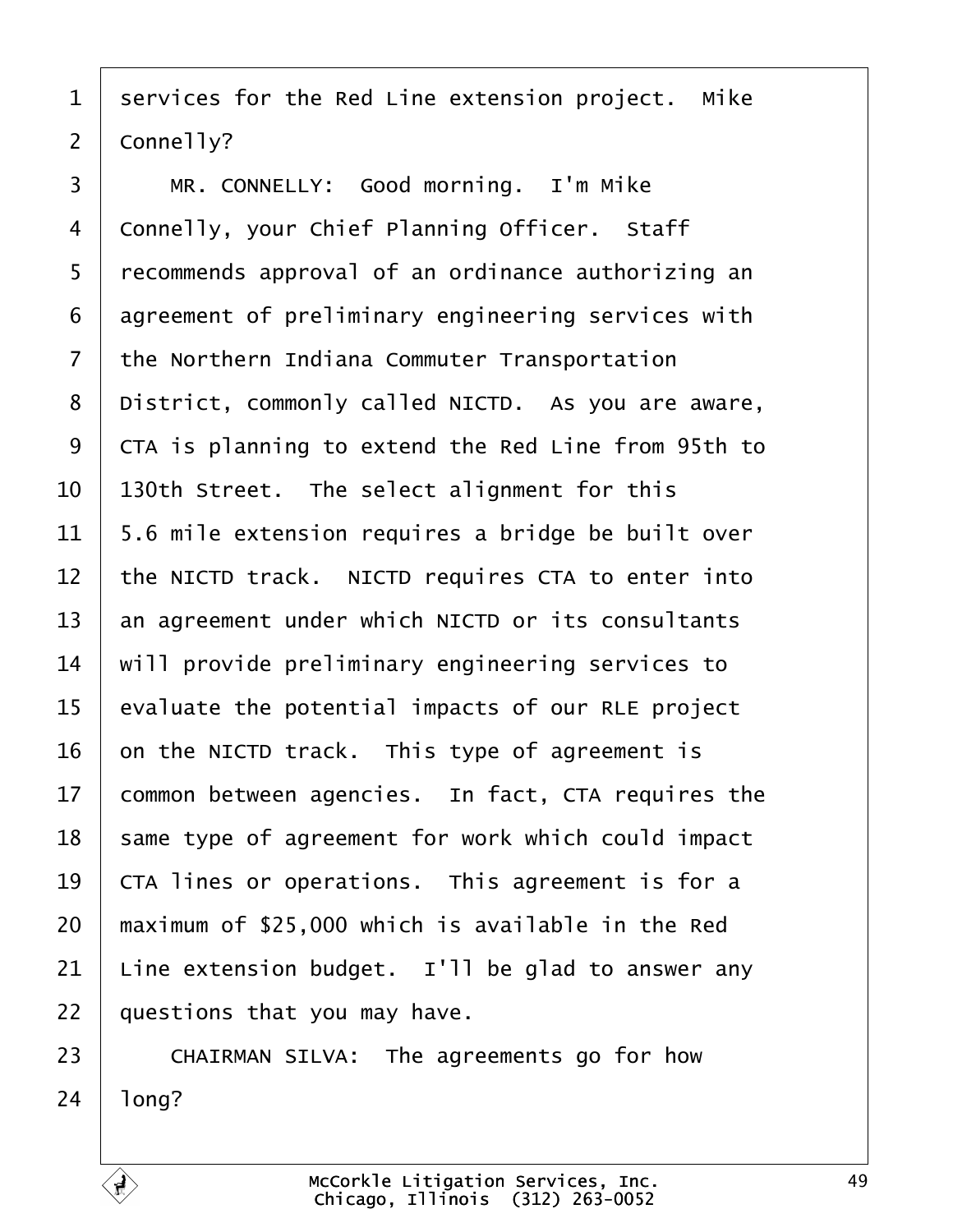services for the Red Line extension project. Mike Connelly?

MR. CONNELLY: Good morning. I'm Mike Connelly, your Chief Planning Officer. Staff recommends approval of an ordinance authorizing an agreement of preliminary engineering services with the Northern Indiana Commuter Transportation District, commonly called NICTD. As you are aware, CTA is planning to extend the Red Line from 95th to 130th Street. The select alignment for this 5.6 mile extension requires a bridge be built over the NICTD track. NICTD requires CTA to enter into an agreement under which NICTD or its consultants will provide preliminary engineering services to evaluate the potential impacts of our RLE project on the NICTD track. This type of agreement is common between agencies. In fact, CTA requires the same type of agreement for work which could impact CTA lines or operations. This agreement is for a maximum of $25,000 which is available in the Red Line extension budget. I'll be glad to answer any questions that you may have.

CHAIRMAN SILVA: The agreements go for how long?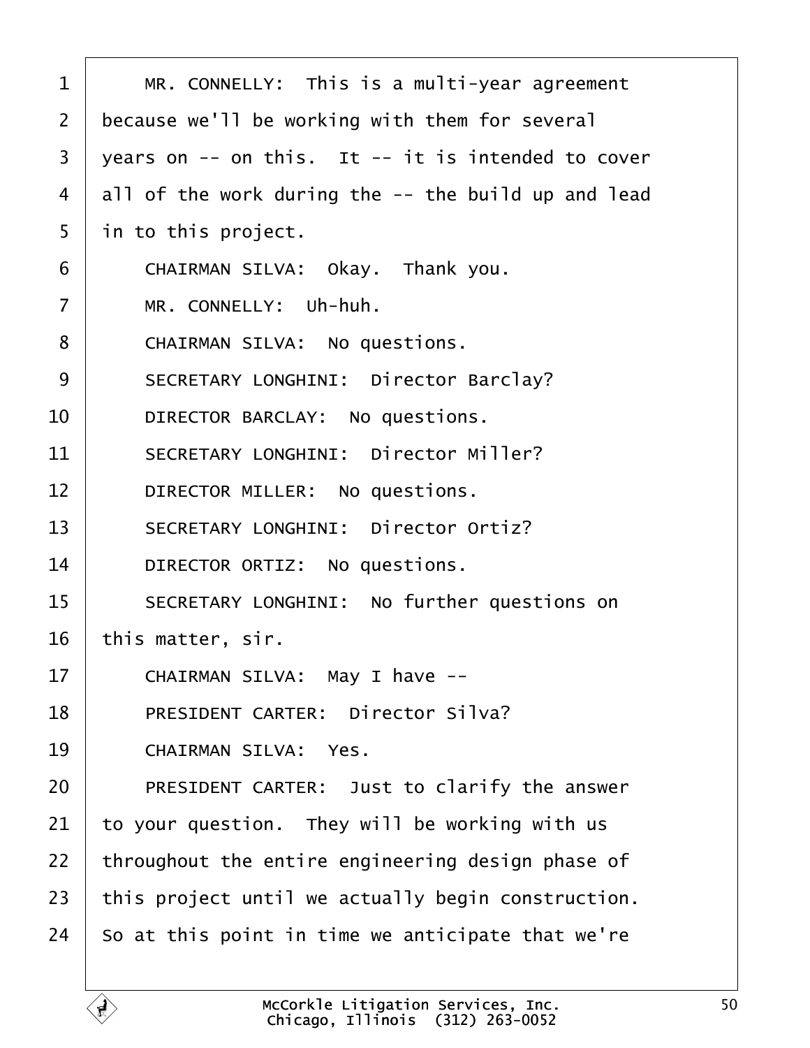1 MR. CONNELLY: This is a multi-year agreement
2 because we'll be working with them for several
3 years on -- on this. It -- it is intended to cover
4 all of the work during the -- the build up and lead
5 in to this project.
6 CHAIRMAN SILVA: Okay. Thank you.
7 MR. CONNELLY: Uh-huh.
8 CHAIRMAN SILVA: No questions.
9 SECRETARY LONGHINI: Director Barclay?
10 DIRECTOR BARCLAY: No questions.
11 SECRETARY LONGHINI: Director Miller?
12 DIRECTOR MILLER: No questions.
13 SECRETARY LONGHINI: Director Ortiz?
14 DIRECTOR ORTIZ: No questions.
15 SECRETARY LONGHINI: No further questions on
16 this matter, sir.
17 CHAIRMAN SILVA: May I have --
18 PRESIDENT CARTER: Director Silva?
19 CHAIRMAN SILVA: Yes.
20 PRESIDENT CARTER: Just to clarify the answer
21 to your question. They will be working with us
22 throughout the entire engineering design phase of
23 this project until we actually begin construction.
24 So at this point in time we anticipate that we're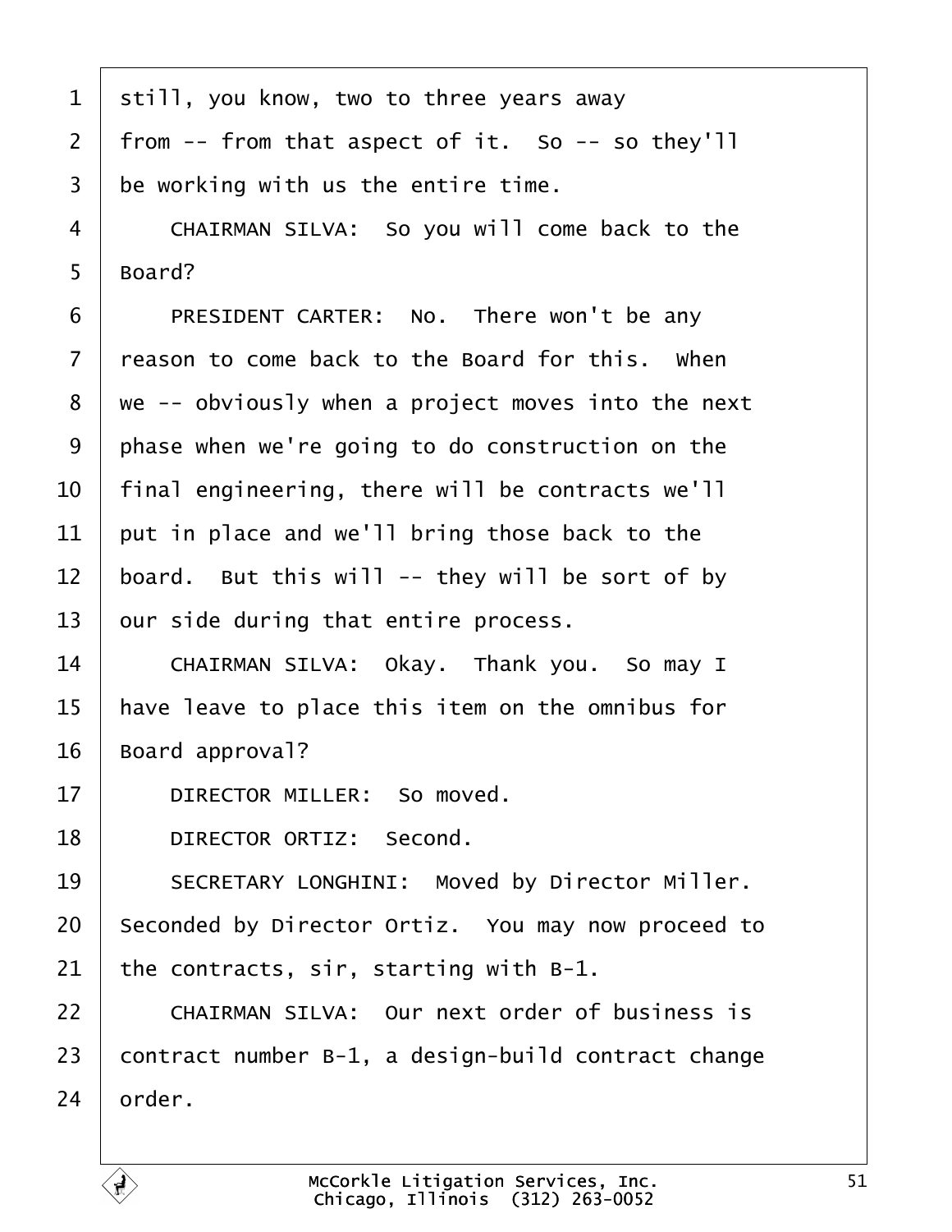still, you know, two to three years away from -- from that aspect of it. So -- so they'll be working with us the entire time.

CHAIRMAN SILVA: So you will come back to the Board?

PRESIDENT CARTER: No. There won't be any reason to come back to the Board for this. When we -- obviously when a project moves into the next phase when we're going to do construction on the final engineering, there will be contracts we'll put in place and we'll bring those back to the board. But this will -- they will be sort of by our side during that entire process.

CHAIRMAN SILVA: Okay. Thank you. So may I have leave to place this item on the omnibus for Board approval?

DIRECTOR MILLER: So moved.

DIRECTOR ORTIZ: Second.

SECRETARY LONGHINI: Moved by Director Miller. Seconded by Director Ortiz. You may now proceed to the contracts, sir, starting with B-1.

CHAIRMAN SILVA: Our next order of business is contract number B-1, a design-build contract change order.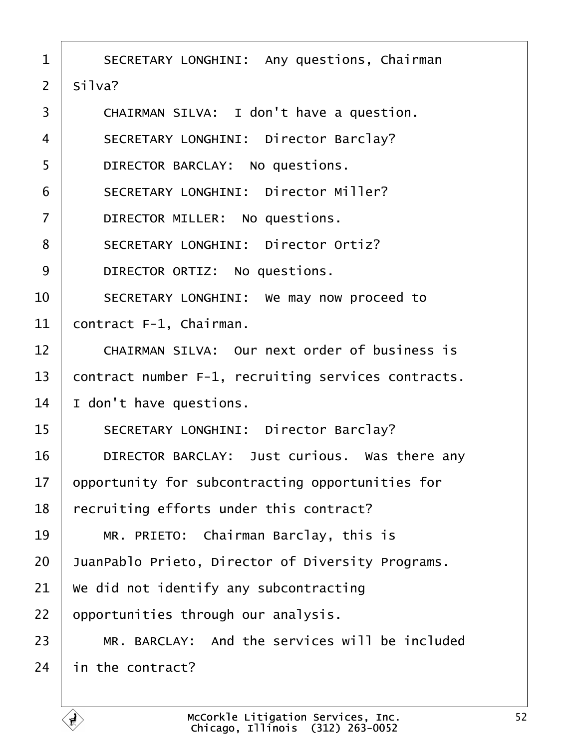SECRETARY LONGHINI: Any questions, Chairman Silva?

CHAIRMAN SILVA: I don't have a question.

SECRETARY LONGHINI: Director Barclay?

DIRECTOR BARCLAY: No questions.

SECRETARY LONGHINI: Director Miller?

DIRECTOR MILLER: No questions.

SECRETARY LONGHINI: Director Ortiz?

DIRECTOR ORTIZ: No questions.

SECRETARY LONGHINI: We may now proceed to contract F-1, Chairman.

CHAIRMAN SILVA: Our next order of business is contract number F-1, recruiting services contracts. I don't have questions.

SECRETARY LONGHINI: Director Barclay?

DIRECTOR BARCLAY: Just curious. Was there any opportunity for subcontracting opportunities for recruiting efforts under this contract?

MR. PRIETO: Chairman Barclay, this is JuanPablo Prieto, Director of Diversity Programs. We did not identify any subcontracting opportunities through our analysis.

MR. BARCLAY: And the services will be included in the contract?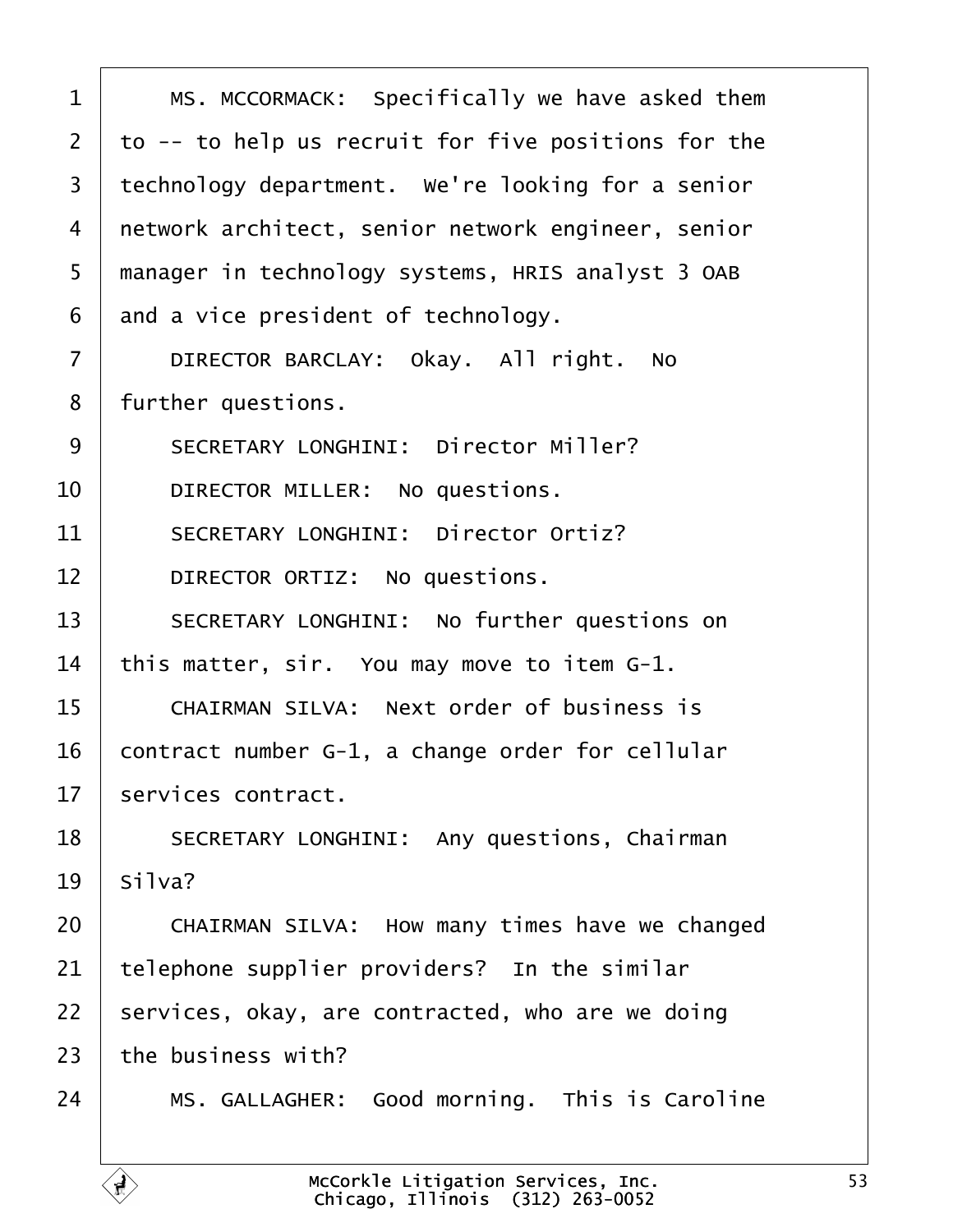1 MS. MCCORMACK: Specifically we have asked them
2 to -- to help us recruit for five positions for the
3 technology department. We're looking for a senior
4 network architect, senior network engineer, senior
5 manager in technology systems, HRIS analyst 3 OAB
6 and a vice president of technology.
7 DIRECTOR BARCLAY: Okay. All right. No
8 further questions.
9 SECRETARY LONGHINI: Director Miller?
10 DIRECTOR MILLER: No questions.
11 SECRETARY LONGHINI: Director Ortiz?
12 DIRECTOR ORTIZ: No questions.
13 SECRETARY LONGHINI: No further questions on
14 this matter, sir. You may move to item G-1.
15 CHAIRMAN SILVA: Next order of business is
16 contract number G-1, a change order for cellular
17 services contract.
18 SECRETARY LONGHINI: Any questions, Chairman
19 Silva?
20 CHAIRMAN SILVA: How many times have we changed
21 telephone supplier providers? In the similar
22 services, okay, are contracted, who are we doing
23 the business with?
24 MS. GALLAGHER: Good morning. This is Caroline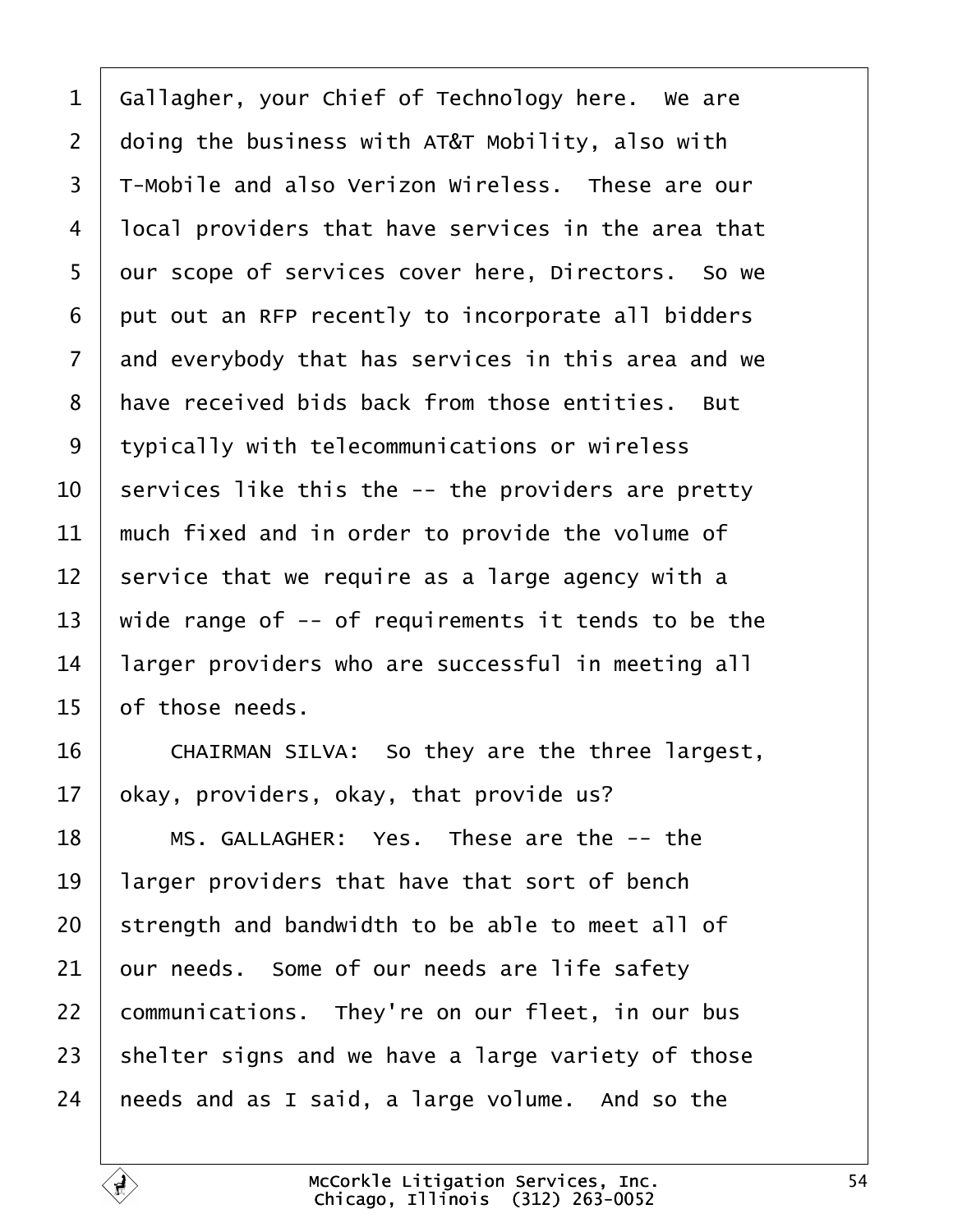Gallagher, your Chief of Technology here. We are doing the business with AT&T Mobility, also with T-Mobile and also Verizon Wireless. These are our local providers that have services in the area that our scope of services cover here, Directors. So we put out an RFP recently to incorporate all bidders and everybody that has services in this area and we have received bids back from those entities. But typically with telecommunications or wireless services like this the -- the providers are pretty much fixed and in order to provide the volume of service that we require as a large agency with a wide range of -- of requirements it tends to be the larger providers who are successful in meeting all of those needs.

CHAIRMAN SILVA: So they are the three largest, okay, providers, okay, that provide us?

MS. GALLAGHER: Yes. These are the -- the larger providers that have that sort of bench strength and bandwidth to be able to meet all of our needs. Some of our needs are life safety communications. They're on our fleet, in our bus shelter signs and we have a large variety of those needs and as I said, a large volume. And so the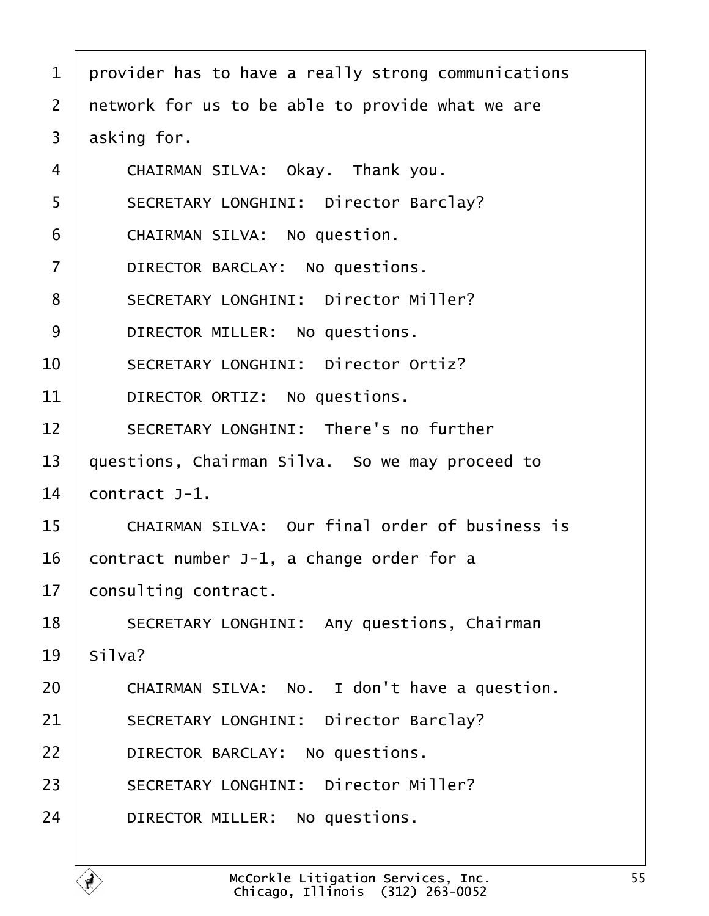1 provider has to have a really strong communications
2 network for us to be able to provide what we are
3 asking for.
4 CHAIRMAN SILVA: Okay. Thank you.
5 SECRETARY LONGHINI: Director Barclay?
6 CHAIRMAN SILVA: No question.
7 DIRECTOR BARCLAY: No questions.
8 SECRETARY LONGHINI: Director Miller?
9 DIRECTOR MILLER: No questions.
10 SECRETARY LONGHINI: Director Ortiz?
11 DIRECTOR ORTIZ: No questions.
12 SECRETARY LONGHINI: There's no further
13 questions, Chairman Silva. So we may proceed to
14 contract J-1.
15 CHAIRMAN SILVA: Our final order of business is
16 contract number J-1, a change order for a
17 consulting contract.
18 SECRETARY LONGHINI: Any questions, Chairman
19 Silva?
20 CHAIRMAN SILVA: No. I don't have a question.
21 SECRETARY LONGHINI: Director Barclay?
22 DIRECTOR BARCLAY: No questions.
23 SECRETARY LONGHINI: Director Miller?
24 DIRECTOR MILLER: No questions.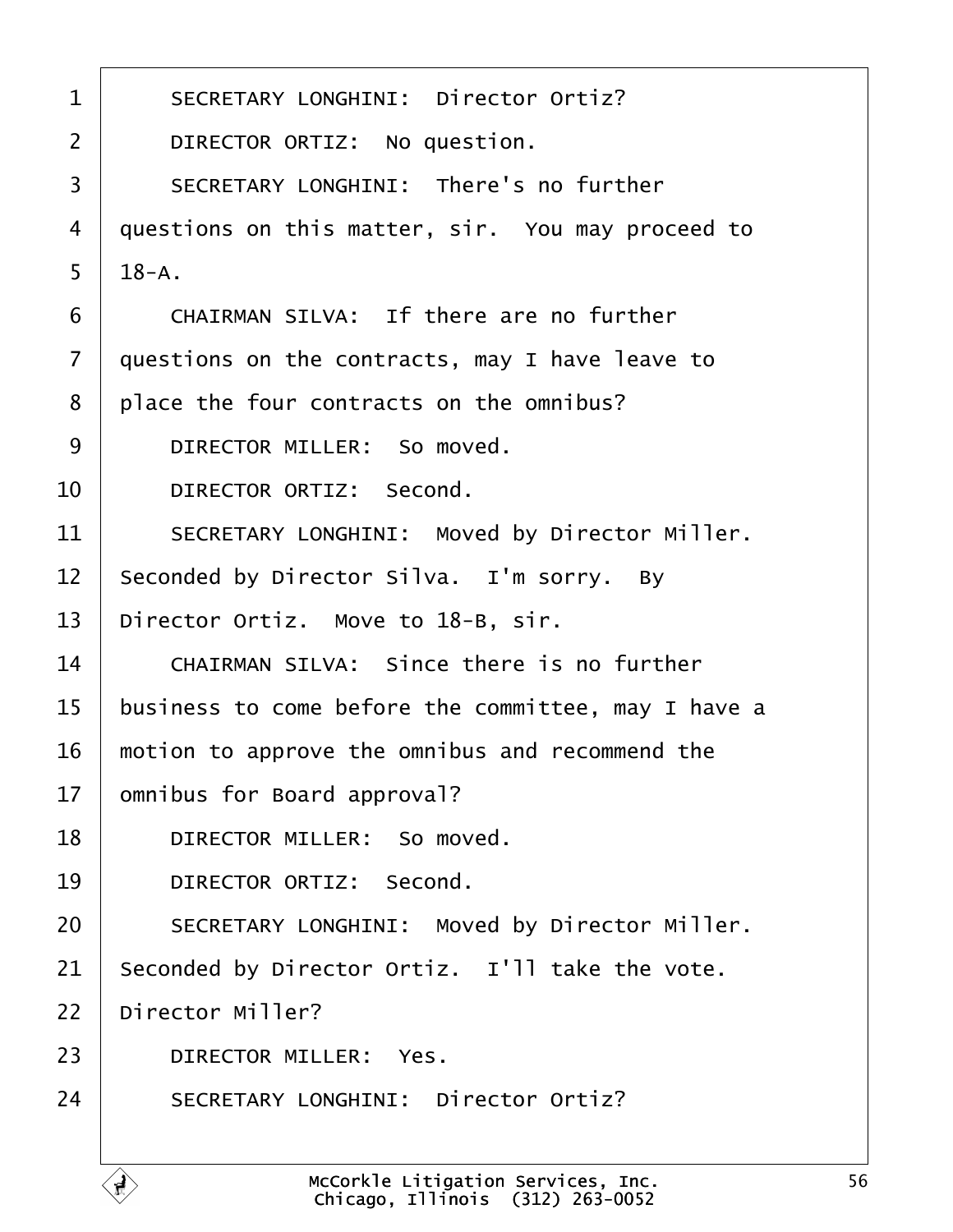1 SECRETARY LONGHINI: Director Ortiz?

2 DIRECTOR ORTIZ: No question.

3 SECRETARY LONGHINI: There's no further

4 questions on this matter, sir. You may proceed to

5 18-A.

6 CHAIRMAN SILVA: If there are no further

7 questions on the contracts, may I have leave to

8 place the four contracts on the omnibus?

9 DIRECTOR MILLER: So moved.

10 DIRECTOR ORTIZ: Second.

11 SECRETARY LONGHINI: Moved by Director Miller.

12 Seconded by Director Silva. I'm sorry. By

13 Director Ortiz. Move to 18-B, sir.

14 CHAIRMAN SILVA: Since there is no further

15 business to come before the committee, may I have a

16 motion to approve the omnibus and recommend the

17 omnibus for Board approval?

18 DIRECTOR MILLER: So moved.

19 DIRECTOR ORTIZ: Second.

20 SECRETARY LONGHINI: Moved by Director Miller.

21 Seconded by Director Ortiz. I'll take the vote.

22 Director Miller?

23 DIRECTOR MILLER: Yes.

24 SECRETARY LONGHINI: Director Ortiz?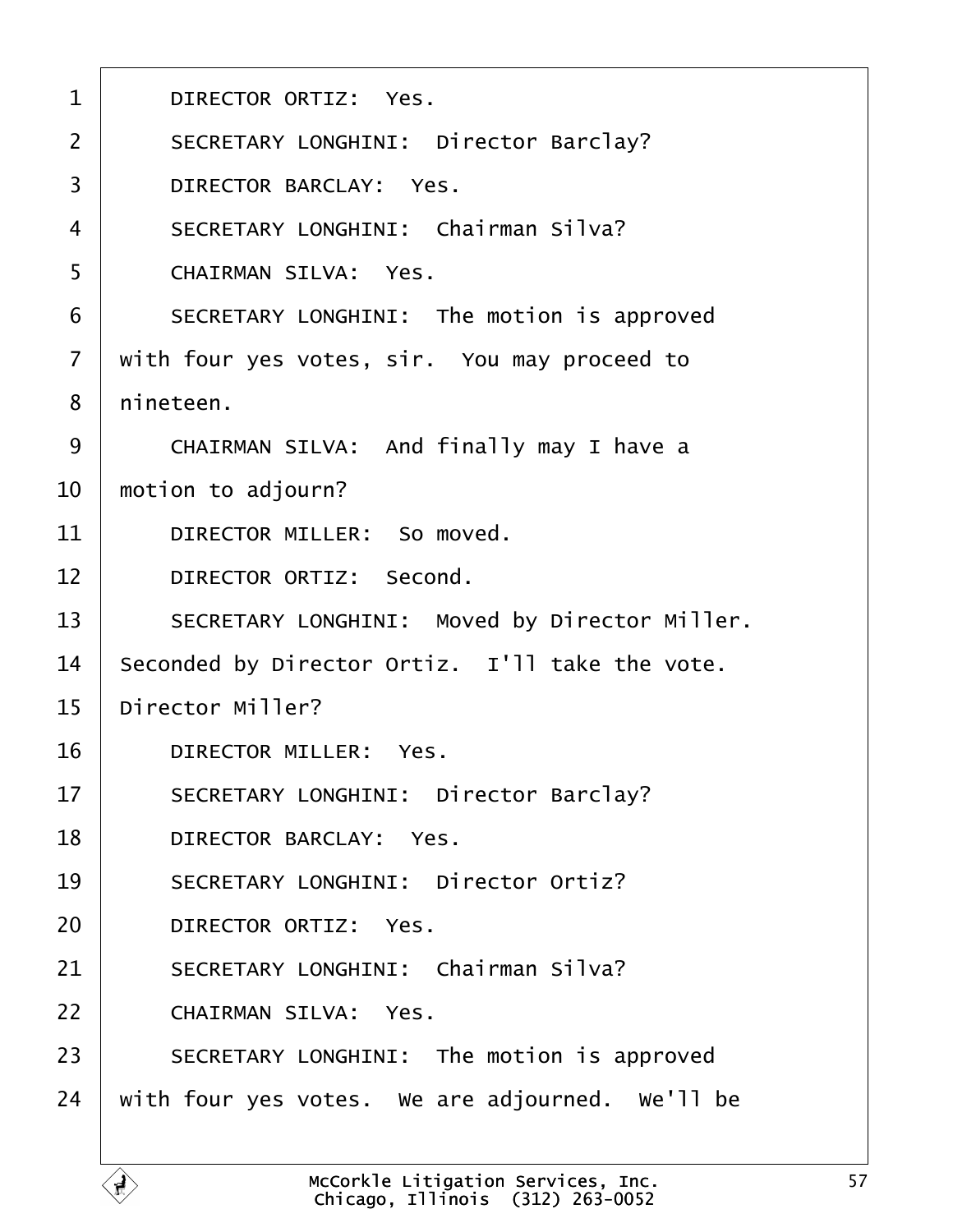1 DIRECTOR ORTIZ: Yes.

2 SECRETARY LONGHINI: Director Barclay?

3 DIRECTOR BARCLAY: Yes.

4 SECRETARY LONGHINI: Chairman Silva?

5 CHAIRMAN SILVA: Yes.

6 SECRETARY LONGHINI: The motion is approved

7 with four yes votes, sir. You may proceed to

8 nineteen.

9 CHAIRMAN SILVA: And finally may I have a

10 motion to adjourn?

11 DIRECTOR MILLER: So moved.

12 DIRECTOR ORTIZ: Second.

13 SECRETARY LONGHINI: Moved by Director Miller.

14 Seconded by Director Ortiz. I'll take the vote.

15 Director Miller?

16 DIRECTOR MILLER: Yes.

17 SECRETARY LONGHINI: Director Barclay?

18 DIRECTOR BARCLAY: Yes.

19 SECRETARY LONGHINI: Director Ortiz?

20 DIRECTOR ORTIZ: Yes.

21 SECRETARY LONGHINI: Chairman Silva?

22 CHAIRMAN SILVA: Yes.

23 SECRETARY LONGHINI: The motion is approved

24 with four yes votes. We are adjourned. We'll be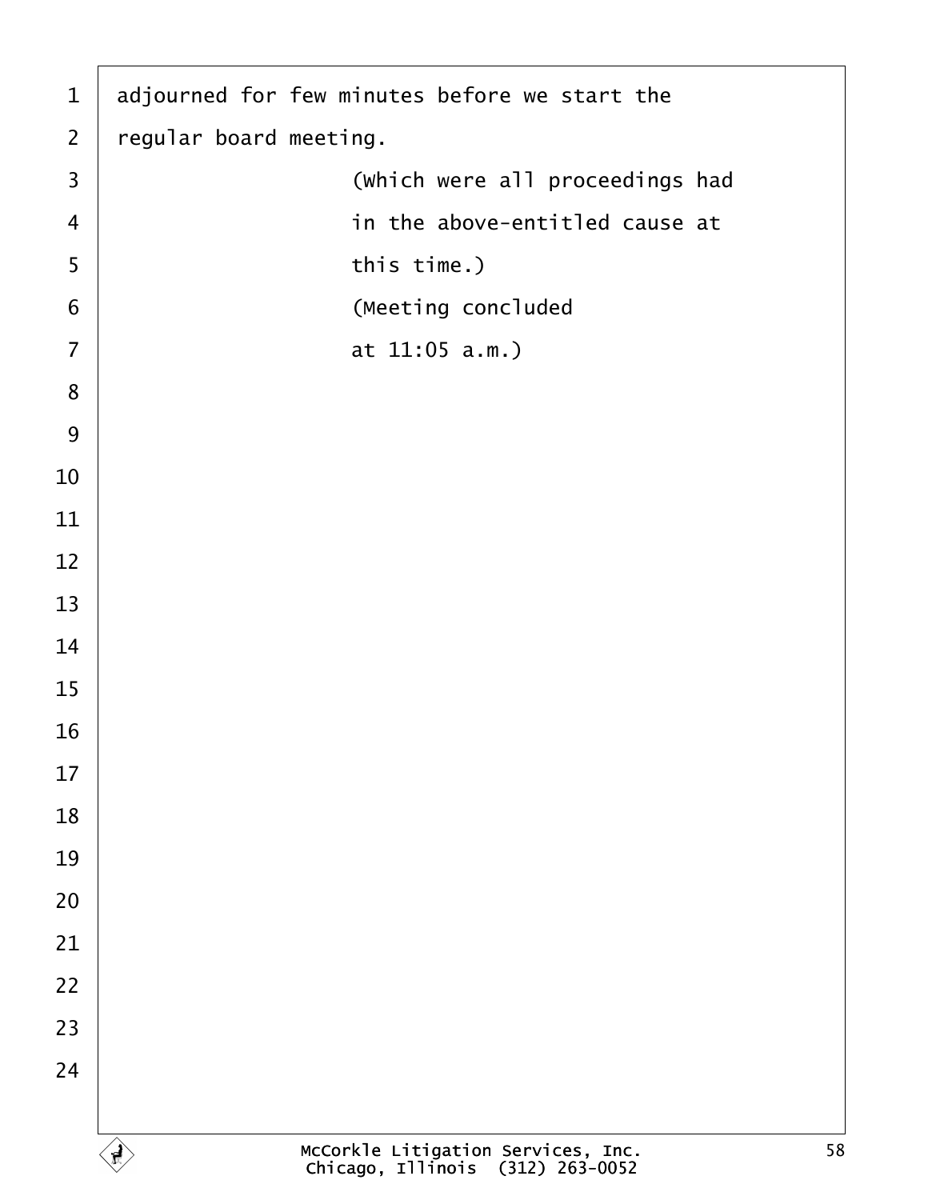adjourned for few minutes before we start the
regular board meeting.

(Which were all proceedings had
in the above-entitled cause at
this time.)

(Meeting concluded
at 11:05 a.m.)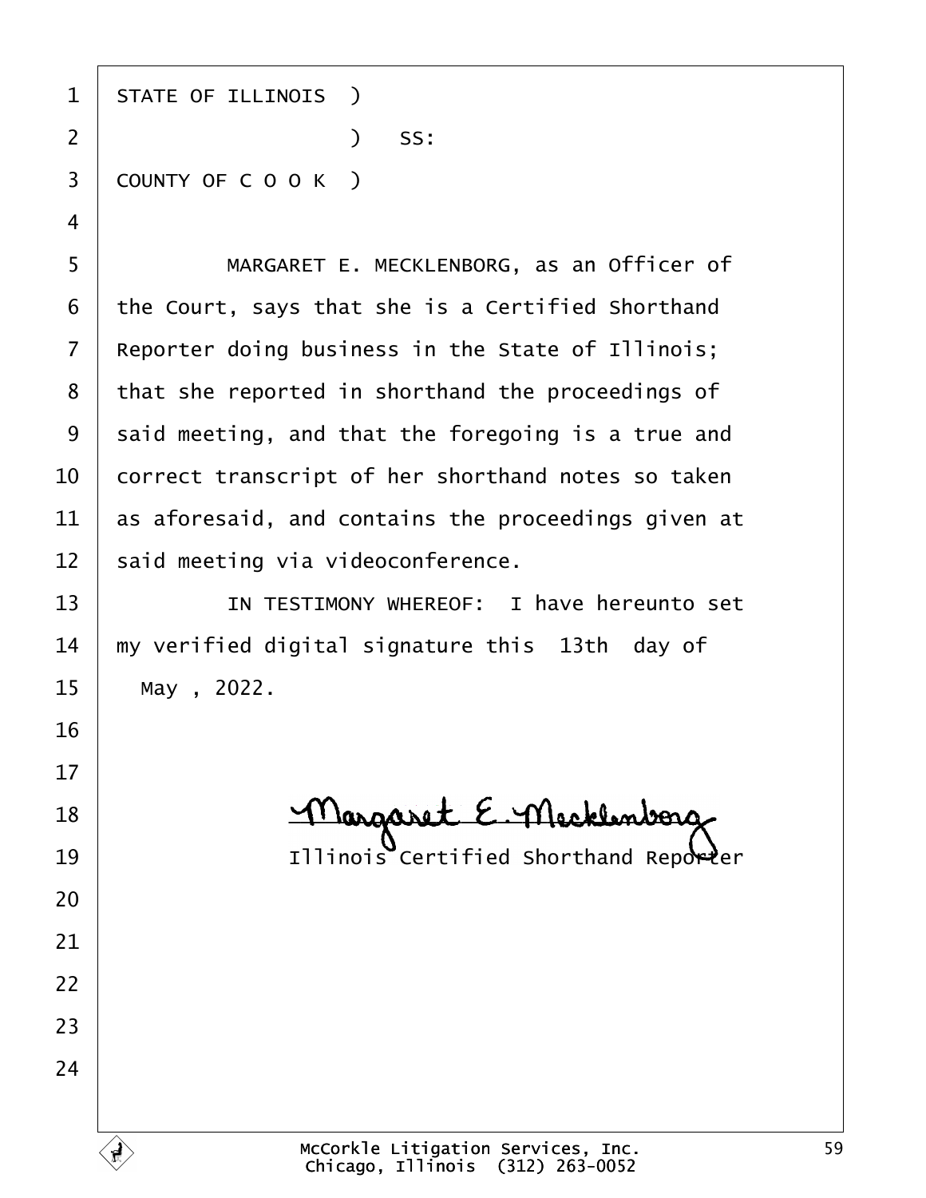STATE OF ILLINOIS )
) SS:
COUNTY OF C O O K )

MARGARET E. MECKLENBORG, as an Officer of the Court, says that she is a Certified Shorthand Reporter doing business in the State of Illinois; that she reported in shorthand the proceedings of said meeting, and that the foregoing is a true and correct transcript of her shorthand notes so taken as aforesaid, and contains the proceedings given at said meeting via videoconference.

IN TESTIMONY WHEREOF: I have hereunto set my verified digital signature this 13th day of May , 2022.

Margaret E. Mecklenborg
Illinois Certified Shorthand Reporter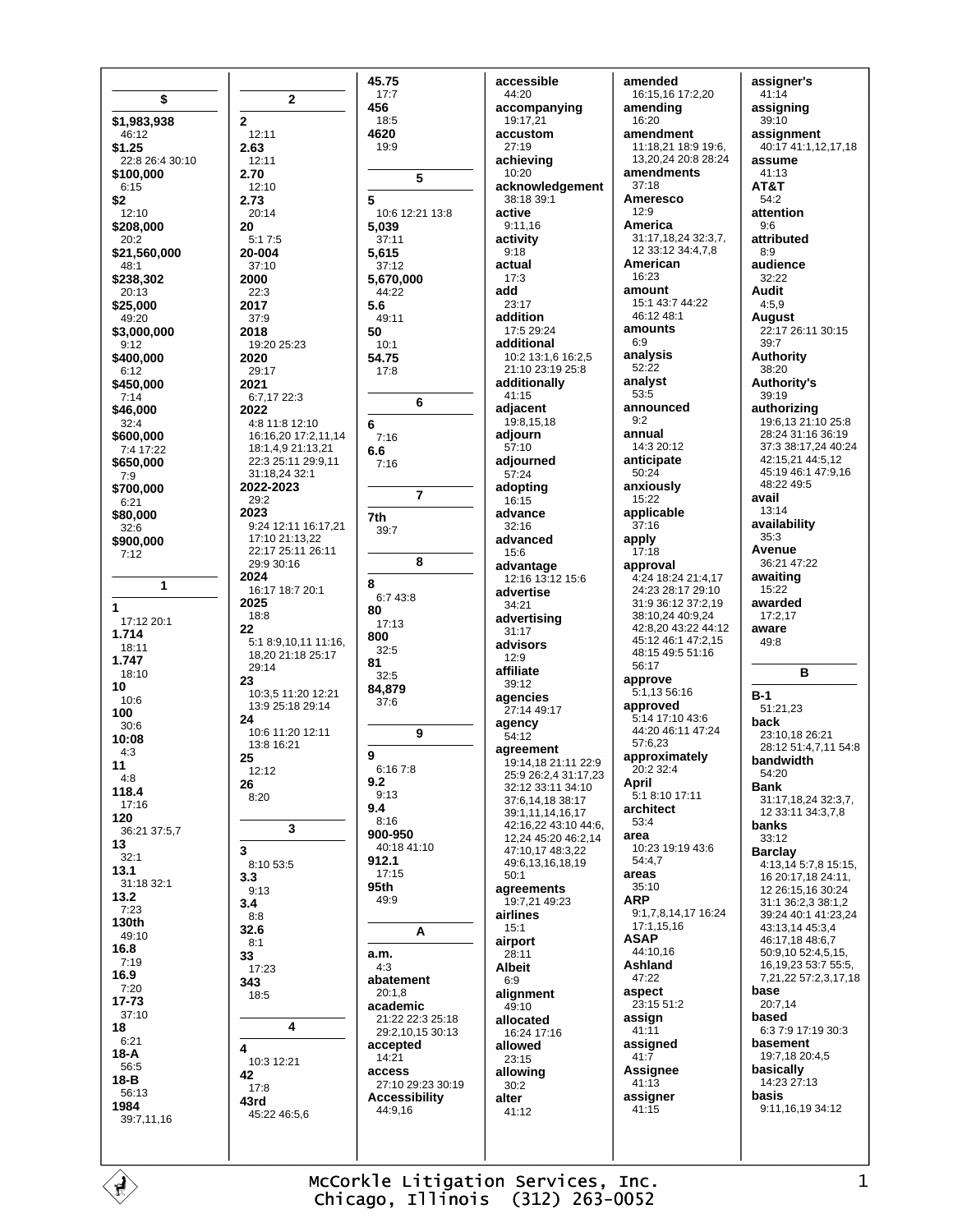**$**

**$1,983,938**
46:12
**$1.25**
22:8 26:4 30:10
**$100,000**
6:15
**$2**
12:10
**$208,000**
20:2
**$21,560,000**
48:1
**$238,302**
20:13
**$25,000**
49:20
**$3,000,000**
9:12
**$400,000**
6:12
**$450,000**
7:14
**$46,000**
32:4
**$600,000**
7:4 17:22
**$650,000**
7:9
**$700,000**
6:21
**$80,000**
32:6
**$900,000**
7:12

**1**

**1**
17:12 20:1
**1.714**
18:11
**1.747**
18:10
**10**
10:6
**100**
30:6
**10:08**
4:3
**11**
4:8
**118.4**
17:16
**120**
36:21 37:5,7
**13**
32:1
**13.1**
31:18 32:1
**13.2**
7:23
**130th**
49:10
**16.8**
7:19
**16.9**
7:20
**17-73**
37:10
**18**
6:21
**18-A**
56:5
**18-B**
56:13
**1984**
39:7,11,16

**2**

**2**
12:11
**2.63**
12:11
**2.70**
12:10
**2.73**
20:14
**20**
5:1 7:5
**20-004**
37:10
**2000**
22:3
**2017**
37:9
**2018**
19:20 25:23
**2020**
29:17
**2021**
6:7,17 22:3
**2022**
4:8 11:8 12:10 16:16,20 17:2,11,14 18:1,4,9 21:13,21 22:3 25:11 29:9,11 31:18,24 32:1
**2022-2023**
29:2
**2023**
9:24 12:11 16:17,21 17:10 21:13,22 22:17 25:11 26:11 29:9 30:16
**2024**
16:17 18:7 20:1
**2025**
18:8
**22**
5:1 8:9,10,11 11:16, 18,20 21:18 25:17 29:14
**23**
10:3,5 11:20 12:21 13:9 25:18 29:14
**24**
10:6 11:20 12:11 13:8 16:21
**25**
12:12
**26**
8:20

**3**

**3**
8:10 53:5
**3.3**
9:13
**3.4**
8:8
**32.6**
8:1
**33**
17:23
**343**
18:5

**4**

**4**
10:3 12:21
**42**
17:8
**43rd**
45:22 46:5,6

**45.75**
17:7
**456**
18:5
**4620**
19:9

**5**

**5**
10:6 12:21 13:8
**5,039**
37:11
**5,615**
37:12
**5,670,000**
44:22
**5.6**
49:11
**50**
10:1
**54.75**
17:8

**6**

**6**
7:16
**6.6**
7:16

**7**

**7th**
39:7

**8**

**8**
6:7 43:8
**80**
17:13
**800**
32:5
**81**
32:5
**84,879**
37:6

**9**

**9**
6:16 7:8
**9.2**
9:13
**9.4**
8:16
**900-950**
40:18 41:10
**912.1**
17:15
**95th**
49:9

**A**

**a.m.**
4:3
**abatement**
20:1,8
**academic**
21:22 22:3 25:18 29:2,10,15 30:13
**accepted**
14:21
**access**
27:10 29:23 30:19
**Accessibility**
44:9,16

**accessible**
44:20
**accompanying**
19:17,21
**accustom**
27:19
**achieving**
10:20
**acknowledgement**
38:18 39:1
**active**
9:11,16
**activity**
9:18
**actual**
17:3
**add**
23:17
**addition**
17:5 29:24
**additional**
10:2 13:1,6 16:2,5 21:10 23:19 25:8
**additionally**
41:15
**adjacent**
19:8,15,18
**adjourn**
57:10
**adjourned**
57:24
**adopting**
16:15
**advance**
32:16
**advanced**
15:6
**advantage**
12:16 13:12 15:6
**advertise**
34:21
**advertising**
31:17
**advisors**
12:9
**affiliate**
39:12
**agencies**
27:14 49:17
**agency**
54:12
**agreement**
19:14,18 21:11 22:9 25:9 26:2,4 31:17,23 32:12 33:11 34:10 37:6,14,18 38:17 39:1,11,14,16,17 42:16,22 43:10 44:6, 12,24 45:20 46:2,14 47:10,17 48:3,22 49:6,13,16,18,19 50:1
**agreements**
19:7,21 49:23
**airlines**
15:1
**airport**
28:11
**Albeit**
6:9
**alignment**
49:10
**allocated**
16:24 17:16
**allowed**
23:15
**allowing**
30:2
**alter**
41:12

**amended**
16:15,16 17:2,20
**amending**
16:20
**amendment**
11:18,21 18:9 19:6, 13,20,24 20:8 28:24
**amendments**
37:18
**Ameresco**
12:9
**America**
31:17,18,24 32:3,7, 12 33:12 34:4,7,8
**American**
16:23
**amount**
15:1 43:7 44:22 46:12 48:1
**amounts**
6:9
**analysis**
52:22
**analyst**
53:5
**announced**
9:2
**annual**
14:3 20:12
**anticipate**
50:24
**anxiously**
15:22
**applicable**
37:16
**apply**
17:18
**approval**
4:24 18:24 21:4,17 24:23 28:17 29:10 31:9 36:12 37:2,19 38:10,24 40:9,24 42:8,20 43:22 44:12 45:12 46:1 47:2,15 48:15 49:5 51:16 56:17
**approve**
5:1,13 56:16
**approved**
5:14 17:10 43:6 44:20 46:11 47:24 57:6,23
**approximately**
20:2 32:4
**April**
5:1 8:10 17:11
**architect**
53:4
**area**
10:23 19:19 43:6 54:4,7
**areas**
35:10
**ARP**
9:1,7,8,14,17 16:24 17:1,15,16
**ASAP**
44:10,16
**Ashland**
47:22
**aspect**
23:15 51:2
**assign**
41:11
**assigned**
41:7
**Assignee**
41:13
**assigner**
41:15

**assigner's**
41:14
**assigning**
39:10
**assignment**
40:17 41:1,12,17,18
**assume**
41:13
**AT&T**
54:2
**attention**
9:6
**attributed**
8:9
**audience**
32:22
**Audit**
4:5,9
**August**
22:17 26:11 30:15 39:7
**Authority**
38:20
**Authority's**
39:19
**authorizing**
19:6,13 21:10 25:8 28:24 31:16 36:19 37:3 38:17,24 40:24 42:15,21 44:5,12 45:19 46:1 47:9,16 48:22 49:5
**avail**
13:14
**availability**
35:3
**Avenue**
36:21 47:22
**awaiting**
15:22
**awarded**
17:2,17
**aware**
49:8

**B**

**B-1**
51:21,23
**back**
23:10,18 26:21 28:12 51:4,7,11 54:8
**bandwidth**
54:20
**Bank**
31:17,18,24 32:3,7, 12 33:11 34:3,7,8
**banks**
33:12
**Barclay**
4:13,14 5:7,8 15:15, 16 20:17,18 24:11, 12 26:15,16 30:24 31:1 36:2,3 38:1,2 39:24 40:1 41:23,24 43:13,14 45:3,4 46:17,18 48:6,7 50:9,10 52:4,5,15, 16,19,23 53:7 55:5, 7,21,22 57:2,3,17,18
**base**
20:7,14
**based**
6:3 7:9 17:19 30:3
**basement**
19:7,18 20:4,5
**basically**
14:23 27:13
**basis**
9:11,16,19 34:12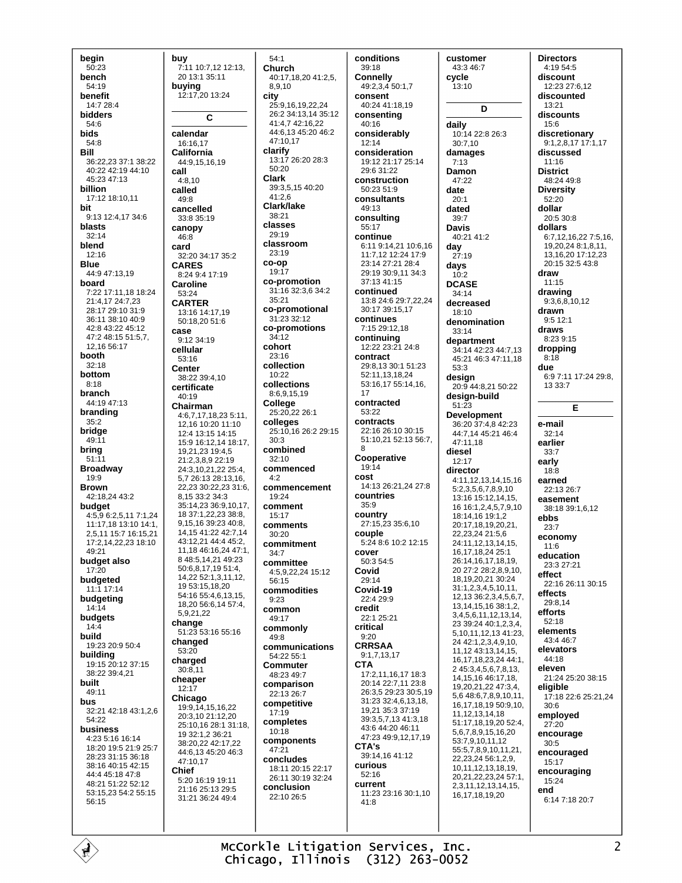**begin**
50:23
**bench**
54:19
**benefit**
14:7 28:4
**bidders**
54:6
**bids**
54:8
**Bill**
36:22,23 37:1 38:22 40:22 42:19 44:10 45:23 47:13
**billion**
17:12 18:10,11
**bit**
9:13 12:4,17 34:6
**blasts**
32:14
**blend**
12:16
**Blue**
44:9 47:13,19
**board**
7:22 17:11,18 18:24 21:4,17 24:7,23 28:17 29:10 31:9 36:11 38:10 40:9 42:8 43:22 45:12 47:2 48:15 51:5,7, 12,16 56:17
**booth**
32:18
**bottom**
8:18
**branch**
44:19 47:13
**branding**
35:2
**bridge**
49:11
**bring**
51:11
**Broadway**
19:9
**Brown**
42:18,24 43:2
**budget**
4:5,9 6:2,5,11 7:1,24 11:17,18 13:10 14:1, 2,5,11 15:7 16:15,21 17:2,14,22,23 18:10 49:21
**budget also**
17:20
**budgeted**
11:1 17:14
**budgeting**
14:14
**budgets**
14:4
**build**
19:23 20:9 50:4
**building**
19:15 20:12 37:15 38:22 39:4,21
**built**
49:11
**bus**
32:21 42:18 43:1,2,6 54:22
**business**
4:23 5:16 16:14 18:20 19:5 21:9 25:7 28:23 31:15 36:18 38:16 40:15 42:15 44:4 45:18 47:8 48:21 51:22 52:12 53:15,23 54:2 55:15 56:15

**buy**
7:11 10:7,12 12:13, 20 13:1 35:11
**buying**
12:17,20 13:24

## C

**calendar**
16:16,17
**California**
44:9,15,16,19
**call**
4:8,10
**called**
49:8
**cancelled**
33:8 35:19
**canopy**
46:8
**card**
32:20 34:17 35:2
**CARES**
8:24 9:4 17:19
**Caroline**
53:24
**CARTER**
13:16 14:17,19 50:18,20 51:6
**case**
9:12 34:19
**cellular**
53:16
**Center**
38:22 39:4,10
**certificate**
40:19
**Chairman**
4:6,7,17,18,23 5:11, 12,16 10:20 11:10 12:4 13:15 14:15 15:9 16:12,14 18:17, 19,21,23 19:4,5 21:2,3,8,9 22:19 24:3,10,21,22 25:4, 5,7 26:13 28:13,16, 22,23 30:22,23 31:6, 8,15 33:2 34:3 35:14,23 36:9,10,17, 18 37:1,22,23 38:8, 9,15,16 39:23 40:8, 14,15 41:22 42:7,14 43:12,21 44:4 45:2, 11,18 46:16,24 47:1, 8 48:5,14,21 49:23 50:6,8,17,19 51:4, 14,22 52:1,3,11,12, 19 53:15,18,20 54:16 55:4,6,13,15, 18,20 56:6,14 57:4, 5,9,21,22
**change**
51:23 53:16 55:16
**changed**
53:20
**charged**
30:8,11
**cheaper**
12:17
**Chicago**
19:9,14,15,16,22 20:3,10 21:12,20 25:10,16 28:1 31:18, 19 32:1,2 36:21 38:20,22 42:17,22 44:6,13 45:20 46:3 47:10,17
**Chief**
5:20 16:19 19:11 21:16 25:13 29:5 31:21 36:24 49:4

54:1
**Church**
40:17,18,20 41:2,5, 8,9,10
**city**
25:9,16,19,22,24 26:2 34:13,14 35:12 41:4,7 42:16,22 44:6,13 45:20 46:2 47:10,17
**clarify**
13:17 26:20 28:3 50:20
**Clark**
39:3,5,15 40:20 41:2,6
**Clark/lake**
38:21
**classes**
29:19
**classroom**
23:19
**co-op**
19:17
**co-promotion**
31:16 32:3,6 34:2 35:21
**co-promotional**
31:23 32:12
**co-promotions**
34:12
**cohort**
23:16
**collection**
10:22
**collections**
8:6,9,15,19
**College**
25:20,22 26:1
**colleges**
25:10,16 26:2 29:15 30:3
**combined**
32:10
**commenced**
4:2
**commencement**
19:24
**comment**
15:17
**comments**
30:20
**commitment**
34:7
**committee**
4:5,9,22,24 15:12 56:15
**commodities**
9:23
**common**
49:17
**commonly**
49:8
**communications**
54:22 55:1
**Commuter**
48:23 49:7
**comparison**
22:13 26:7
**competitive**
17:19
**completes**
10:18
**components**
47:21
**concludes**
18:11 20:15 22:17 26:11 30:19 32:24
**conclusion**
22:10 26:5

**conditions**
39:18
**Connelly**
49:2,3,4 50:1,7
**consent**
40:24 41:18,19
**consenting**
40:16
**considerably**
12:14
**consideration**
19:12 21:17 25:14 29:6 31:22
**construction**
50:23 51:9
**consultants**
49:13
**consulting**
55:17
**continue**
6:11 9:14,21 10:6,16 11:7,12 12:24 17:9 23:14 27:21 28:4 29:19 30:9,11 34:3 37:13 41:15
**continued**
13:8 24:6 29:7,22,24 30:17 39:15,17
**continues**
7:15 29:12,18
**continuing**
12:22 23:21 24:8
**contract**
29:8,13 30:1 51:23 52:11,13,18,24 53:16,17 55:14,16, 17
**contracted**
53:22
**contracts**
22:16 26:10 30:15 51:10,21 52:13 56:7, 8
**Cooperative**
19:14
**cost**
14:13 26:21,24 27:8
**countries**
35:9
**country**
27:15,23 35:6,10
**couple**
5:24 8:6 10:2 12:15
**cover**
50:3 54:5
**Covid**
29:14
**Covid-19**
22:4 29:9
**credit**
22:1 25:21
**critical**
9:20
**CRRSAA**
9:1,7,13,17
**CTA**
17:2,11,16,17 18:3 20:14 22:7,11 23:8 26:3,5 29:23 30:5,19 31:23 32:4,6,13,18, 19,21 35:3 37:19 39:3,5,7,13 41:3,18 43:6 44:20 46:11 47:23 49:9,12,17,19
**CTA's**
39:14,16 41:12
**curious**
52:16
**current**
11:23 23:16 30:1,10 41:8

**customer**
43:3 46:7
**cycle**
13:10

## D

**daily**
10:14 22:8 26:3 30:7,10
**damages**
7:13
**Damon**
47:22
**date**
20:1
**dated**
39:7
**Davis**
40:21 41:2
**day**
27:19
**days**
10:2
**DCASE**
34:14
**decreased**
18:10
**denomination**
33:14
**department**
34:14 42:23 44:7,13 45:21 46:3 47:11,18 53:3
**design**
20:9 44:8,21 50:22
**design-build**
51:23
**Development**
36:20 37:4,8 42:23 44:7,14 45:21 46:4 47:11,18
**diesel**
12:17
**director**
4:11,12,13,14,15,16 5:2,3,5,6,7,8,9,10 13:16 15:12,14,15, 16 16:1,2,4,5,7,9,10 18:14,16 19:1,2 20:17,18,19,20,21, 22,23,24 21:5,6 24:11,12,13,14,15, 16,17,18,24 25:1 26:14,16,17,18,19, 20 27:2 28:2,8,9,10, 18,19,20,21 30:24 31:1,2,3,4,5,10,11, 12,13 36:2,3,4,5,6,7, 13,14,15,16 38:1,2, 3,4,5,6,11,12,13,14, 23 39:24 40:1,2,3,4, 5,10,11,12,13 41:23, 24 42:1,2,3,4,9,10, 11,12 43:13,14,15, 16,17,18,23,24 44:1, 2 45:3,4,5,6,7,8,13, 14,15,16 46:17,18, 19,20,21,22 47:3,4, 5,6 48:6,7,8,9,10,11, 16,17,18,19 50:9,10, 11,12,13,14,18 51:17,18,19,20 52:4, 5,6,7,8,9,15,16,20 53:7,9,10,11,12 55:5,7,8,9,10,11,21, 22,23,24 56:1,2,9, 10,11,12,13,18,19, 20,21,22,23,24 57:1, 2,3,11,12,13,14,15, 16,17,18,19,20

**Directors**
4:19 54:5
**discount**
12:23 27:6,12
**discounted**
13:21
**discounts**
15:6
**discretionary**
9:1,2,8,17 17:1,17
**discussed**
11:16
**District**
48:24 49:8
**Diversity**
52:20
**dollar**
20:5 30:8
**dollars**
6:7,12,16,22 7:5,16, 19,20,24 8:1,8,11, 13,16,20 17:12,23 20:15 32:5 43:8
**draw**
11:15
**drawing**
9:3,6,8,10,12
**drawn**
9:5 12:1
**draws**
8:23 9:15
**dropping**
8:18
**due**
6:9 7:11 17:24 29:8, 13 33:7

## E

**e-mail**
32:14
**earlier**
33:7
**early**
18:8
**earned**
22:13 26:7
**easement**
38:18 39:1,6,12
**ebbs**
23:7
**economy**
11:6
**education**
23:3 27:21
**effect**
22:16 26:11 30:15
**effects**
29:8,14
**efforts**
52:18
**elements**
43:4 46:7
**elevators**
44:18
**eleven**
21:24 25:20 38:15
**eligible**
17:18 22:6 25:21,24 30:6
**employed**
27:20
**encourage**
30:5
**encouraged**
15:17
**encouraging**
15:24
**end**
6:14 7:18 20:7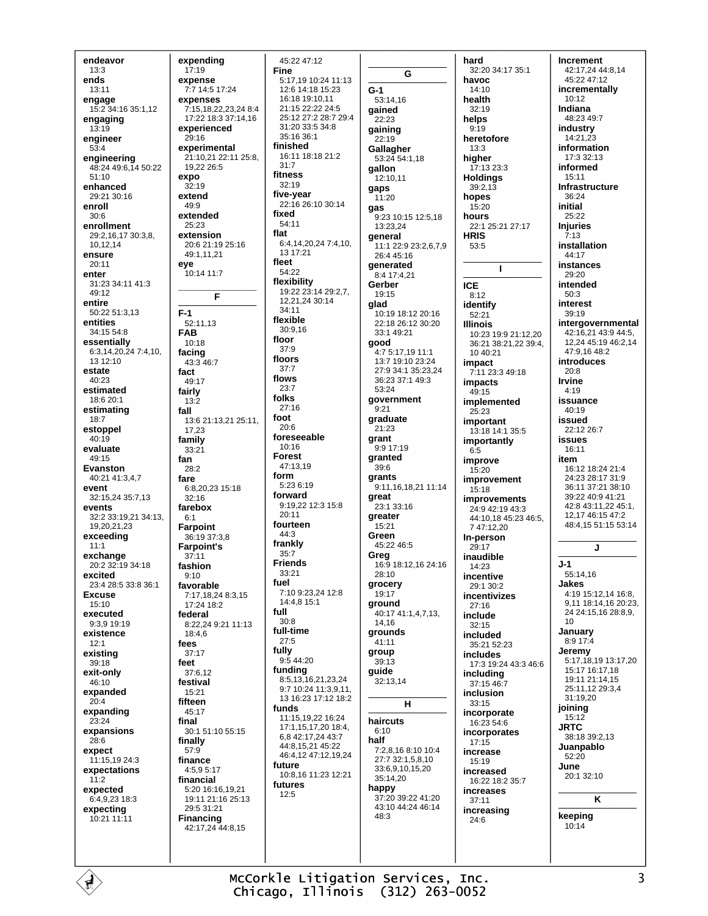**endeavor**
13:3
**ends**
13:11
**engage**
15:2 34:16 35:1,12
**engaging**
13:19
**engineer**
53:4
**engineering**
48:24 49:6,14 50:22 51:10
**enhanced**
29:21 30:16
**enroll**
30:6
**enrollment**
29:2,16,17 30:3,8, 10,12,14
**ensure**
20:11
**enter**
31:23 34:11 41:3 49:12
**entire**
50:22 51:3,13
**entities**
34:15 54:8
**essentially**
6:3,14,20,24 7:4,10, 13 12:10
**estate**
40:23
**estimated**
18:6 20:1
**estimating**
18:7
**estoppel**
40:19
**evaluate**
49:15
**Evanston**
40:21 41:3,4,7
**event**
32:15,24 35:7,13
**events**
32:2 33:19,21 34:13, 19,20,21,23
**exceeding**
11:1
**exchange**
20:2 32:19 34:18
**excited**
23:4 28:5 33:8 36:1
**Excuse**
15:10
**executed**
9:3,9 19:19
**existence**
12:1
**existing**
39:18
**exit-only**
46:10
**expanded**
20:4
**expanding**
23:24
**expansions**
28:6
**expect**
11:15,19 24:3
**expectations**
11:2
**expected**
6:4,9,23 18:3
**expecting**
10:21 11:11

**expending**
17:19
**expense**
7:7 14:5 17:24
**expenses**
7:15,18,22,23,24 8:4 17:22 18:3 37:14,16
**experienced**
29:16
**experimental**
21:10,21 22:11 25:8, 19,22 26:5
**expo**
32:19
**extend**
49:9
**extended**
25:23
**extension**
20:6 21:19 25:16 49:1,11,21
**eye**
10:14 11:7

**F**

**F-1**
52:11,13
**FAB**
10:18
**facing**
43:3 46:7
**fact**
49:17
**fairly**
13:2
**fall**
13:6 21:13,21 25:11, 17,23
**family**
33:21
**fan**
28:2
**fare**
6:8,20,23 15:18 32:16
**farebox**
6:1
**Farpoint**
36:19 37:3,8
**Farpoint's**
37:11
**fashion**
9:10
**favorable**
7:17,18,24 8:3,15 17:24 18:2
**federal**
8:22,24 9:21 11:13 18:4,6
**fees**
37:17
**feet**
37:6,12
**festival**
15:21
**fifteen**
45:17
**final**
30:1 51:10 55:15
**finally**
57:9
**finance**
4:5,9 5:17
**financial**
5:20 16:16,19,21 19:11 21:16 25:13 29:5 31:21
**Financing**
42:17,24 44:8,15

45:22 47:12
**Fine**
5:17,19 10:24 11:13 12:6 14:18 15:23 16:18 19:10,11 21:15 22:22 24:5 25:12 27:2 28:7 29:4 31:20 33:5 34:8 35:16 36:1
**finished**
16:11 18:18 21:2 31:7
**fitness**
32:19
**five-year**
22:16 26:10 30:14
**fixed**
54:11
**flat**
6:4,14,20,24 7:4,10, 13 17:21
**fleet**
54:22
**flexibility**
19:22 23:14 29:2,7, 12,21,24 30:14 34:11
**flexible**
30:9,16
**floor**
37:9
**floors**
37:7
**flows**
23:7
**folks**
27:16
**foot**
20:6
**foreseeable**
10:16
**Forest**
47:13,19
**form**
5:23 6:19
**forward**
9:19,22 12:3 15:8 20:11
**fourteen**
44:3
**frankly**
35:7
**Friends**
33:21
**fuel**
7:10 9:23,24 12:8 14:4,8 15:1
**full**
30:8
**full-time**
27:5
**fully**
9:5 44:20
**funding**
8:5,13,16,21,23,24 9:7 10:24 11:3,9,11, 13 16:23 17:12 18:2
**funds**
11:15,19,22 16:24 17:1,15,17,20 18:4, 6,8 42:17,24 43:7 44:8,15,21 45:22 46:4,12 47:12,19,24
**future**
10:8,16 11:23 12:21
**futures**
12:5

**G**

**G-1**
53:14,16
**gained**
22:23
**gaining**
22:19
**Gallagher**
53:24 54:1,18
**gallon**
12:10,11
**gaps**
11:20
**gas**
9:23 10:15 12:5,18 13:23,24
**general**
11:1 22:9 23:2,6,7,9 26:4 45:16
**generated**
8:4 17:4,21
**Gerber**
19:15
**glad**
10:19 18:12 20:16 22:18 26:12 30:20 33:1 49:21
**good**
4:7 5:17,19 11:1 13:7 19:10 23:24 27:9 34:1 35:23,24 36:23 37:1 49:3 53:24
**government**
9:21
**graduate**
21:23
**grant**
9:9 17:19
**granted**
39:6
**grants**
9:11,16,18,21 11:14
**great**
23:1 33:16
**greater**
15:21
**Green**
45:22 46:5
**Greg**
16:9 18:12,16 24:16 28:10
**grocery**
19:17
**ground**
40:17 41:1,4,7,13, 14,16
**grounds**
41:11
**group**
39:13
**guide**
32:13,14

**H**

**haircuts**
6:10
**half**
7:2,8,16 8:10 10:4 27:7 32:1,5,8,10 33:6,9,10,15,20 35:14,20
**happy**
37:20 39:22 41:20 43:10 44:24 46:14 48:3

**hard**
32:20 34:17 35:1
**havoc**
14:10
**health**
32:19
**helps**
9:19
**heretofore**
13:3
**higher**
17:13 23:3
**Holdings**
39:2,13
**hopes**
15:20
**hours**
22:1 25:21 27:17
**HRIS**
53:5

**I**

**ICE**
8:12
**identify**
52:21
**Illinois**
10:23 19:9 21:12,20 36:21 38:21,22 39:4, 10 40:21
**impact**
7:11 23:3 49:18
**impacts**
49:15
**implemented**
25:23
**important**
13:18 14:1 35:5
**importantly**
6:5
**improve**
15:20
**improvement**
15:18
**improvements**
24:9 42:19 43:3 44:10,18 45:23 46:5, 7 47:12,20
**In-person**
29:17
**inaudible**
14:23
**incentive**
29:1 30:2
**incentivizes**
27:16
**include**
32:15
**included**
35:21 52:23
**includes**
17:3 19:24 43:3 46:6
**including**
37:15 46:7
**inclusion**
33:15
**incorporate**
16:23 54:6
**incorporates**
17:15
**increase**
15:19
**increased**
16:22 18:2 35:7
**increases**
37:11
**increasing**
24:6

**Increment**
42:17,24 44:8,14 45:22 47:12
**incrementally**
10:12
**Indiana**
48:23 49:7
**industry**
14:21,23
**information**
17:3 32:13
**informed**
15:11
**Infrastructure**
36:24
**initial**
25:22
**Injuries**
7:13
**installation**
44:17
**instances**
29:20
**intended**
50:3
**interest**
39:19
**intergovernmental**
42:16,21 43:9 44:5, 12,24 45:19 46:2,14 47:9,16 48:2
**introduces**
20:8
**Irvine**
4:19
**issuance**
40:19
**issued**
22:12 26:7
**issues**
16:11
**item**
16:12 18:24 21:4 24:23 28:17 31:9 36:11 37:21 38:10 39:22 40:9 41:21 42:8 43:11,22 45:1, 12,17 46:15 47:2 48:4,15 51:15 53:14

**J**

**J-1**
55:14,16
**Jakes**
4:19 15:12,14 16:8, 9,11 18:14,16 20:23, 24 24:15,16 28:8,9, 10
**January**
8:9 17:4
**Jeremy**
5:17,18,19 13:17,20 15:17 16:17,18 19:11 21:14,15 25:11,12 29:3,4 31:19,20
**joining**
15:12
**JRTC**
38:18 39:2,13
**Juanpablo**
52:20
**June**
20:1 32:10

**K**

**keeping**
10:14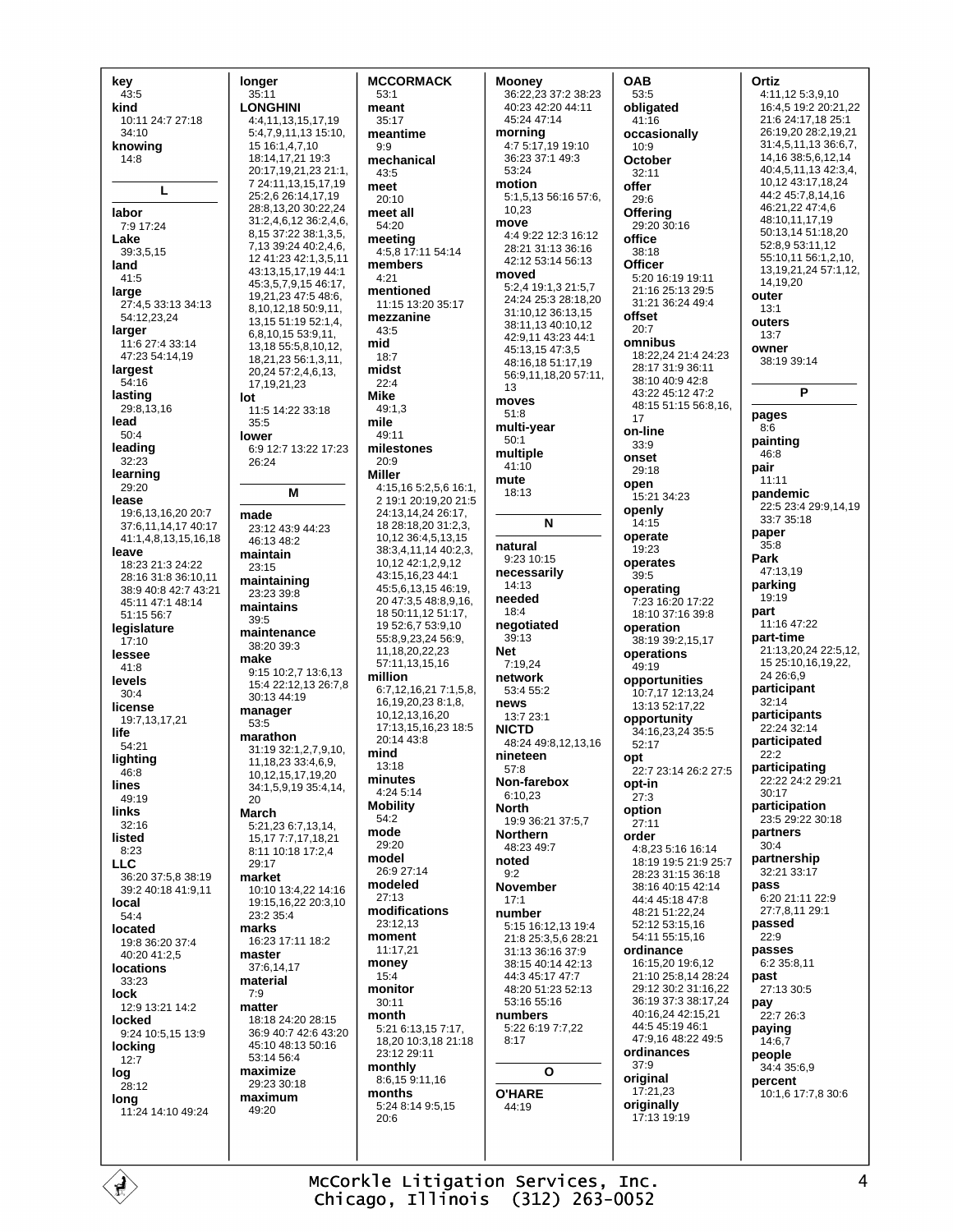**key**
43:5
**kind**
10:11 24:7 27:18 34:10
**knowing**
14:8

## L

**labor**
7:9 17:24
**Lake**
39:3,5,15
**land**
41:5
**large**
27:4,5 33:13 34:13 54:12,23,24
**larger**
11:6 27:4 33:14 47:23 54:14,19
**largest**
54:16
**lasting**
29:8,13,16
**lead**
50:4
**leading**
32:23
**learning**
29:20
**lease**
19:6,13,16,20 20:7 37:6,11,14,17 40:17 41:1,4,8,13,15,16,18
**leave**
18:23 21:3 24:22 28:16 31:8 36:10,11 38:9 40:8 42:7 43:21 45:11 47:1 48:14 51:15 56:7
**legislature**
17:10
**lessee**
41:8
**levels**
30:4
**license**
19:7,13,17,21
**life**
54:21
**lighting**
46:8
**lines**
49:19
**links**
32:16
**listed**
8:23
**LLC**
36:20 37:5,8 38:19 39:2 40:18 41:9,11
**local**
54:4
**located**
19:8 36:20 37:4 40:20 41:2,5
**locations**
33:23
**lock**
12:9 13:21 14:2
**locked**
9:24 10:5,15 13:9
**locking**
12:7
**log**
28:12
**long**
11:24 14:10 49:24

**longer**
35:11
**LONGHINI**
4:4,11,13,15,17,19 5:4,7,9,11,13 15:10, 15 16:1,4,7,10 18:14,17,21 19:3 20:17,19,21,23 21:1, 7 24:11,13,15,17,19 25:2,6 26:14,17,19 28:8,13,20 30:22,24 31:2,4,6,12 36:2,4,6, 8,15 37:22 38:1,3,5, 7,13 39:24 40:2,4,6, 12 41:23 42:1,3,5,11 43:13,15,17,19 44:1 45:3,5,7,9,15 46:17, 19,21,23 47:5 48:6, 8,10,12,18 50:9,11, 13,15 51:19 52:1,4, 6,8,10,15 53:9,11, 13,18 55:5,8,10,12, 18,21,23 56:1,3,11, 20,24 57:2,4,6,13, 17,19,21,23
**lot**
11:5 14:22 33:18 35:5
**lower**
6:9 12:7 13:22 17:23 26:24

## M

**made**
23:12 43:9 44:23 46:13 48:2
**maintain**
23:15
**maintaining**
23:23 39:8
**maintains**
39:5
**maintenance**
38:20 39:3
**make**
9:15 10:2,7 13:6,13 15:4 22:12,13 26:7,8 30:13 44:19
**manager**
53:5
**marathon**
31:19 32:1,2,7,9,10, 11,18,23 33:4,6,9, 10,12,15,17,19,20 34:1,5,9,19 35:4,14, 20
**March**
5:21,23 6:7,13,14, 15,17 7:7,17,18,21 8:11 10:18 17:2,4 29:17
**market**
10:10 13:4,22 14:16 19:15,16,22 20:3,10 23:2 35:4
**marks**
16:23 17:11 18:2
**master**
37:6,14,17
**material**
7:9
**matter**
18:18 24:20 28:15 36:9 40:7 42:6 43:20 45:10 48:13 50:16 53:14 56:4
**maximize**
29:23 30:18
**maximum**
49:20

**MCCORMACK**
53:1
**meant**
35:17
**meantime**
9:9
**mechanical**
43:5
**meet**
20:10
**meet all**
54:20
**meeting**
4:5,8 17:11 54:14
**members**
4:21
**mentioned**
11:15 13:20 35:17
**mezzanine**
43:5
**mid**
18:7
**midst**
22:4
**Mike**
49:1,3
**mile**
49:11
**milestones**
20:9
**Miller**
4:15,16 5:2,5,6 16:1, 2 19:1 20:19,20 21:5 24:13,14,24 26:17, 18 28:18,20 31:2,3, 10,12 36:4,5,13,15 38:3,4,11,14 40:2,3, 10,12 42:1,2,9,12 43:15,16,23 44:1 45:5,6,13,15 46:19, 20 47:3,5 48:8,9,16, 18 50:11,12 51:17, 19 52:6,7 53:9,10 55:8,9,23,24 56:9, 11,18,20,22,23 57:11,13,15,16
**million**
6:7,12,16,21 7:1,5,8, 16,19,20,23 8:1,8, 10,12,13,16,20 17:13,15,16,23 18:5 20:14 43:8
**mind**
13:18
**minutes**
4:24 5:14
**Mobility**
54:2
**mode**
29:20
**model**
26:9 27:14
**modeled**
27:13
**modifications**
23:12,13
**moment**
11:17,21
**money**
15:4
**monitor**
30:11
**month**
5:21 6:13,15 7:17, 18,20 10:3,18 21:18 23:12 29:11
**monthly**
8:6,15 9:11,16
**months**
5:24 8:14 9:5,15 20:6

**Mooney**
36:22,23 37:2 38:23 40:23 42:20 44:11 45:24 47:14
**morning**
4:7 5:17,19 19:10 36:23 37:1 49:3 53:24
**motion**
5:1,5,13 56:16 57:6, 10,23
**move**
4:4 9:22 12:3 16:12 28:21 31:13 36:16 42:12 53:14 56:13
**moved**
5:2,4 19:1,3 21:5,7 24:24 25:3 28:18,20 31:10,12 36:13,15 38:11,13 40:10,12 42:9,11 43:23 44:1 45:13,15 47:3,5 48:16,18 51:17,19 56:9,11,18,20 57:11, 13
**moves**
51:8
**multi-year**
50:1
**multiple**
41:10
**mute**
18:13

## N

**natural**
9:23 10:15
**necessarily**
14:13
**needed**
18:4
**negotiated**
39:13
**Net**
7:19,24
**network**
53:4 55:2
**news**
13:7 23:1
**NICTD**
48:24 49:8,12,13,16
**nineteen**
57:8
**Non-farebox**
6:10,23
**North**
19:9 36:21 37:5,7
**Northern**
48:23 49:7
**noted**
9:2
**November**
17:1
**number**
5:15 16:12,13 19:4 21:8 25:3,5,6 28:21 31:13 36:16 37:9 38:15 40:14 42:13 44:3 45:17 47:7 48:20 51:23 52:13 53:16 55:16
**numbers**
5:22 6:19 7:7,22 8:17

## O

**O'HARE**
44:19

**OAB**
53:5
**obligated**
41:16
**occasionally**
10:9
**October**
32:11
**offer**
29:6
**Offering**
29:20 30:16
**office**
38:18
**Officer**
5:20 16:19 19:11 21:16 25:13 29:5 31:21 36:24 49:4
**offset**
20:7
**omnibus**
18:22,24 21:4 24:23 28:17 31:9 36:11 38:10 40:9 42:8 43:22 45:12 47:2 48:15 51:15 56:8,16, 17
**on-line**
33:9
**onset**
29:18
**open**
15:21 34:23
**openly**
14:15
**operate**
19:23
**operates**
39:5
**operating**
7:23 16:20 17:22 18:10 37:16 39:8
**operation**
38:19 39:2,15,17
**operations**
49:19
**opportunities**
10:7,17 12:13,24 13:13 52:17,22
**opportunity**
34:16,23,24 35:5 52:17
**opt**
22:7 23:14 26:2 27:5
**opt-in**
27:3
**option**
27:11
**order**
4:8,23 5:16 16:14 18:19 19:5 21:9 25:7 28:23 31:15 36:18 38:16 40:15 42:14 44:4 45:18 47:8 48:21 51:22,24 52:12 53:15,16 54:11 55:15,16
**ordinance**
16:15,20 19:6,12 21:10 25:8,14 28:24 29:12 30:2 31:16,22 36:19 37:3 38:17,24 40:16,24 42:15,21 44:5 45:19 46:1 47:9,16 48:22 49:5
**ordinances**
37:9
**original**
17:21,23
**originally**
17:13 19:19

**Ortiz**
4:11,12 5:3,9,10 16:4,5 19:2 20:21,22 21:6 24:17,18 25:1 26:19,20 28:2,19,21 31:4,5,11,13 36:6,7, 14,16 38:5,6,12,14 40:4,5,11,13 42:3,4, 10,12 43:17,18,24 44:2 45:7,8,14,16 46:21,22 47:4,6 48:10,11,17,19 50:13,14 51:18,20 52:8,9 53:11,12 55:10,11 56:1,2,10, 13,19,21,24 57:1,12, 14,19,20
**outer**
13:1
**outers**
13:7
**owner**
38:19 39:14

## P

**pages**
8:6
**painting**
46:8
**pair**
11:11
**pandemic**
22:5 23:4 29:9,14,19 33:7 35:18
**paper**
35:8
**Park**
47:13,19
**parking**
19:19
**part**
11:16 47:22
**part-time**
21:13,20,24 22:5,12, 15 25:10,16,19,22, 24 26:6,9
**participant**
32:14
**participants**
22:24 32:14
**participated**
22:2
**participating**
22:22 24:2 29:21 30:17
**participation**
23:5 29:22 30:18
**partners**
30:4
**partnership**
32:21 33:17
**pass**
6:20 21:11 22:9 27:7,8,11 29:1
**passed**
22:9
**passes**
6:2 35:8,11
**past**
27:13 30:5
**pay**
22:7 26:3
**paying**
14:6,7
**people**
34:4 35:6,9
**percent**
10:1,6 17:7,8 30:6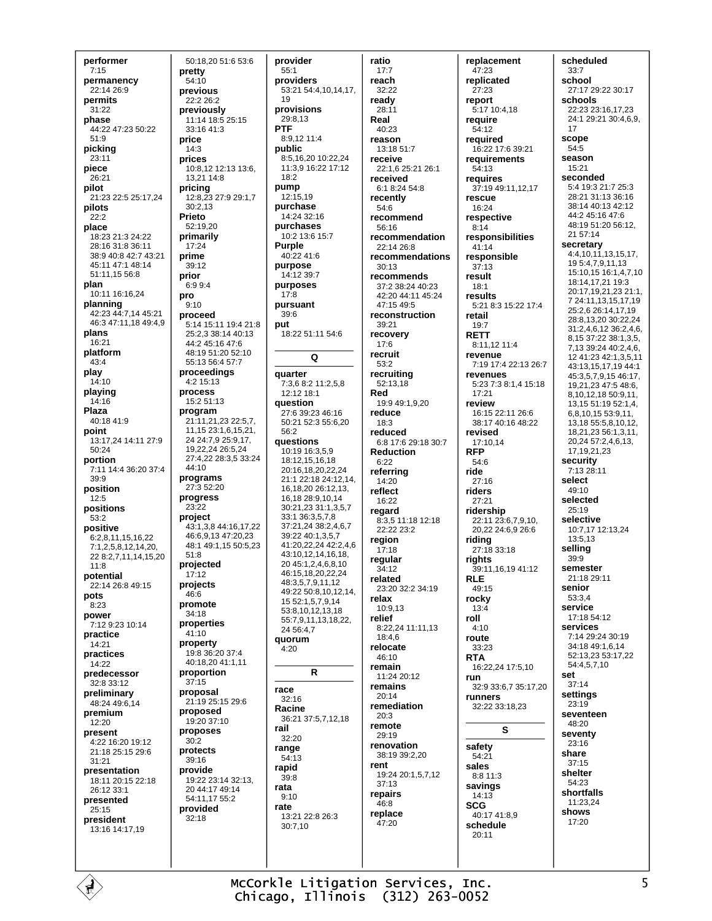**performer**
7:15
**permanency**
22:14 26:9
**permits**
31:22
**phase**
44:22 47:23 50:22
51:9
**picking**
23:11
**piece**
26:21
**pilot**
21:23 22:5 25:17,24
**pilots**
22:2
**place**
18:23 21:3 24:22
28:16 31:8 36:11
38:9 40:8 42:7 43:21
45:11 47:1 48:14
51:11,15 56:8
**plan**
10:11 16:16,24
**planning**
42:23 44:7,14 45:21
46:3 47:11,18 49:4,9
**plans**
16:21
**platform**
43:4
**play**
14:10
**playing**
14:16
**Plaza**
40:18 41:9
**point**
13:17,24 14:11 27:9
50:24
**portion**
7:11 14:4 36:20 37:4
39:9
**position**
12:5
**positions**
53:2
**positive**
6:2,8,11,15,16,22
7:1,2,5,8,12,14,20,
22 8:2,7,11,14,15,20
11:8
**potential**
22:14 26:8 49:15
**pots**
8:23
**power**
7:12 9:23 10:14
**practice**
14:21
**practices**
14:22
**predecessor**
32:8 33:12
**preliminary**
48:24 49:6,14
**premium**
12:20
**present**
4:22 16:20 19:12
21:18 25:15 29:6
31:21
**presentation**
18:11 20:15 22:18
26:12 33:1
**presented**
25:15
**president**
13:16 14:17,19

50:18,20 51:6 53:6
**pretty**
54:10
**previous**
22:2 26:2
**previously**
11:14 18:5 25:15
33:16 41:3
**price**
14:3
**prices**
10:8,12 12:13 13:6,
13,21 14:8
**pricing**
12:8,23 27:9 29:1,7
30:2,13
**Prieto**
52:19,20
**primarily**
17:24
**prime**
39:12
**prior**
6:9 9:4
**pro**
9:10
**proceed**
5:14 15:11 19:4 21:8
25:2,3 38:14 40:13
44:2 45:16 47:6
48:19 51:20 52:10
55:13 56:4 57:7
**proceedings**
4:2 15:13
**process**
15:2 51:13
**program**
21:11,21,23 22:5,7,
11,15 23:1,6,15,21,
24 24:7,9 25:9,17,
19,22,24 26:5,24
27:4,22 28:3,5 33:24
44:10
**programs**
27:3 52:20
**progress**
23:22
**project**
43:1,3,8 44:16,17,22
46:6,9,13 47:20,23
48:1 49:1,15 50:5,23
51:8
**projected**
17:12
**projects**
46:6
**promote**
34:18
**properties**
41:10
**property**
19:8 36:20 37:4
40:18,20 41:1,11
**proportion**
37:15
**proposal**
21:19 25:15 29:6
**proposed**
19:20 37:10
**proposes**
30:2
**protects**
39:16
**provide**
19:22 23:14 32:13,
20 44:17 49:14
54:11,17 55:2
**provided**
32:18

**provider**
55:1
**providers**
53:21 54:4,10,14,17,
19
**provisions**
29:8,13
**PTF**
8:9,12 11:4
**public**
8:5,16,20 10:22,24
11:3,9 16:22 17:12
18:2
**pump**
12:15,19
**purchase**
14:24 32:16
**purchases**
10:2 13:6 15:7
**Purple**
40:22 41:6
**purpose**
14:12 39:7
**purposes**
17:8
**pursuant**
39:6
**put**
18:22 51:11 54:6

## Q

**quarter**
7:3,6 8:2 11:2,5,8
12:12 18:1
**question**
27:6 39:23 46:16
50:21 52:3 55:6,20
56:2
**questions**
10:19 16:3,5,9
18:12,15,16,18
20:16,18,20,22,24
21:1 22:18 24:12,14,
16,18,20 26:12,13,
16,18 28:9,10,14
30:21,23 31:1,3,5,7
33:1 36:3,5,7,8
37:21,24 38:2,4,6,7
39:22 40:1,3,5,7
41:20,22,24 42:2,4,6
43:10,12,14,16,18,
20 45:1,2,4,6,8,10
46:15,18,20,22,24
48:3,5,7,9,11,12
49:22 50:8,10,12,14,
15 52:1,5,7,9,14
53:8,10,12,13,18
55:7,9,11,13,18,22,
24 56:4,7
**quorum**
4:20

## R

**race**
32:16
**Racine**
36:21 37:5,7,12,18
**rail**
32:20
**range**
54:13
**rapid**
39:8
**rata**
9:10
**rate**
13:21 22:8 26:3
30:7,10

**ratio**
17:7
**reach**
32:22
**ready**
28:11
**Real**
40:23
**reason**
13:18 51:7
**receive**
22:1,6 25:21 26:1
**received**
6:1 8:24 54:8
**recently**
54:6
**recommend**
56:16
**recommendation**
22:14 26:8
**recommendations**
30:13
**recommends**
37:2 38:24 40:23
42:20 44:11 45:24
47:15 49:5
**reconstruction**
39:21
**recovery**
17:6
**recruit**
53:2
**recruiting**
52:13,18
**Red**
19:9 49:1,9,20
**reduce**
18:3
**reduced**
6:8 17:6 29:18 30:7
**Reduction**
6:22
**referring**
14:20
**reflect**
16:22
**regard**
8:3,5 11:18 12:18
22:22 23:2
**region**
17:18
**regular**
34:12
**related**
23:20 32:2 34:19
**relax**
10:9,13
**relief**
8:22,24 11:11,13
18:4,6
**relocate**
46:10
**remain**
11:24 20:12
**remains**
20:14
**remediation**
20:3
**remote**
29:19
**renovation**
38:19 39:2,20
**rent**
19:24 20:1,5,7,12
37:13
**repairs**
46:8
**replace**
47:20

**replacement**
47:23
**replicated**
27:23
**report**
5:17 10:4,18
**require**
54:12
**required**
16:22 17:6 39:21
**requirements**
54:13
**requires**
37:19 49:11,12,17
**rescue**
16:24
**respective**
8:14
**responsibilities**
41:14
**responsible**
37:13
**result**
18:1
**results**
5:21 8:3 15:22 17:4
**retail**
19:7
**RETT**
8:11,12 11:4
**revenue**
7:19 17:4 22:13 26:7
**revenues**
5:23 7:3 8:1,4 15:18
17:21
**review**
16:15 22:11 26:6
38:17 40:16 48:22
**revised**
17:10,14
**RFP**
54:6
**ride**
27:16
**riders**
27:21
**ridership**
22:11 23:6,7,9,10,
20,22 24:6,9 26:6
**riding**
27:18 33:18
**rights**
39:11,16,19 41:12
**RLE**
49:15
**rocky**
13:4
**roll**
4:10
**route**
33:23
**RTA**
16:22,24 17:5,10
**run**
32:9 33:6,7 35:17,20
**runners**
32:22 33:18,23

## S

**safety**
54:21
**sales**
8:8 11:3
**savings**
14:13
**SCG**
40:17 41:8,9
**schedule**
20:11

**scheduled**
33:7
**school**
27:17 29:22 30:17
**schools**
22:23 23:16,17,23
24:1 29:21 30:4,6,9,
17
**scope**
54:5
**season**
15:21
**seconded**
5:4 19:3 21:7 25:3
28:21 31:13 36:16
38:14 40:13 42:12
44:2 45:16 47:6
48:19 51:20 56:12,
21 57:14
**secretary**
4:4,10,11,13,15,17,
19 5:4,7,9,11,13
15:10,15 16:1,4,7,10
18:14,17,21 19:3
20:17,19,21,23 21:1,
7 24:11,13,15,17,19
25:2,6 26:14,17,19
28:8,13,20 30:22,24
31:2,4,6,12 36:2,4,6,
8,15 37:22 38:1,3,5,
7,13 39:24 40:2,4,6,
12 41:23 42:1,3,5,11
43:13,15,17,19 44:1
45:3,5,7,9,15 46:17,
19,21,23 47:5 48:6,
8,10,12,18 50:9,11,
13,15 51:19 52:1,4,
6,8,10,15 53:9,11,
13,18 55:5,8,10,12,
18,21,23 56:1,3,11,
20,24 57:2,4,6,13,
17,19,21,23
**security**
7:13 28:11
**select**
49:10
**selected**
25:19
**selective**
10:7,17 12:13,24
13:5,13
**selling**
39:9
**semester**
21:18 29:11
**senior**
53:3,4
**service**
17:18 54:12
**services**
7:14 29:24 30:19
34:18 49:1,6,14
52:13,23 53:17,22
54:4,5,7,10
**set**
37:14
**settings**
23:19
**seventeen**
48:20
**seventy**
23:16
**share**
37:15
**shelter**
54:23
**shortfalls**
11:23,24
**shows**
17:20

McCorkle Litigation Services, Inc.
Chicago, Illinois (312) 263-0052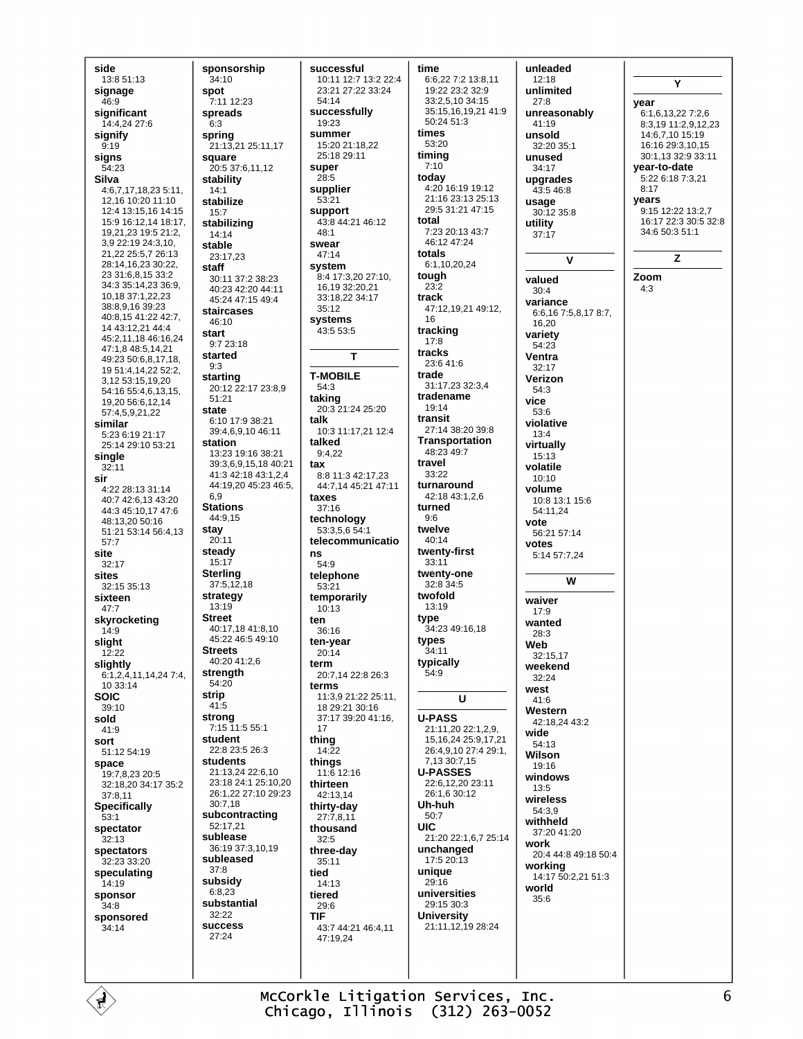**side**
13:8 51:13
**signage**
46:9
**significant**
14:4,24 27:6
**signify**
9:19
**signs**
54:23
**Silva**
4:6,7,17,18,23 5:11, 12,16 10:20 11:10 12:4 13:15,16 14:15 15:9 16:12,14 18:17, 19,21,23 19:5 21:2, 3,9 22:19 24:3,10, 21,22 25:5,7 26:13 28:14,16,23 30:22, 23 31:6,8,15 33:2 34:3 35:14,23 36:9, 10,18 37:1,22,23 38:8,9,16 39:23 40:8,15 41:22 42:7, 14 43:12,21 44:4 45:2,11,18 46:16,24 47:1,8 48:5,14,21 49:23 50:6,8,17,18, 19 51:4,14,22 52:2, 3,12 53:15,19,20 54:16 55:4,6,13,15, 19,20 56:6,12,14 57:4,5,9,21,22
**similar**
5:23 6:19 21:17 25:14 29:10 53:21
**single**
32:11
**sir**
4:22 28:13 31:14 40:7 42:6,13 43:20 44:3 45:10,17 47:6 48:13,20 50:16 51:21 53:14 56:4,13 57:7
**site**
32:17
**sites**
32:15 35:13
**sixteen**
47:7
**skyrocketing**
14:9
**slight**
12:22
**slightly**
6:1,2,4,11,14,24 7:4, 10 33:14
**SOIC**
39:10
**sold**
41:9
**sort**
51:12 54:19
**space**
19:7,8,23 20:5 32:18,20 34:17 35:2 37:8,11
**Specifically**
53:1
**spectator**
32:13
**spectators**
32:23 33:20
**speculating**
14:19
**sponsor**
34:8
**sponsored**
34:14

**sponsorship**
34:10
**spot**
7:11 12:23
**spreads**
6:3
**spring**
21:13,21 25:11,17
**square**
20:5 37:6,11,12
**stability**
14:1
**stabilize**
15:7
**stabilizing**
14:14
**stable**
23:17,23
**staff**
30:11 37:2 38:23 40:23 42:20 44:11 45:24 47:15 49:4
**staircases**
46:10
**start**
9:7 23:18
**started**
9:3
**starting**
20:12 22:17 23:8,9 51:21
**state**
6:10 17:9 38:21 39:4,6,9,10 46:11
**station**
13:23 19:16 38:21 39:3,6,9,15,18 40:21 41:3 42:18 43:1,2,4 44:19,20 45:23 46:5, 6,9
**Stations**
44:9,15
**stay**
20:11
**steady**
15:17
**Sterling**
37:5,12,18
**strategy**
13:19
**Street**
40:17,18 41:8,10 45:22 46:5 49:10
**Streets**
40:20 41:2,6
**strength**
54:20
**strip**
41:5
**strong**
7:15 11:5 55:1
**student**
22:8 23:5 26:3
**students**
21:13,24 22:6,10 23:18 24:1 25:10,20 26:1,22 27:10 29:23 30:7,18
**subcontracting**
52:17,21
**sublease**
36:19 37:3,10,19
**subleased**
37:8
**subsidy**
6:8,23
**substantial**
32:22
**success**
27:24

**successful**
10:11 12:7 13:2 22:4 23:21 27:22 33:24 54:14
**successfully**
19:23
**summer**
15:20 21:18,22 25:18 29:11
**super**
28:5
**supplier**
53:21
**support**
43:8 44:21 46:12 48:1
**swear**
47:14
**system**
8:4 17:3,20 27:10, 16,19 32:20,21 33:18,22 34:17 35:12
**systems**
43:5 53:5

**T**

**T-MOBILE**
54:3
**taking**
20:3 21:24 25:20
**talk**
10:3 11:17,21 12:4
**talked**
9:4,22
**tax**
8:8 11:3 42:17,23 44:7,14 45:21 47:11
**taxes**
37:16
**technology**
53:3,5,6 54:1
**telecommunications**
54:9
**telephone**
53:21
**temporarily**
10:13
**ten**
36:16
**ten-year**
20:14
**term**
20:7,14 22:8 26:3
**terms**
11:3,9 21:22 25:11, 18 29:21 30:16 37:17 39:20 41:16, 17
**thing**
14:22
**things**
11:6 12:16
**thirteen**
42:13,14
**thirty-day**
27:7,8,11
**thousand**
32:5
**three-day**
35:11
**tied**
14:13
**tiered**
29:6
**TIF**
43:7 44:21 46:4,11 47:19,24

**time**
6:6,22 7:2 13:8,11 19:22 23:2 32:9 33:2,5,10 34:15 35:15,16,19,21 41:9 50:24 51:3
**times**
53:20
**timing**
7:10
**today**
4:20 16:19 19:12 21:16 23:13 25:13 29:5 31:21 47:15
**total**
7:23 20:13 43:7 46:12 47:24
**totals**
6:1,10,20,24
**tough**
23:2
**track**
47:12,19,21 49:12, 16
**tracking**
17:8
**tracks**
23:6 41:6
**trade**
31:17,23 32:3,4
**tradename**
19:14
**transit**
27:14 38:20 39:8
**Transportation**
48:23 49:7
**travel**
33:22
**turnaround**
42:18 43:1,2,6
**turned**
9:6
**twelve**
40:14
**twenty-first**
33:11
**twenty-one**
32:8 34:5
**twofold**
13:19
**type**
34:23 49:16,18
**types**
34:11
**typically**
54:9

**U**

**U-PASS**
21:11,20 22:1,2,9, 15,16,24 25:9,17,21 26:4,9,10 27:4 29:1, 7,13 30:7,15
**U-PASSES**
22:6,12,20 23:11 26:1,6 30:12
**Uh-huh**
50:7
**UIC**
21:20 22:1,6,7 25:14
**unchanged**
17:5 20:13
**unique**
29:16
**universities**
29:15 30:3
**University**
21:11,12,19 28:24

**unleaded**
12:18
**unlimited**
27:8
**unreasonably**
41:19
**unsold**
32:20 35:1
**unused**
34:17
**upgrades**
43:5 46:8
**usage**
30:12 35:8
**utility**
37:17

**V**

**valued**
30:4
**variance**
6:6,16 7:5,8,17 8:7, 16,20
**variety**
54:23
**Ventra**
32:17
**Verizon**
54:3
**vice**
53:6
**violative**
13:4
**virtually**
15:13
**volatile**
10:10
**volume**
10:8 13:1 15:6 54:11,24
**vote**
56:21 57:14
**votes**
5:14 57:7,24

**W**

**waiver**
17:9
**wanted**
28:3
**Web**
32:15,17
**weekend**
32:24
**west**
41:6
**Western**
42:18,24 43:2
**wide**
54:13
**Wilson**
19:16
**windows**
13:5
**wireless**
54:3,9
**withheld**
37:20 41:20
**work**
20:4 44:8 49:18 50:4
**working**
14:17 50:2,21 51:3
**world**
35:6

**Y**

**year**
6:1,6,13,22 7:2,6 8:3,19 11:2,9,12,23 14:6,7,10 15:19 16:16 29:3,10,15 30:1,13 32:9 33:11
**year-to-date**
5:22 6:18 7:3,21 8:17
**years**
9:15 12:22 13:2,7 16:17 22:3 30:5 32:8 34:6 50:3 51:1

**Z**

**Zoom**
4:3